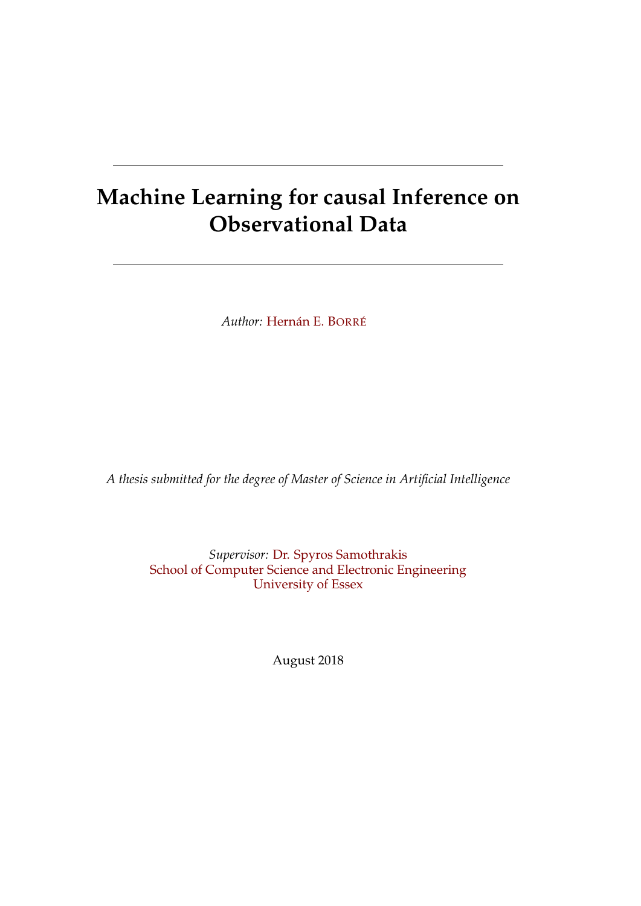# Machine Learning for causal Inference on Observational Data

*Author:* Hernán E. BORRÉ

*A thesis submitted for the degree of Master of Science in Artificial Intelligence*

*Supervisor:* Dr. Spyros Samothrakis
School of Computer Science and Electronic Engineering
University of Essex

August 2018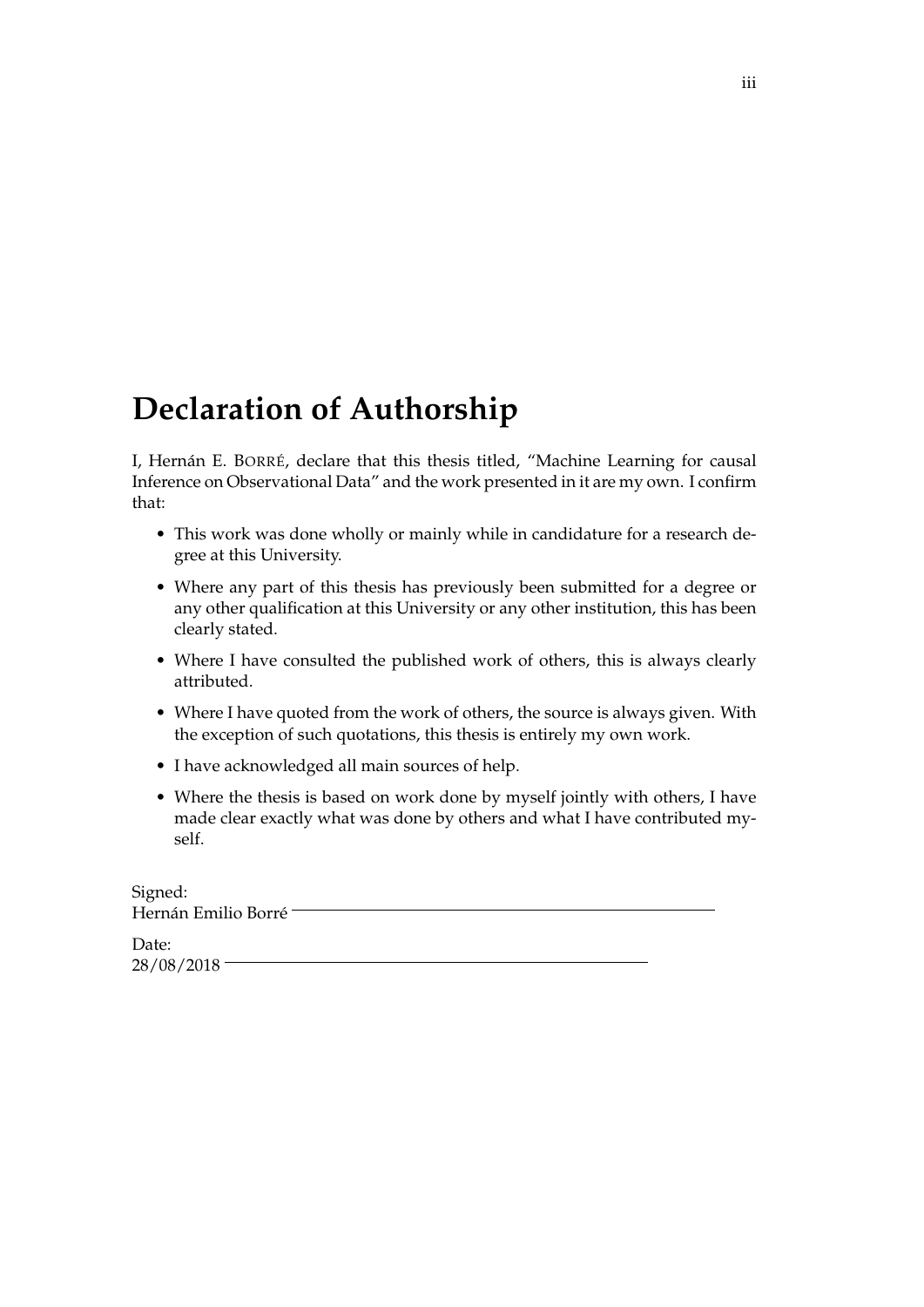# Declaration of Authorship

I, Hernán E. BORRÉ, declare that this thesis titled, "Machine Learning for causal Inference on Observational Data" and the work presented in it are my own. I confirm that:

- This work was done wholly or mainly while in candidature for a research degree at this University.
- Where any part of this thesis has previously been submitted for a degree or any other qualification at this University or any other institution, this has been clearly stated.
- Where I have consulted the published work of others, this is always clearly attributed.
- Where I have quoted from the work of others, the source is always given. With the exception of such quotations, this thesis is entirely my own work.
- I have acknowledged all main sources of help.
- Where the thesis is based on work done by myself jointly with others, I have made clear exactly what was done by others and what I have contributed myself.

Signed:
Hernán Emilio Borré

Date:
28/08/2018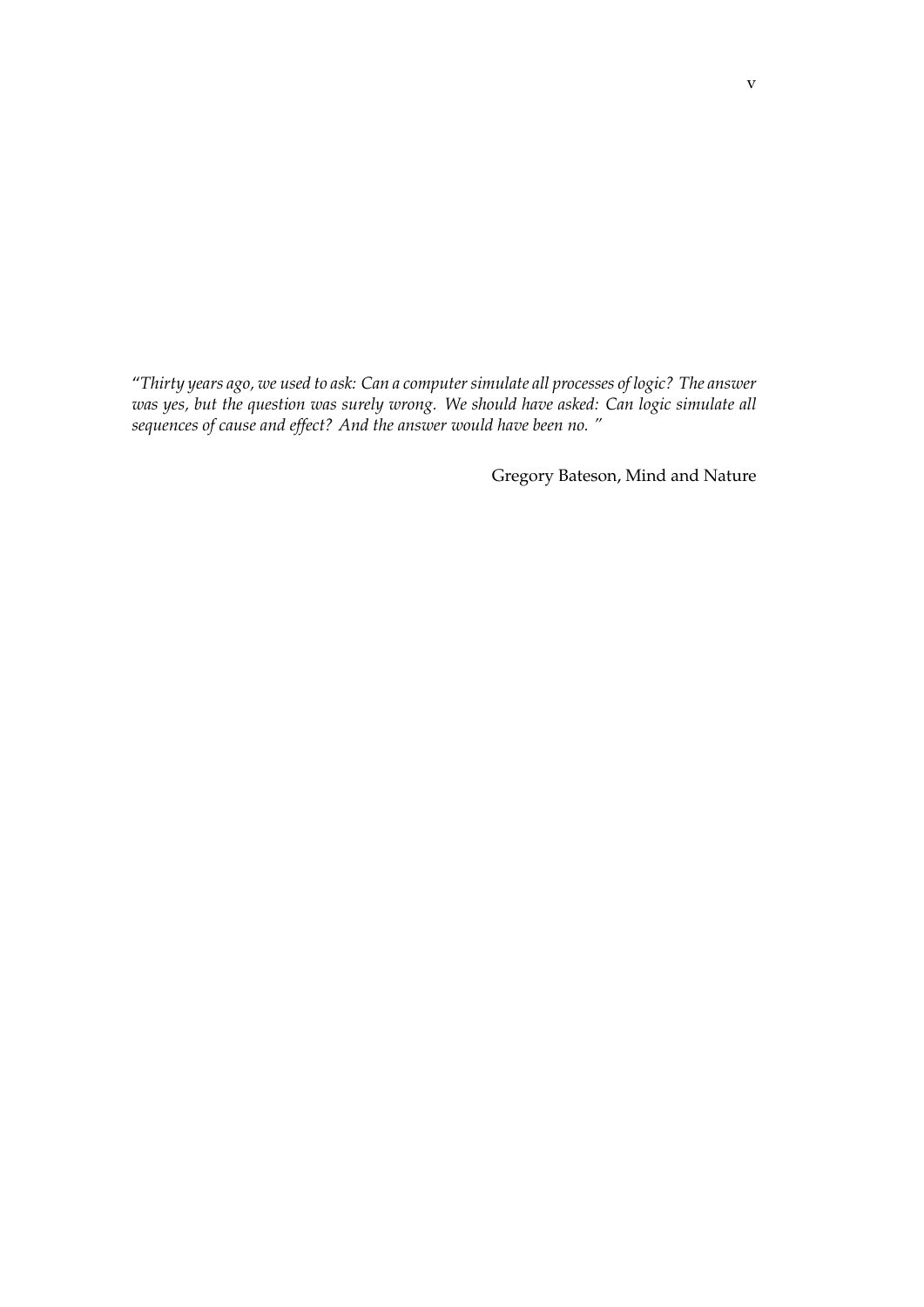*"Thirty years ago, we used to ask: Can a computer simulate all processes of logic? The answer was yes, but the question was surely wrong. We should have asked: Can logic simulate all sequences of cause and effect? And the answer would have been no. "*

Gregory Bateson, Mind and Nature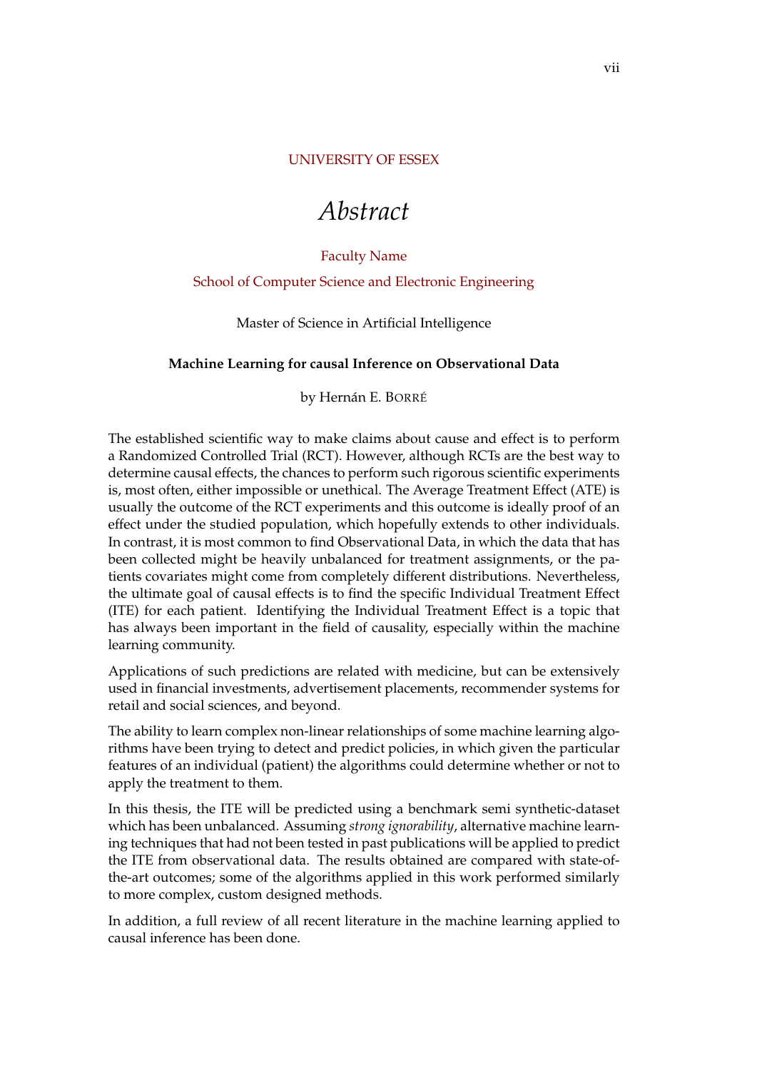UNIVERSITY OF ESSEX

# *Abstract*

Faculty Name

School of Computer Science and Electronic Engineering

Master of Science in Artificial Intelligence

**Machine Learning for causal Inference on Observational Data**

by Hernán E. BORRÉ

The established scientific way to make claims about cause and effect is to perform a Randomized Controlled Trial (RCT). However, although RCTs are the best way to determine causal effects, the chances to perform such rigorous scientific experiments is, most often, either impossible or unethical. The Average Treatment Effect (ATE) is usually the outcome of the RCT experiments and this outcome is ideally proof of an effect under the studied population, which hopefully extends to other individuals. In contrast, it is most common to find Observational Data, in which the data that has been collected might be heavily unbalanced for treatment assignments, or the patients covariates might come from completely different distributions. Nevertheless, the ultimate goal of causal effects is to find the specific Individual Treatment Effect (ITE) for each patient. Identifying the Individual Treatment Effect is a topic that has always been important in the field of causality, especially within the machine learning community.

Applications of such predictions are related with medicine, but can be extensively used in financial investments, advertisement placements, recommender systems for retail and social sciences, and beyond.

The ability to learn complex non-linear relationships of some machine learning algorithms have been trying to detect and predict policies, in which given the particular features of an individual (patient) the algorithms could determine whether or not to apply the treatment to them.

In this thesis, the ITE will be predicted using a benchmark semi synthetic-dataset which has been unbalanced. Assuming *strong ignorability*, alternative machine learning techniques that had not been tested in past publications will be applied to predict the ITE from observational data. The results obtained are compared with state-of-the-art outcomes; some of the algorithms applied in this work performed similarly to more complex, custom designed methods.

In addition, a full review of all recent literature in the machine learning applied to causal inference has been done.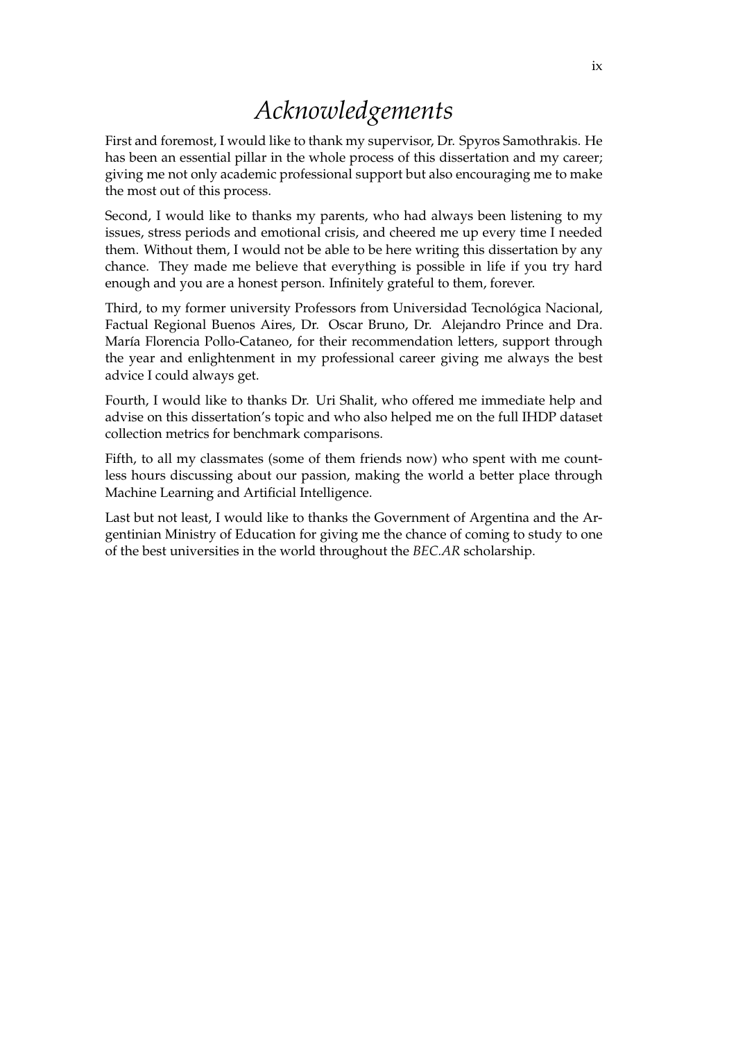# *Acknowledgements*

First and foremost, I would like to thank my supervisor, Dr. Spyros Samothrakis. He has been an essential pillar in the whole process of this dissertation and my career; giving me not only academic professional support but also encouraging me to make the most out of this process.

Second, I would like to thanks my parents, who had always been listening to my issues, stress periods and emotional crisis, and cheered me up every time I needed them. Without them, I would not be able to be here writing this dissertation by any chance. They made me believe that everything is possible in life if you try hard enough and you are a honest person. Infinitely grateful to them, forever.

Third, to my former university Professors from Universidad Tecnológica Nacional, Factual Regional Buenos Aires, Dr. Oscar Bruno, Dr. Alejandro Prince and Dra. María Florencia Pollo-Cataneo, for their recommendation letters, support through the year and enlightenment in my professional career giving me always the best advice I could always get.

Fourth, I would like to thanks Dr. Uri Shalit, who offered me immediate help and advise on this dissertation's topic and who also helped me on the full IHDP dataset collection metrics for benchmark comparisons.

Fifth, to all my classmates (some of them friends now) who spent with me countless hours discussing about our passion, making the world a better place through Machine Learning and Artificial Intelligence.

Last but not least, I would like to thanks the Government of Argentina and the Argentinian Ministry of Education for giving me the chance of coming to study to one of the best universities in the world throughout the *BEC.AR* scholarship.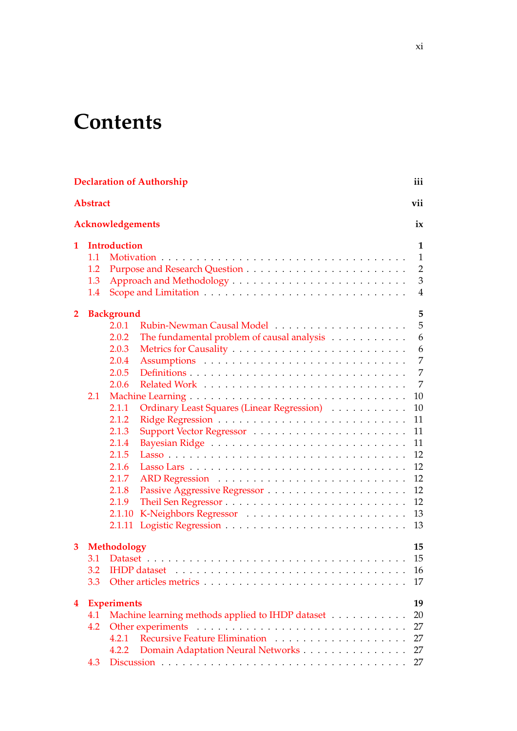# Contents

**Declaration of Authorship** iii

**Abstract** vii

**Acknowledgements** ix

**1 Introduction** 1
- 1.1 Motivation . . . 1
- 1.2 Purpose and Research Question . . . 2
- 1.3 Approach and Methodology . . . 3
- 1.4 Scope and Limitation . . . 4

**2 Background** 5
- 2.0.1 Rubin-Newman Causal Model . . . 5
- 2.0.2 The fundamental problem of causal analysis . . . 6
- 2.0.3 Metrics for Causality . . . 6
- 2.0.4 Assumptions . . . 7
- 2.0.5 Definitions . . . 7
- 2.0.6 Related Work . . . 7
- 2.1 Machine Learning . . . 10
  - 2.1.1 Ordinary Least Squares (Linear Regression) . . . 10
  - 2.1.2 Ridge Regression . . . 11
  - 2.1.3 Support Vector Regressor . . . 11
  - 2.1.4 Bayesian Ridge . . . 11
  - 2.1.5 Lasso . . . 12
  - 2.1.6 Lasso Lars . . . 12
  - 2.1.7 ARD Regression . . . 12
  - 2.1.8 Passive Aggressive Regressor . . . 12
  - 2.1.9 Theil Sen Regressor . . . 12
  - 2.1.10 K-Neighbors Regressor . . . 13
  - 2.1.11 Logistic Regression . . . 13

**3 Methodology** 15
- 3.1 Dataset . . . 15
- 3.2 IHDP dataset . . . 16
- 3.3 Other articles metrics . . . 17

**4 Experiments** 19
- 4.1 Machine learning methods applied to IHDP dataset . . . 20
- 4.2 Other experiments . . . 27
  - 4.2.1 Recursive Feature Elimination . . . 27
  - 4.2.2 Domain Adaptation Neural Networks . . . 27
- 4.3 Discussion . . . 27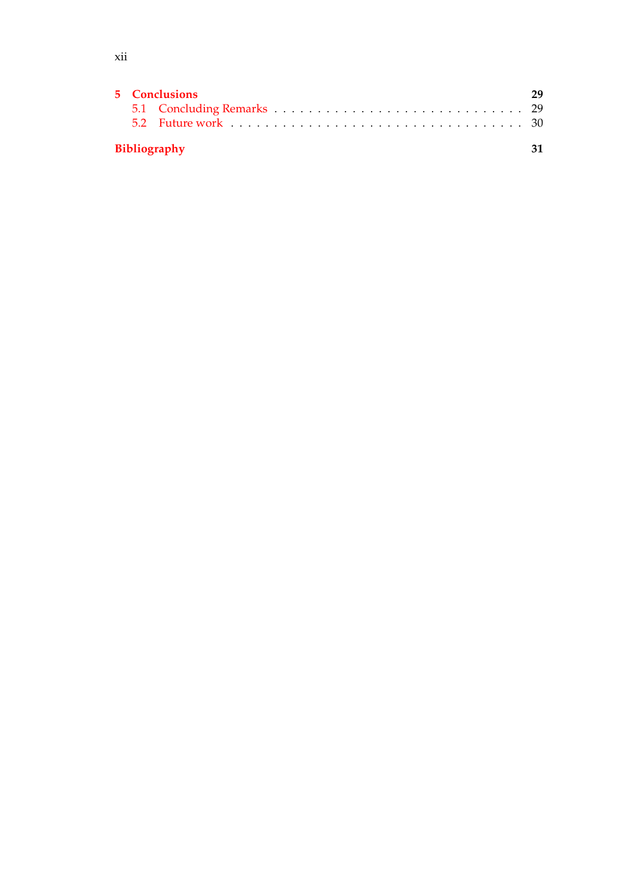**5 Conclusions** — 29

- 5.1 Concluding Remarks — 29
- 5.2 Future work — 30

**Bibliography** — 31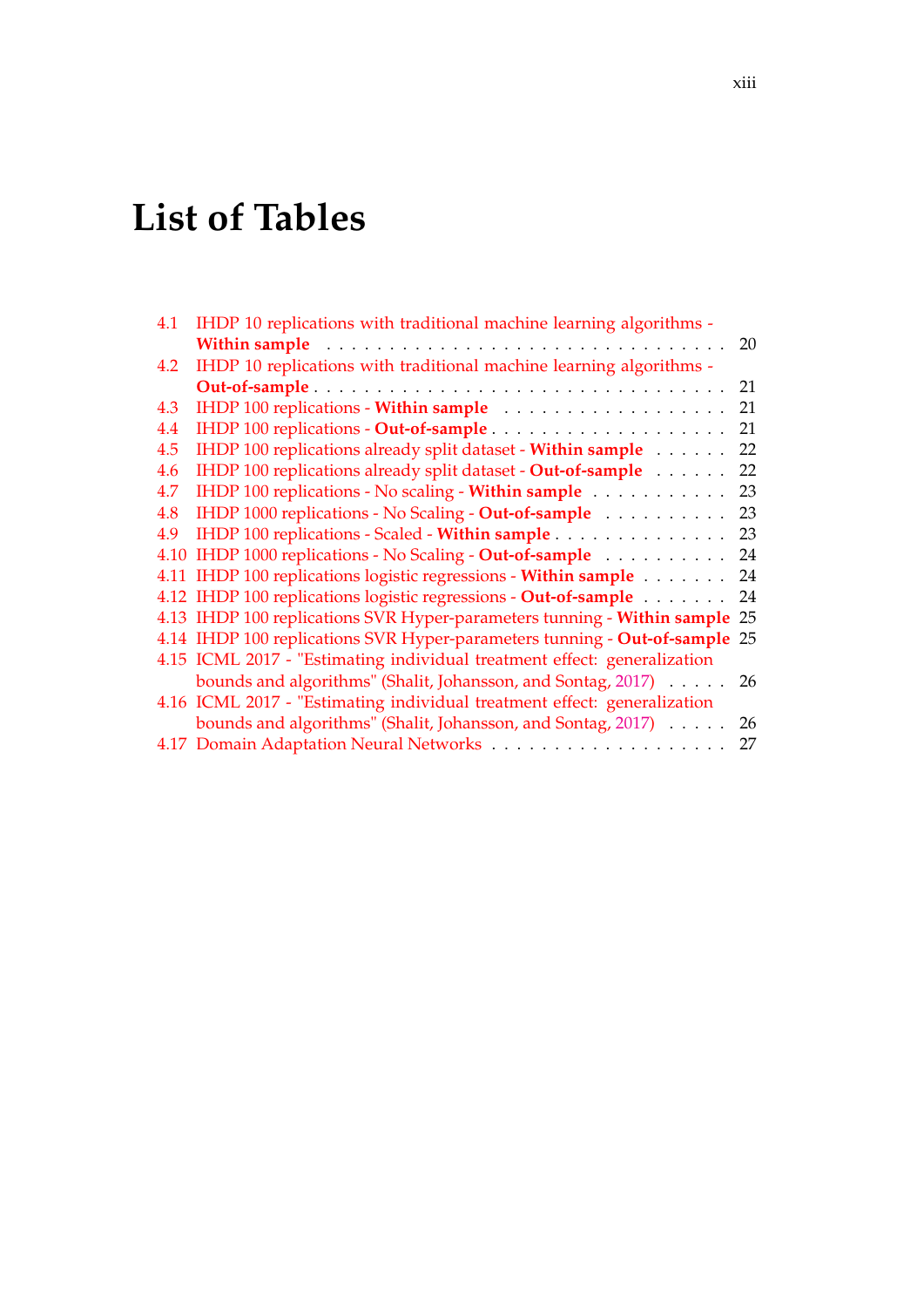# List of Tables

4.1 IHDP 10 replications with traditional machine learning algorithms - **Within sample** . . . 20
4.2 IHDP 10 replications with traditional machine learning algorithms - **Out-of-sample** . . . 21
4.3 IHDP 100 replications - **Within sample** . . . 21
4.4 IHDP 100 replications - **Out-of-sample** . . . 21
4.5 IHDP 100 replications already split dataset - **Within sample** . . . 22
4.6 IHDP 100 replications already split dataset - **Out-of-sample** . . . 22
4.7 IHDP 100 replications - No scaling - **Within sample** . . . 23
4.8 IHDP 1000 replications - No Scaling - **Out-of-sample** . . . 23
4.9 IHDP 100 replications - Scaled - **Within sample** . . . 23
4.10 IHDP 1000 replications - No Scaling - **Out-of-sample** . . . 24
4.11 IHDP 100 replications logistic regressions - **Within sample** . . . 24
4.12 IHDP 100 replications logistic regressions - **Out-of-sample** . . . 24
4.13 IHDP 100 replications SVR Hyper-parameters tunning - **Within sample** 25
4.14 IHDP 100 replications SVR Hyper-parameters tunning - **Out-of-sample** 25
4.15 ICML 2017 - "Estimating individual treatment effect: generalization bounds and algorithms" (Shalit, Johansson, and Sontag, 2017) . . . 26
4.16 ICML 2017 - "Estimating individual treatment effect: generalization bounds and algorithms" (Shalit, Johansson, and Sontag, 2017) . . . 26
4.17 Domain Adaptation Neural Networks . . . 27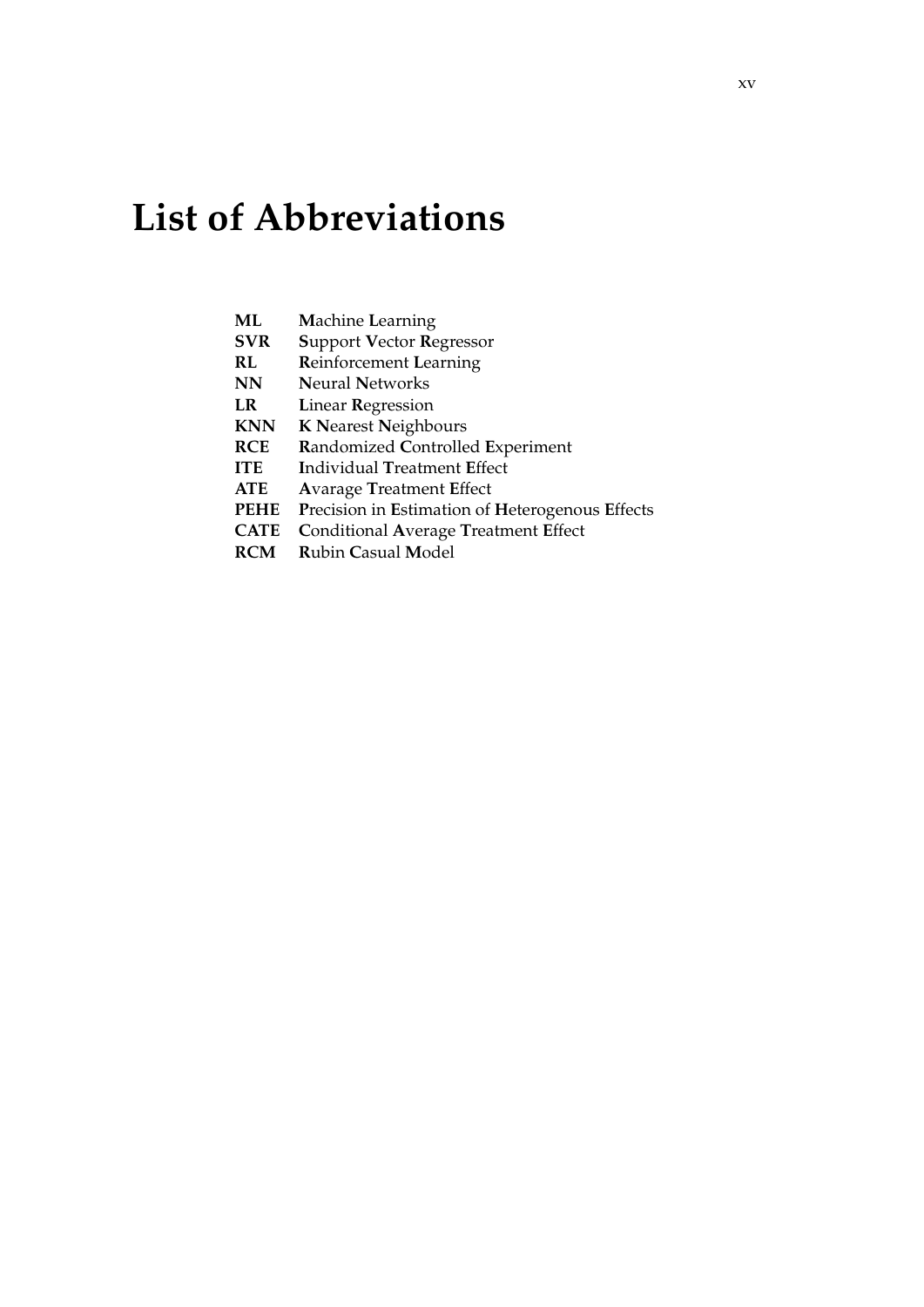# List of Abbreviations

| | |
|---|---|
| **ML** | **M**achine **L**earning |
| **SVR** | **S**upport **V**ector **R**egressor |
| **RL** | **R**einforcement **L**earning |
| **NN** | **N**eural **N**etworks |
| **LR** | **L**inear **R**egression |
| **KNN** | **K** **N**earest **N**eighbours |
| **RCE** | **R**andomized **C**ontrolled **E**xperiment |
| **ITE** | **I**ndividual **T**reatment **E**ffect |
| **ATE** | **A**varage **T**reatment **E**ffect |
| **PEHE** | **P**recision in **E**stimation of **H**eterogenous **E**ffects |
| **CATE** | **C**onditional **A**verage **T**reatment **E**ffect |
| **RCM** | **R**ubin **C**asual **M**odel |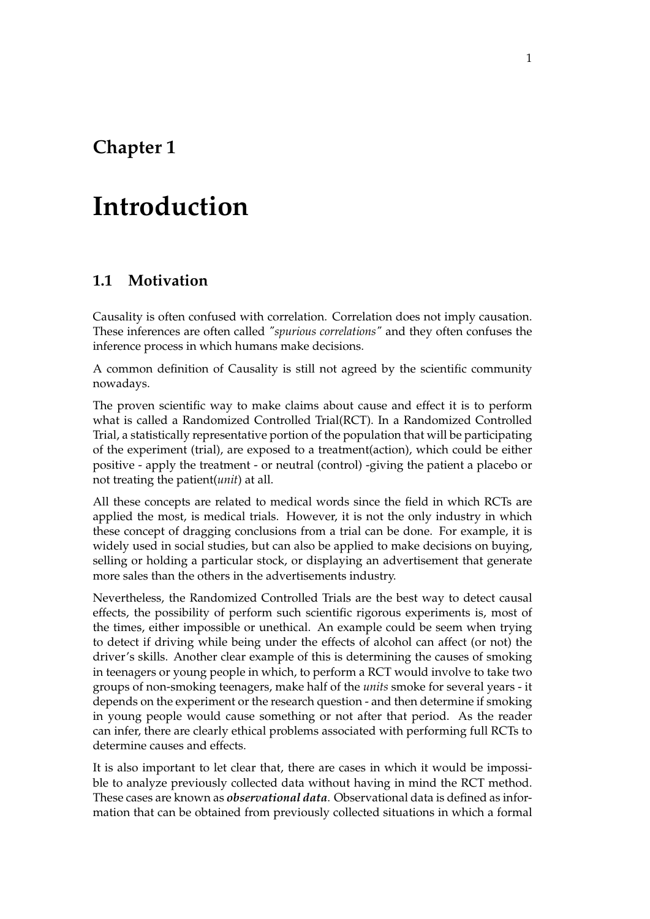# Chapter 1

# Introduction

## 1.1 Motivation

Causality is often confused with correlation. Correlation does not imply causation. These inferences are often called *"spurious correlations"* and they often confuses the inference process in which humans make decisions.

A common definition of Causality is still not agreed by the scientific community nowadays.

The proven scientific way to make claims about cause and effect it is to perform what is called a Randomized Controlled Trial(RCT). In a Randomized Controlled Trial, a statistically representative portion of the population that will be participating of the experiment (trial), are exposed to a treatment(action), which could be either positive - apply the treatment - or neutral (control) -giving the patient a placebo or not treating the patient(*unit*) at all.

All these concepts are related to medical words since the field in which RCTs are applied the most, is medical trials. However, it is not the only industry in which these concept of dragging conclusions from a trial can be done. For example, it is widely used in social studies, but can also be applied to make decisions on buying, selling or holding a particular stock, or displaying an advertisement that generate more sales than the others in the advertisements industry.

Nevertheless, the Randomized Controlled Trials are the best way to detect causal effects, the possibility of perform such scientific rigorous experiments is, most of the times, either impossible or unethical. An example could be seem when trying to detect if driving while being under the effects of alcohol can affect (or not) the driver's skills. Another clear example of this is determining the causes of smoking in teenagers or young people in which, to perform a RCT would involve to take two groups of non-smoking teenagers, make half of the *units* smoke for several years - it depends on the experiment or the research question - and then determine if smoking in young people would cause something or not after that period. As the reader can infer, there are clearly ethical problems associated with performing full RCTs to determine causes and effects.

It is also important to let clear that, there are cases in which it would be impossible to analyze previously collected data without having in mind the RCT method. These cases are known as ***observational data***. Observational data is defined as information that can be obtained from previously collected situations in which a formal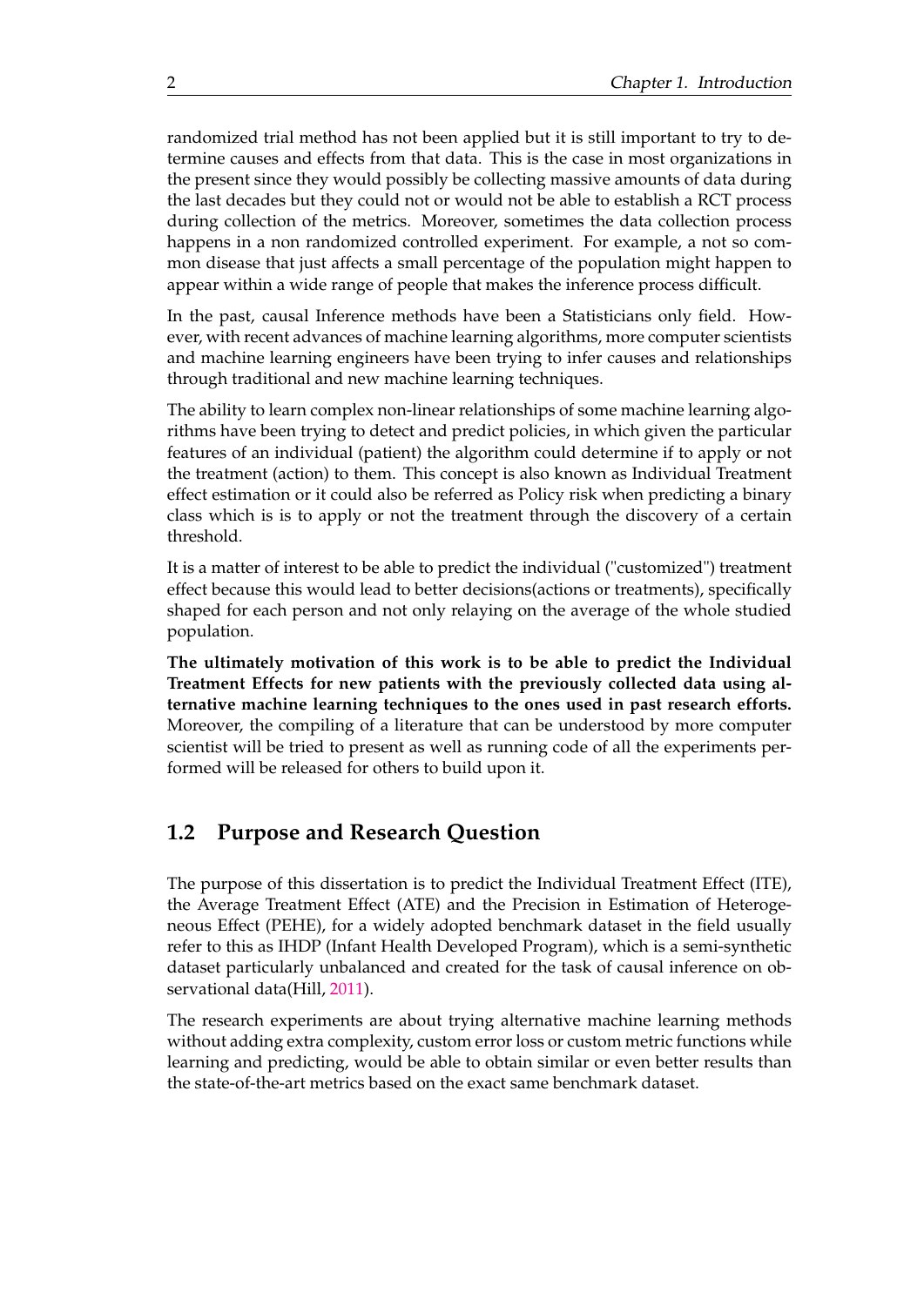randomized trial method has not been applied but it is still important to try to determine causes and effects from that data. This is the case in most organizations in the present since they would possibly be collecting massive amounts of data during the last decades but they could not or would not be able to establish a RCT process during collection of the metrics. Moreover, sometimes the data collection process happens in a non randomized controlled experiment. For example, a not so common disease that just affects a small percentage of the population might happen to appear within a wide range of people that makes the inference process difficult.

In the past, causal Inference methods have been a Statisticians only field. However, with recent advances of machine learning algorithms, more computer scientists and machine learning engineers have been trying to infer causes and relationships through traditional and new machine learning techniques.

The ability to learn complex non-linear relationships of some machine learning algorithms have been trying to detect and predict policies, in which given the particular features of an individual (patient) the algorithm could determine if to apply or not the treatment (action) to them. This concept is also known as Individual Treatment effect estimation or it could also be referred as Policy risk when predicting a binary class which is is to apply or not the treatment through the discovery of a certain threshold.

It is a matter of interest to be able to predict the individual ("customized") treatment effect because this would lead to better decisions(actions or treatments), specifically shaped for each person and not only relaying on the average of the whole studied population.

**The ultimately motivation of this work is to be able to predict the Individual Treatment Effects for new patients with the previously collected data using alternative machine learning techniques to the ones used in past research efforts.** Moreover, the compiling of a literature that can be understood by more computer scientist will be tried to present as well as running code of all the experiments performed will be released for others to build upon it.

## 1.2 Purpose and Research Question

The purpose of this dissertation is to predict the Individual Treatment Effect (ITE), the Average Treatment Effect (ATE) and the Precision in Estimation of Heterogeneous Effect (PEHE), for a widely adopted benchmark dataset in the field usually refer to this as IHDP (Infant Health Developed Program), which is a semi-synthetic dataset particularly unbalanced and created for the task of causal inference on observational data(Hill, 2011).

The research experiments are about trying alternative machine learning methods without adding extra complexity, custom error loss or custom metric functions while learning and predicting, would be able to obtain similar or even better results than the state-of-the-art metrics based on the exact same benchmark dataset.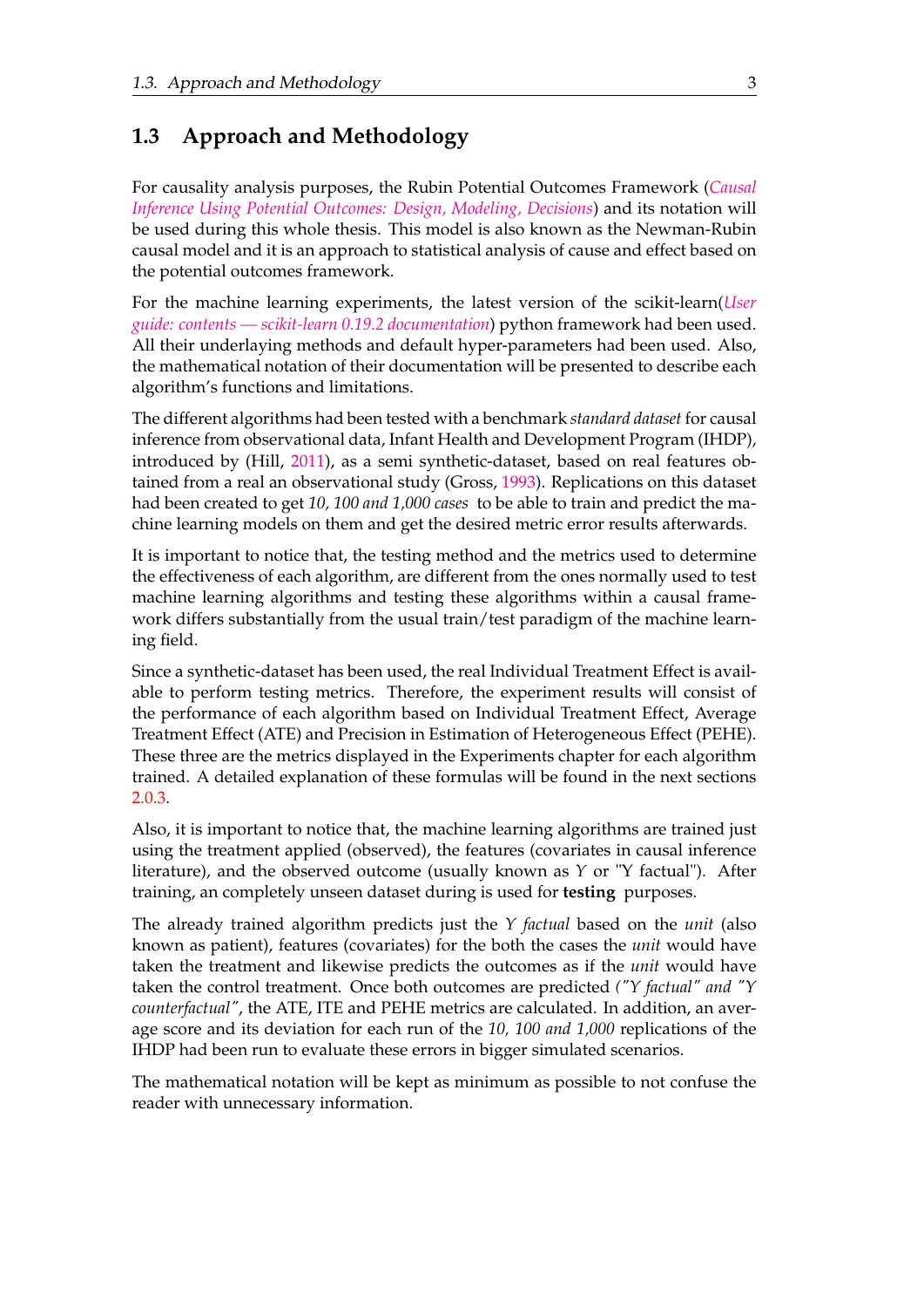## 1.3 Approach and Methodology

For causality analysis purposes, the Rubin Potential Outcomes Framework (*Causal Inference Using Potential Outcomes: Design, Modeling, Decisions*) and its notation will be used during this whole thesis. This model is also known as the Newman-Rubin causal model and it is an approach to statistical analysis of cause and effect based on the potential outcomes framework.

For the machine learning experiments, the latest version of the scikit-learn(*User guide: contents — scikit-learn 0.19.2 documentation*) python framework had been used. All their underlaying methods and default hyper-parameters had been used. Also, the mathematical notation of their documentation will be presented to describe each algorithm's functions and limitations.

The different algorithms had been tested with a benchmark *standard dataset* for causal inference from observational data, Infant Health and Development Program (IHDP), introduced by (Hill, 2011), as a semi synthetic-dataset, based on real features obtained from a real an observational study (Gross, 1993). Replications on this dataset had been created to get *10, 100 and 1,000 cases* to be able to train and predict the machine learning models on them and get the desired metric error results afterwards.

It is important to notice that, the testing method and the metrics used to determine the effectiveness of each algorithm, are different from the ones normally used to test machine learning algorithms and testing these algorithms within a causal framework differs substantially from the usual train/test paradigm of the machine learning field.

Since a synthetic-dataset has been used, the real Individual Treatment Effect is available to perform testing metrics. Therefore, the experiment results will consist of the performance of each algorithm based on Individual Treatment Effect, Average Treatment Effect (ATE) and Precision in Estimation of Heterogeneous Effect (PEHE). These three are the metrics displayed in the Experiments chapter for each algorithm trained. A detailed explanation of these formulas will be found in the next sections 2.0.3.

Also, it is important to notice that, the machine learning algorithms are trained just using the treatment applied (observed), the features (covariates in causal inference literature), and the observed outcome (usually known as $Y$ or "Y factual"). After training, an completely unseen dataset during is used for **testing** purposes.

The already trained algorithm predicts just the *Y factual* based on the *unit* (also known as patient), features (covariates) for the both the cases the *unit* would have taken the treatment and likewise predicts the outcomes as if the *unit* would have taken the control treatment. Once both outcomes are predicted *("Y factual" and "Y counterfactual"*, the ATE, ITE and PEHE metrics are calculated. In addition, an average score and its deviation for each run of the *10, 100 and 1,000* replications of the IHDP had been run to evaluate these errors in bigger simulated scenarios.

The mathematical notation will be kept as minimum as possible to not confuse the reader with unnecessary information.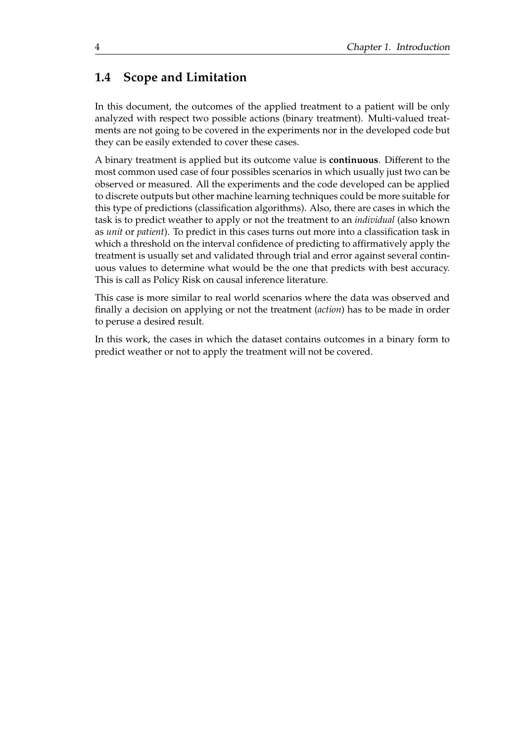## 1.4 Scope and Limitation

In this document, the outcomes of the applied treatment to a patient will be only analyzed with respect two possible actions (binary treatment). Multi-valued treatments are not going to be covered in the experiments nor in the developed code but they can be easily extended to cover these cases.

A binary treatment is applied but its outcome value is **continuous**. Different to the most common used case of four possibles scenarios in which usually just two can be observed or measured. All the experiments and the code developed can be applied to discrete outputs but other machine learning techniques could be more suitable for this type of predictions (classification algorithms). Also, there are cases in which the task is to predict weather to apply or not the treatment to an *individual* (also known as *unit* or *patient*). To predict in this cases turns out more into a classification task in which a threshold on the interval confidence of predicting to affirmatively apply the treatment is usually set and validated through trial and error against several continuous values to determine what would be the one that predicts with best accuracy. This is call as Policy Risk on causal inference literature.

This case is more similar to real world scenarios where the data was observed and finally a decision on applying or not the treatment (*action*) has to be made in order to peruse a desired result.

In this work, the cases in which the dataset contains outcomes in a binary form to predict weather or not to apply the treatment will not be covered.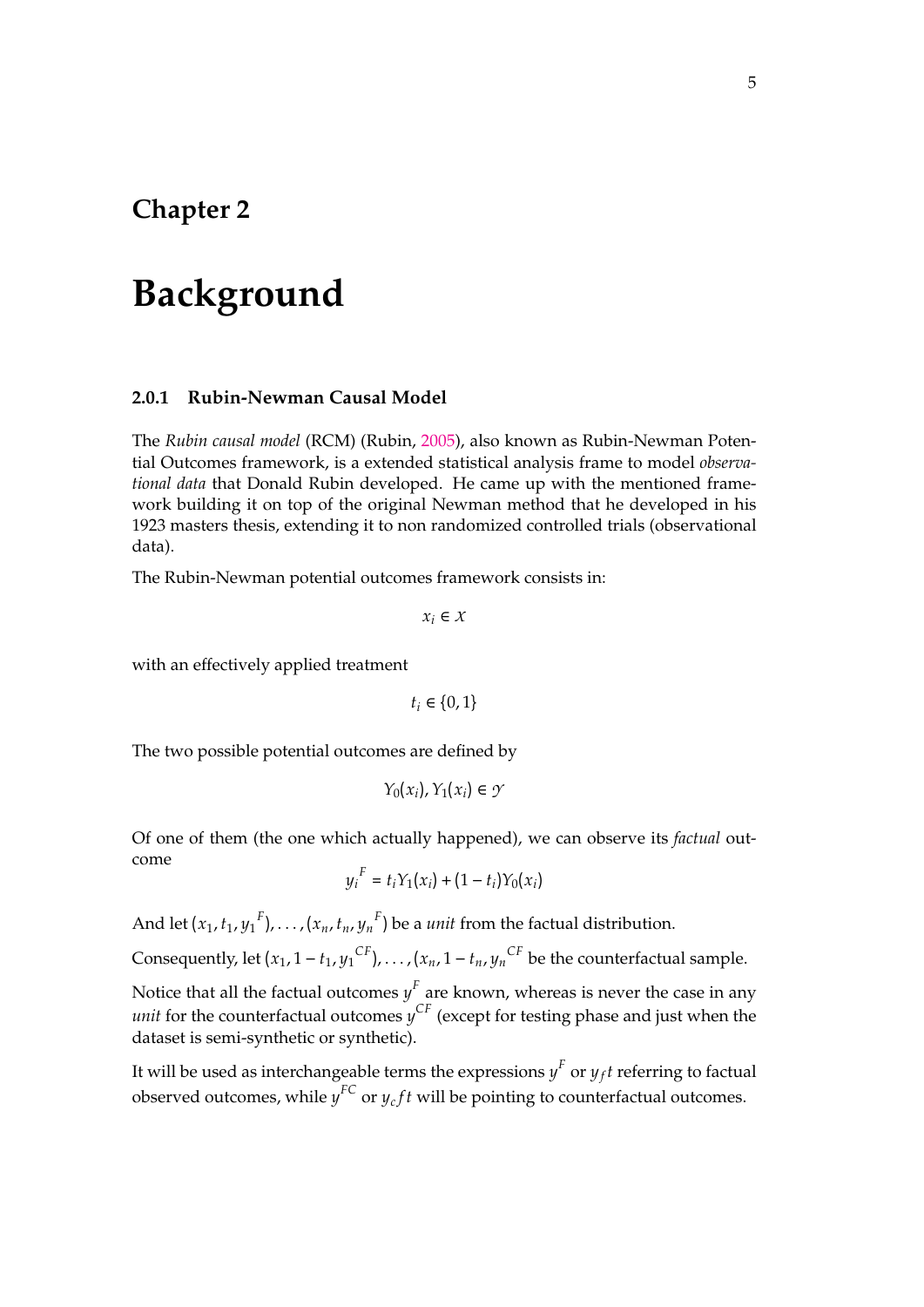# Chapter 2

# Background

### 2.0.1 Rubin-Newman Causal Model

The *Rubin causal model* (RCM) (Rubin, 2005), also known as Rubin-Newman Potential Outcomes framework, is a extended statistical analysis frame to model *observational data* that Donald Rubin developed. He came up with the mentioned framework building it on top of the original Newman method that he developed in his 1923 masters thesis, extending it to non randomized controlled trials (observational data).

The Rubin-Newman potential outcomes framework consists in:

$$x_i \in \mathcal{X}$$

with an effectively applied treatment

$$t_i \in \{0, 1\}$$

The two possible potential outcomes are defined by

$$Y_0(x_i), Y_1(x_i) \in \mathcal{Y}$$

Of one of them (the one which actually happened), we can observe its *factual* outcome

$${y_i}^F = t_i Y_1(x_i) + (1 - t_i) Y_0(x_i)$$

And let $(x_1, t_1, {y_1}^F), \ldots, (x_n, t_n, {y_n}^F)$ be a *unit* from the factual distribution.

Consequently, let $(x_1, 1 - t_1, {y_1}^{CF}), \ldots, (x_n, 1 - t_n, {y_n}^{CF}$ be the counterfactual sample.

Notice that all the factual outcomes $y^F$ are known, whereas is never the case in any *unit* for the counterfactual outcomes $y^{CF}$ (except for testing phase and just when the dataset is semi-synthetic or synthetic).

It will be used as interchangeable terms the expressions $y^F$ or $y_f t$ referring to factual observed outcomes, while $y^{FC}$ or $y_c f t$ will be pointing to counterfactual outcomes.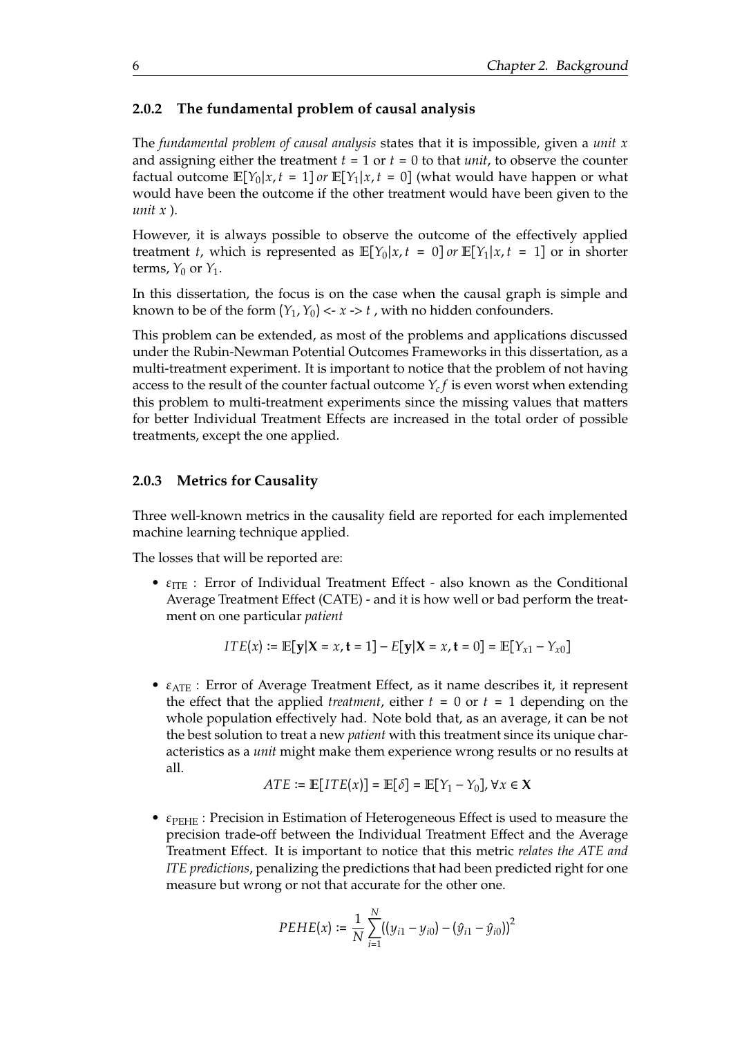### 2.0.2 The fundamental problem of causal analysis

The *fundamental problem of causal analysis* states that it is impossible, given a *unit x* and assigning either the treatment $t = 1$ or $t = 0$ to that *unit*, to observe the counter factual outcome $\mathbb{E}[Y_0|x, t = 1]$ *or* $\mathbb{E}[Y_1|x, t = 0]$ (what would have happen or what would have been the outcome if the other treatment would have been given to the *unit x* ).

However, it is always possible to observe the outcome of the effectively applied treatment $t$, which is represented as $\mathbb{E}[Y_0|x, t = 0]$ *or* $\mathbb{E}[Y_1|x, t = 1]$ or in shorter terms, $Y_0$ or $Y_1$.

In this dissertation, the focus is on the case when the causal graph is simple and known to be of the form $(Y_1, Y_0)$ <- $x$ -> $t$ , with no hidden confounders.

This problem can be extended, as most of the problems and applications discussed under the Rubin-Newman Potential Outcomes Frameworks in this dissertation, as a multi-treatment experiment. It is important to notice that the problem of not having access to the result of the counter factual outcome $Y_c f$ is even worst when extending this problem to multi-treatment experiments since the missing values that matters for better Individual Treatment Effects are increased in the total order of possible treatments, except the one applied.

### 2.0.3 Metrics for Causality

Three well-known metrics in the causality field are reported for each implemented machine learning technique applied.

The losses that will be reported are:

- $\varepsilon_{\text{ITE}}$ : Error of Individual Treatment Effect - also known as the Conditional Average Treatment Effect (CATE) - and it is how well or bad perform the treatment on one particular *patient*

$$ITE(x) := \mathbb{E}[\mathbf{y}|\mathbf{X} = x, \mathbf{t} = 1] - E[\mathbf{y}|\mathbf{X} = x, \mathbf{t} = 0] = \mathbb{E}[Y_{x1} - Y_{x0}]$$

- $\varepsilon_{\text{ATE}}$ : Error of Average Treatment Effect, as it name describes it, it represent the effect that the applied *treatment*, either $t = 0$ or $t = 1$ depending on the whole population effectively had. Note bold that, as an average, it can be not the best solution to treat a new *patient* with this treatment since its unique characteristics as a *unit* might make them experience wrong results or no results at all.

$$ATE := \mathbb{E}[ITE(x)] = \mathbb{E}[\delta] = \mathbb{E}[Y_1 - Y_0], \forall x \in \mathbf{X}$$

- $\varepsilon_{\text{PEHE}}$ : Precision in Estimation of Heterogeneous Effect is used to measure the precision trade-off between the Individual Treatment Effect and the Average Treatment Effect. It is important to notice that this metric *relates the ATE and ITE predictions*, penalizing the predictions that had been predicted right for one measure but wrong or not that accurate for the other one.

$$PEHE(x) := \frac{1}{N}\sum_{i=1}^{N}((y_{i1} - y_{i0}) - (\hat{y}_{i1} - \hat{y}_{i0}))^2$$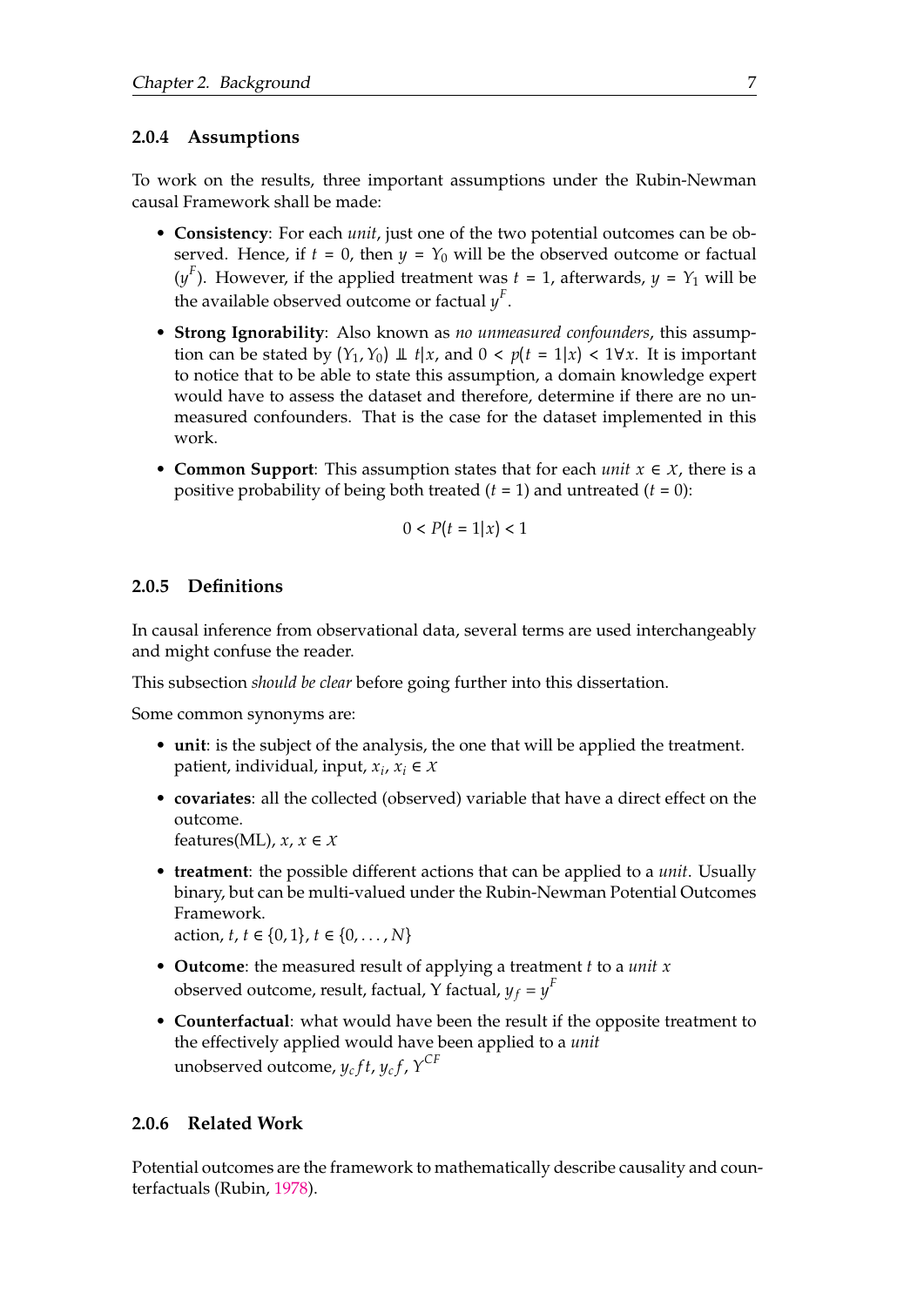### 2.0.4 Assumptions

To work on the results, three important assumptions under the Rubin-Newman causal Framework shall be made:

- **Consistency**: For each *unit*, just one of the two potential outcomes can be observed. Hence, if $t = 0$, then $y = Y_0$ will be the observed outcome or factual ($y^F$). However, if the applied treatment was $t = 1$, afterwards, $y = Y_1$ will be the available observed outcome or factual $y^F$.
- **Strong Ignorability**: Also known as *no unmeasured confounders*, this assumption can be stated by $(Y_1, Y_0) \perp\!\!\!\perp t|x$, and $0 < p(t = 1|x) < 1 \forall x$. It is important to notice that to be able to state this assumption, a domain knowledge expert would have to assess the dataset and therefore, determine if there are no unmeasured confounders. That is the case for the dataset implemented in this work.
- **Common Support**: This assumption states that for each *unit* $x \in \mathcal{X}$, there is a positive probability of being both treated ($t = 1$) and untreated ($t = 0$):

$$0 < P(t = 1|x) < 1$$

### 2.0.5 Definitions

In causal inference from observational data, several terms are used interchangeably and might confuse the reader.

This subsection *should be clear* before going further into this dissertation.

Some common synonyms are:

- **unit**: is the subject of the analysis, the one that will be applied the treatment.
  patient, individual, input, $x_i$, $x_i \in \mathcal{X}$
- **covariates**: all the collected (observed) variable that have a direct effect on the outcome.
  features(ML), $x$, $x \in \mathcal{X}$
- **treatment**: the possible different actions that can be applied to a *unit*. Usually binary, but can be multi-valued under the Rubin-Newman Potential Outcomes Framework.
  action, $t$, $t \in \{0, 1\}$, $t \in \{0, \ldots, N\}$
- **Outcome**: the measured result of applying a treatment $t$ to a *unit* $x$
  observed outcome, result, factual, Y factual, $y_f = y^F$
- **Counterfactual**: what would have been the result if the opposite treatment to the effectively applied would have been applied to a *unit*
  unobserved outcome, $y_c ft$, $y_c f$, $Y^{CF}$

### 2.0.6 Related Work

Potential outcomes are the framework to mathematically describe causality and counterfactuals (Rubin, 1978).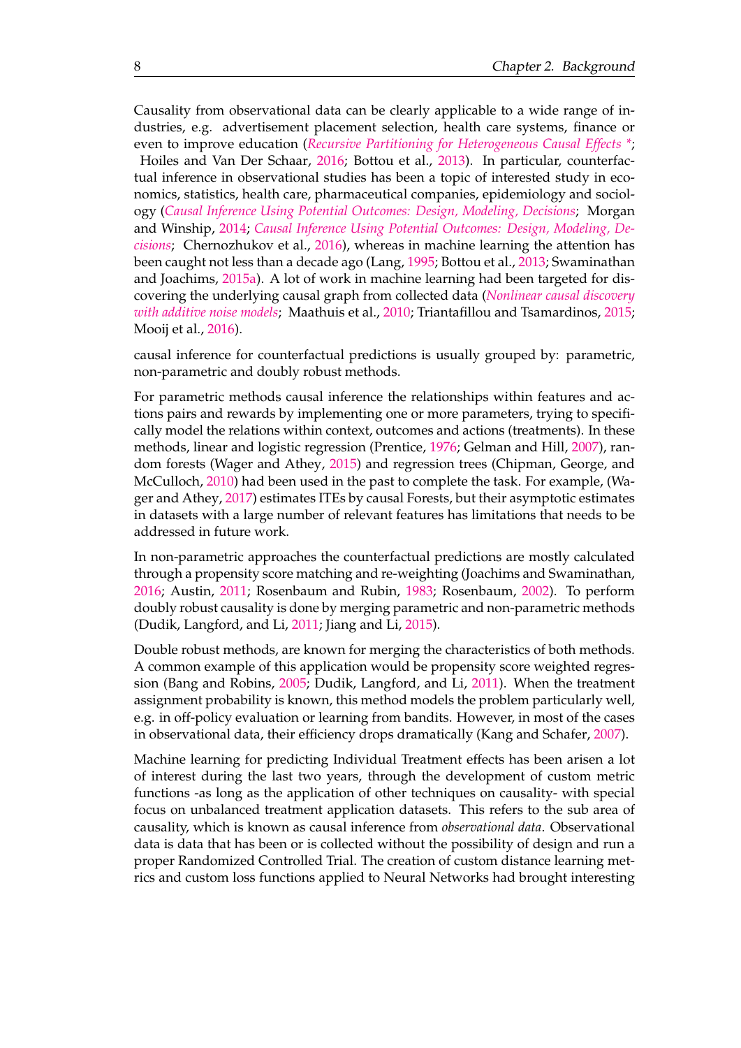Causality from observational data can be clearly applicable to a wide range of industries, e.g. advertisement placement selection, health care systems, finance or even to improve education (*Recursive Partitioning for Heterogeneous Causal Effects* *; Hoiles and Van Der Schaar, 2016; Bottou et al., 2013). In particular, counterfactual inference in observational studies has been a topic of interested study in economics, statistics, health care, pharmaceutical companies, epidemiology and sociology (*Causal Inference Using Potential Outcomes: Design, Modeling, Decisions*; Morgan and Winship, 2014; *Causal Inference Using Potential Outcomes: Design, Modeling, Decisions*; Chernozhukov et al., 2016), whereas in machine learning the attention has been caught not less than a decade ago (Lang, 1995; Bottou et al., 2013; Swaminathan and Joachims, 2015a). A lot of work in machine learning had been targeted for discovering the underlying causal graph from collected data (*Nonlinear causal discovery with additive noise models*; Maathuis et al., 2010; Triantafillou and Tsamardinos, 2015; Mooij et al., 2016).

causal inference for counterfactual predictions is usually grouped by: parametric, non-parametric and doubly robust methods.

For parametric methods causal inference the relationships within features and actions pairs and rewards by implementing one or more parameters, trying to specifically model the relations within context, outcomes and actions (treatments). In these methods, linear and logistic regression (Prentice, 1976; Gelman and Hill, 2007), random forests (Wager and Athey, 2015) and regression trees (Chipman, George, and McCulloch, 2010) had been used in the past to complete the task. For example, (Wager and Athey, 2017) estimates ITEs by causal Forests, but their asymptotic estimates in datasets with a large number of relevant features has limitations that needs to be addressed in future work.

In non-parametric approaches the counterfactual predictions are mostly calculated through a propensity score matching and re-weighting (Joachims and Swaminathan, 2016; Austin, 2011; Rosenbaum and Rubin, 1983; Rosenbaum, 2002). To perform doubly robust causality is done by merging parametric and non-parametric methods (Dudik, Langford, and Li, 2011; Jiang and Li, 2015).

Double robust methods, are known for merging the characteristics of both methods. A common example of this application would be propensity score weighted regression (Bang and Robins, 2005; Dudik, Langford, and Li, 2011). When the treatment assignment probability is known, this method models the problem particularly well, e.g. in off-policy evaluation or learning from bandits. However, in most of the cases in observational data, their efficiency drops dramatically (Kang and Schafer, 2007).

Machine learning for predicting Individual Treatment effects has been arisen a lot of interest during the last two years, through the development of custom metric functions -as long as the application of other techniques on causality- with special focus on unbalanced treatment application datasets. This refers to the sub area of causality, which is known as causal inference from *observational data*. Observational data is data that has been or is collected without the possibility of design and run a proper Randomized Controlled Trial. The creation of custom distance learning metrics and custom loss functions applied to Neural Networks had brought interesting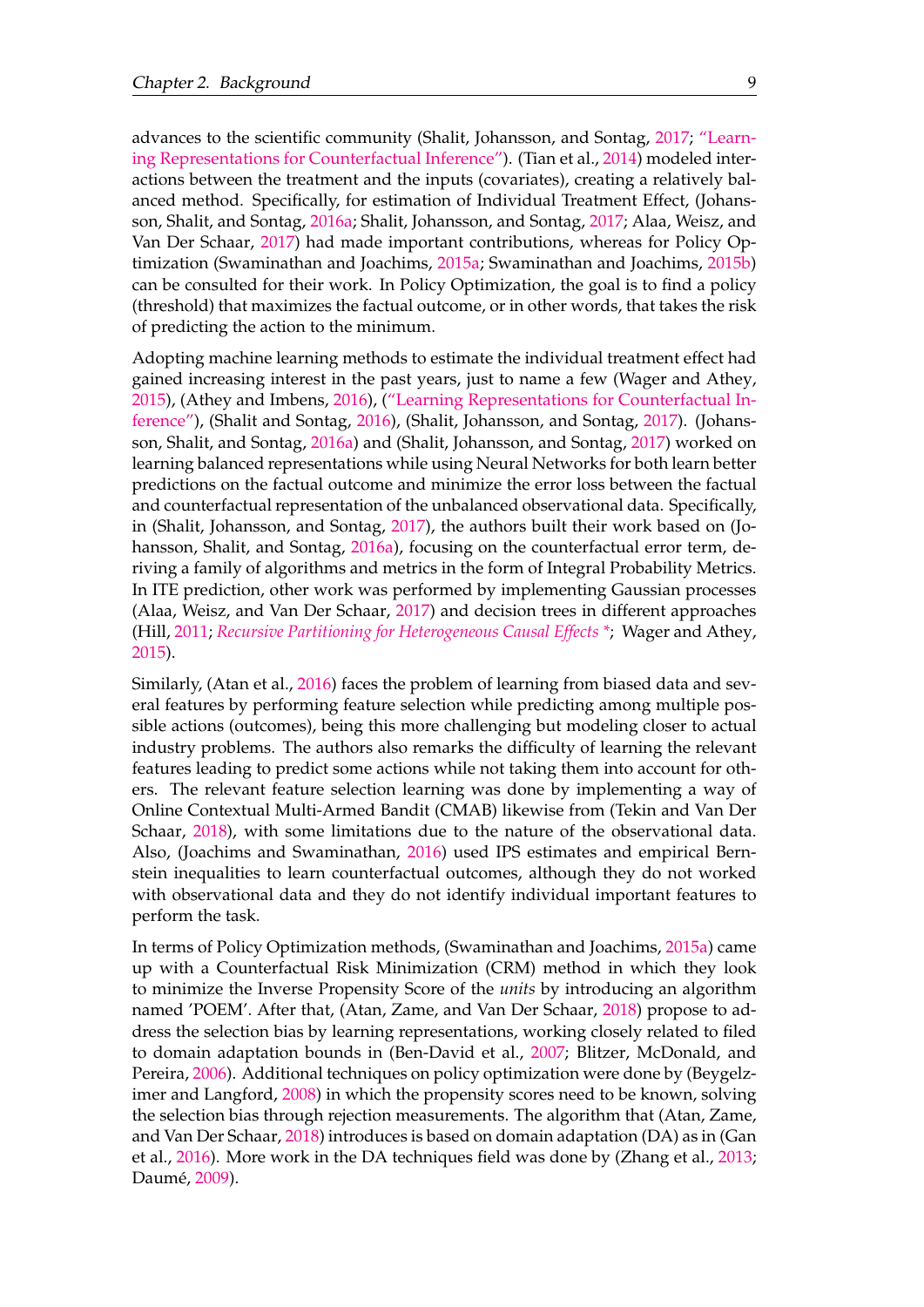advances to the scientific community (Shalit, Johansson, and Sontag, 2017; "Learning Representations for Counterfactual Inference"). (Tian et al., 2014) modeled interactions between the treatment and the inputs (covariates), creating a relatively balanced method. Specifically, for estimation of Individual Treatment Effect, (Johansson, Shalit, and Sontag, 2016a; Shalit, Johansson, and Sontag, 2017; Alaa, Weisz, and Van Der Schaar, 2017) had made important contributions, whereas for Policy Optimization (Swaminathan and Joachims, 2015a; Swaminathan and Joachims, 2015b) can be consulted for their work. In Policy Optimization, the goal is to find a policy (threshold) that maximizes the factual outcome, or in other words, that takes the risk of predicting the action to the minimum.

Adopting machine learning methods to estimate the individual treatment effect had gained increasing interest in the past years, just to name a few (Wager and Athey, 2015), (Athey and Imbens, 2016), ("Learning Representations for Counterfactual Inference"), (Shalit and Sontag, 2016), (Shalit, Johansson, and Sontag, 2017). (Johansson, Shalit, and Sontag, 2016a) and (Shalit, Johansson, and Sontag, 2017) worked on learning balanced representations while using Neural Networks for both learn better predictions on the factual outcome and minimize the error loss between the factual and counterfactual representation of the unbalanced observational data. Specifically, in (Shalit, Johansson, and Sontag, 2017), the authors built their work based on (Johansson, Shalit, and Sontag, 2016a), focusing on the counterfactual error term, deriving a family of algorithms and metrics in the form of Integral Probability Metrics. In ITE prediction, other work was performed by implementing Gaussian processes (Alaa, Weisz, and Van Der Schaar, 2017) and decision trees in different approaches (Hill, 2011; *Recursive Partitioning for Heterogeneous Causal Effects* *; Wager and Athey, 2015).

Similarly, (Atan et al., 2016) faces the problem of learning from biased data and several features by performing feature selection while predicting among multiple possible actions (outcomes), being this more challenging but modeling closer to actual industry problems. The authors also remarks the difficulty of learning the relevant features leading to predict some actions while not taking them into account for others. The relevant feature selection learning was done by implementing a way of Online Contextual Multi-Armed Bandit (CMAB) likewise from (Tekin and Van Der Schaar, 2018), with some limitations due to the nature of the observational data. Also, (Joachims and Swaminathan, 2016) used IPS estimates and empirical Bernstein inequalities to learn counterfactual outcomes, although they do not worked with observational data and they do not identify individual important features to perform the task.

In terms of Policy Optimization methods, (Swaminathan and Joachims, 2015a) came up with a Counterfactual Risk Minimization (CRM) method in which they look to minimize the Inverse Propensity Score of the *units* by introducing an algorithm named 'POEM'. After that, (Atan, Zame, and Van Der Schaar, 2018) propose to address the selection bias by learning representations, working closely related to filed to domain adaptation bounds in (Ben-David et al., 2007; Blitzer, McDonald, and Pereira, 2006). Additional techniques on policy optimization were done by (Beygelzimer and Langford, 2008) in which the propensity scores need to be known, solving the selection bias through rejection measurements. The algorithm that (Atan, Zame, and Van Der Schaar, 2018) introduces is based on domain adaptation (DA) as in (Gan et al., 2016). More work in the DA techniques field was done by (Zhang et al., 2013; Daumé, 2009).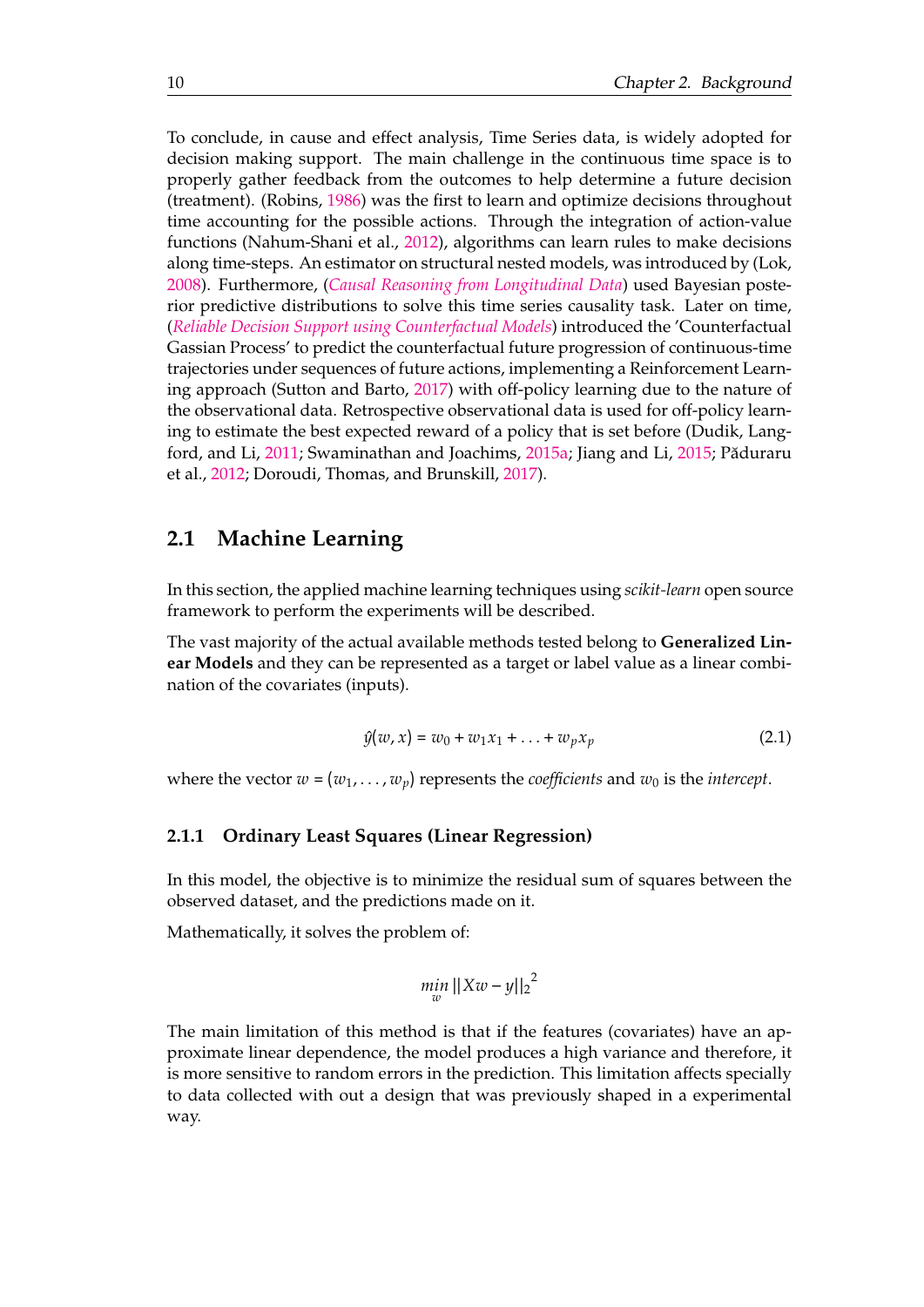To conclude, in cause and effect analysis, Time Series data, is widely adopted for decision making support. The main challenge in the continuous time space is to properly gather feedback from the outcomes to help determine a future decision (treatment). (Robins, 1986) was the first to learn and optimize decisions throughout time accounting for the possible actions. Through the integration of action-value functions (Nahum-Shani et al., 2012), algorithms can learn rules to make decisions along time-steps. An estimator on structural nested models, was introduced by (Lok, 2008). Furthermore, (*Causal Reasoning from Longitudinal Data*) used Bayesian posterior predictive distributions to solve this time series causality task. Later on time, (*Reliable Decision Support using Counterfactual Models*) introduced the 'Counterfactual Gassian Process' to predict the counterfactual future progression of continuous-time trajectories under sequences of future actions, implementing a Reinforcement Learning approach (Sutton and Barto, 2017) with off-policy learning due to the nature of the observational data. Retrospective observational data is used for off-policy learning to estimate the best expected reward of a policy that is set before (Dudik, Langford, and Li, 2011; Swaminathan and Joachims, 2015a; Jiang and Li, 2015; Păduraru et al., 2012; Doroudi, Thomas, and Brunskill, 2017).

## 2.1 Machine Learning

In this section, the applied machine learning techniques using *scikit-learn* open source framework to perform the experiments will be described.

The vast majority of the actual available methods tested belong to **Generalized Linear Models** and they can be represented as a target or label value as a linear combination of the covariates (inputs).

$$\hat{y}(w, x) = w_0 + w_1 x_1 + \ldots + w_p x_p \tag{2.1}$$

where the vector $w = (w_1, \ldots, w_p)$ represents the *coefficients* and $w_0$ is the *intercept*.

### 2.1.1 Ordinary Least Squares (Linear Regression)

In this model, the objective is to minimize the residual sum of squares between the observed dataset, and the predictions made on it.

Mathematically, it solves the problem of:

$$\min_{w} ||Xw - y||_2{}^2$$

The main limitation of this method is that if the features (covariates) have an approximate linear dependence, the model produces a high variance and therefore, it is more sensitive to random errors in the prediction. This limitation affects specially to data collected with out a design that was previously shaped in a experimental way.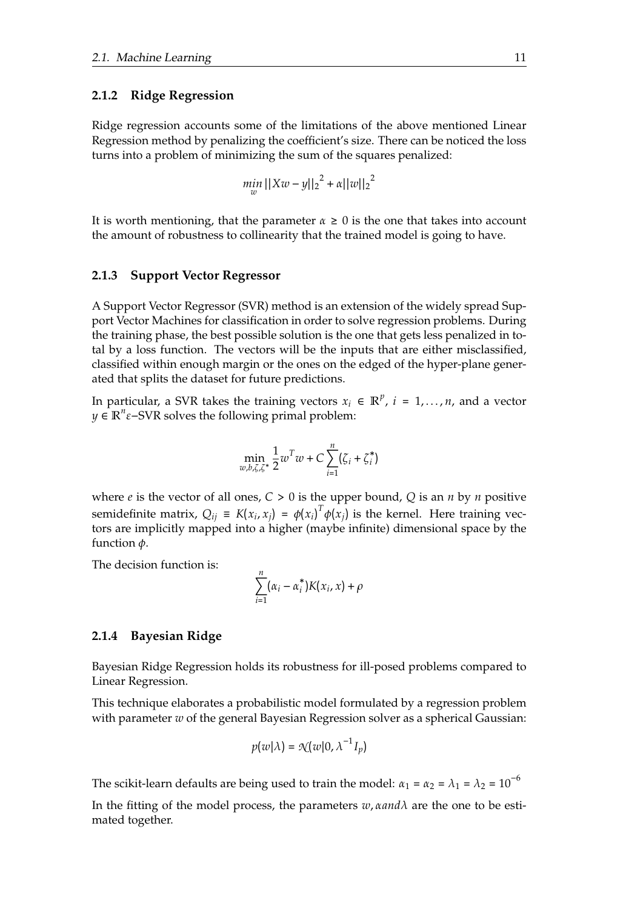### 2.1.2 Ridge Regression

Ridge regression accounts some of the limitations of the above mentioned Linear Regression method by penalizing the coefficient's size. There can be noticed the loss turns into a problem of minimizing the sum of the squares penalized:

$$\min_{w} ||Xw - y||_2{}^2 + \alpha||w||_2{}^2$$

It is worth mentioning, that the parameter $\alpha \geq 0$ is the one that takes into account the amount of robustness to collinearity that the trained model is going to have.

### 2.1.3 Support Vector Regressor

A Support Vector Regressor (SVR) method is an extension of the widely spread Support Vector Machines for classification in order to solve regression problems. During the training phase, the best possible solution is the one that gets less penalized in total by a loss function. The vectors will be the inputs that are either misclassified, classified within enough margin or the ones on the edged of the hyper-plane generated that splits the dataset for future predictions.

In particular, a SVR takes the training vectors $x_i \in \mathbb{R}^p$, $i = 1, \ldots, n$, and a vector $y \in \mathbb{R}^n \varepsilon-$SVR solves the following primal problem:

$$\min_{w,b,\zeta,\zeta^*} \frac{1}{2} w^T w + C \sum_{i=1}^{n} (\zeta_i + \zeta_i^*)$$

where $e$ is the vector of all ones, $C > 0$ is the upper bound, $Q$ is an $n$ by $n$ positive semidefinite matrix, $Q_{ij} \equiv K(x_i, x_j) = \phi(x_i)^T \phi(x_j)$ is the kernel. Here training vectors are implicitly mapped into a higher (maybe infinite) dimensional space by the function $\phi$.

The decision function is:

$$\sum_{i=1}^{n} (\alpha_i - \alpha_i^*) K(x_i, x) + \rho$$

### 2.1.4 Bayesian Ridge

Bayesian Ridge Regression holds its robustness for ill-posed problems compared to Linear Regression.

This technique elaborates a probabilistic model formulated by a regression problem with parameter $w$ of the general Bayesian Regression solver as a spherical Gaussian:

$$p(w|\lambda) = \mathcal{N}(w|0, \lambda^{-1} I_p)$$

The scikit-learn defaults are being used to train the model: $\alpha_1 = \alpha_2 = \lambda_1 = \lambda_2 = 10^{-6}$

In the fitting of the model process, the parameters $w, \alpha and \lambda$ are the one to be estimated together.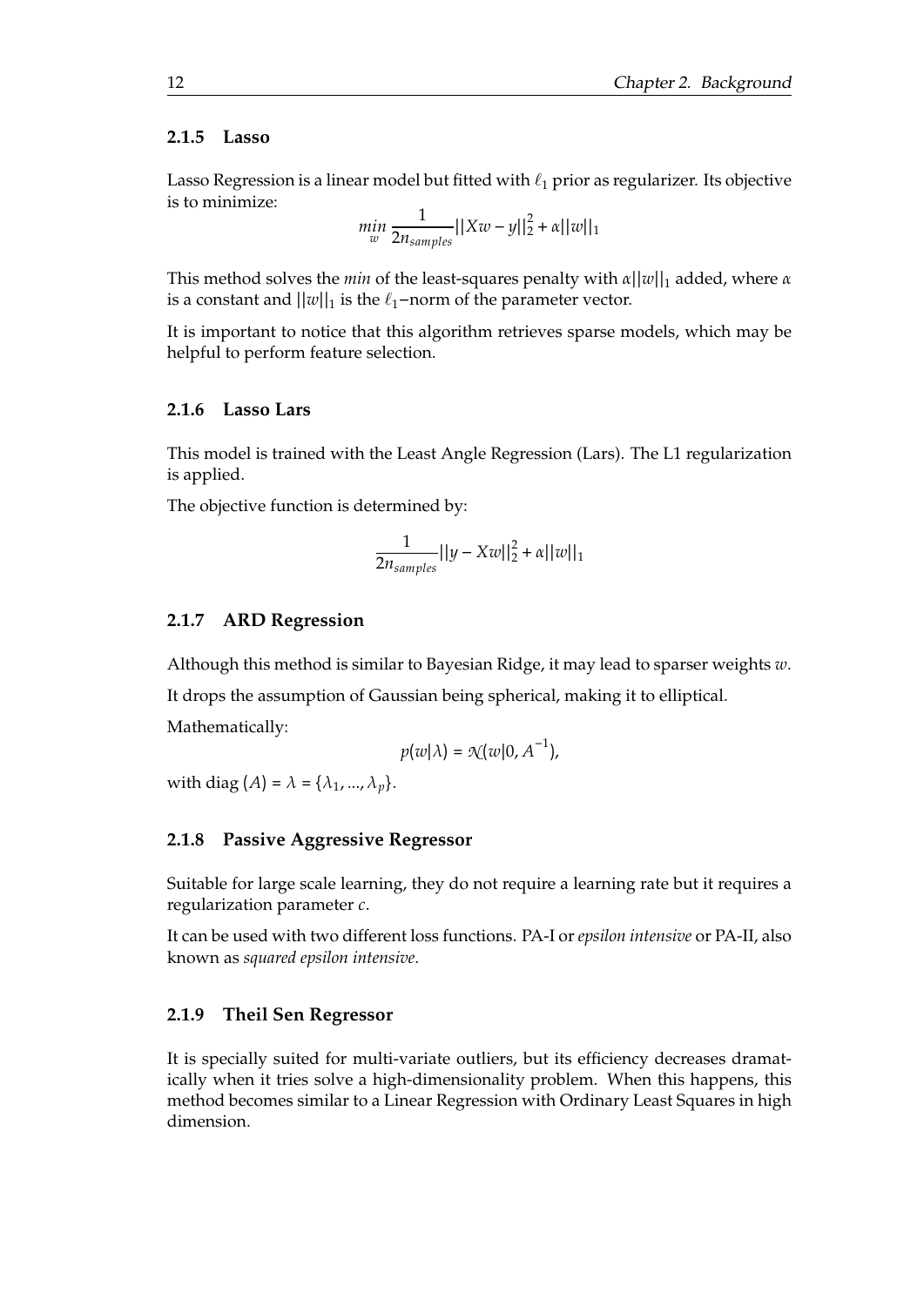### 2.1.5 Lasso

Lasso Regression is a linear model but fitted with $\ell_1$ prior as regularizer. Its objective is to minimize:

$$\min_{w} \frac{1}{2n_{samples}} ||Xw - y||_2^2 + \alpha ||w||_1$$

This method solves the *min* of the least-squares penalty with $\alpha||w||_1$ added, where $\alpha$ is a constant and $||w||_1$ is the $\ell_1$−norm of the parameter vector.

It is important to notice that this algorithm retrieves sparse models, which may be helpful to perform feature selection.

### 2.1.6 Lasso Lars

This model is trained with the Least Angle Regression (Lars). The L1 regularization is applied.

The objective function is determined by:

$$\frac{1}{2n_{samples}} ||y - Xw||_2^2 + \alpha ||w||_1$$

### 2.1.7 ARD Regression

Although this method is similar to Bayesian Ridge, it may lead to sparser weights $w$.

It drops the assumption of Gaussian being spherical, making it to elliptical.

Mathematically:

$$p(w|\lambda) = \mathcal{N}(w|0, A^{-1}),$$

with diag $(A) = \lambda = \{\lambda_1, ..., \lambda_p\}$.

### 2.1.8 Passive Aggressive Regressor

Suitable for large scale learning, they do not require a learning rate but it requires a regularization parameter $c$.

It can be used with two different loss functions. PA-I or *epsilon intensive* or PA-II, also known as *squared epsilon intensive*.

### 2.1.9 Theil Sen Regressor

It is specially suited for multi-variate outliers, but its efficiency decreases dramatically when it tries solve a high-dimensionality problem. When this happens, this method becomes similar to a Linear Regression with Ordinary Least Squares in high dimension.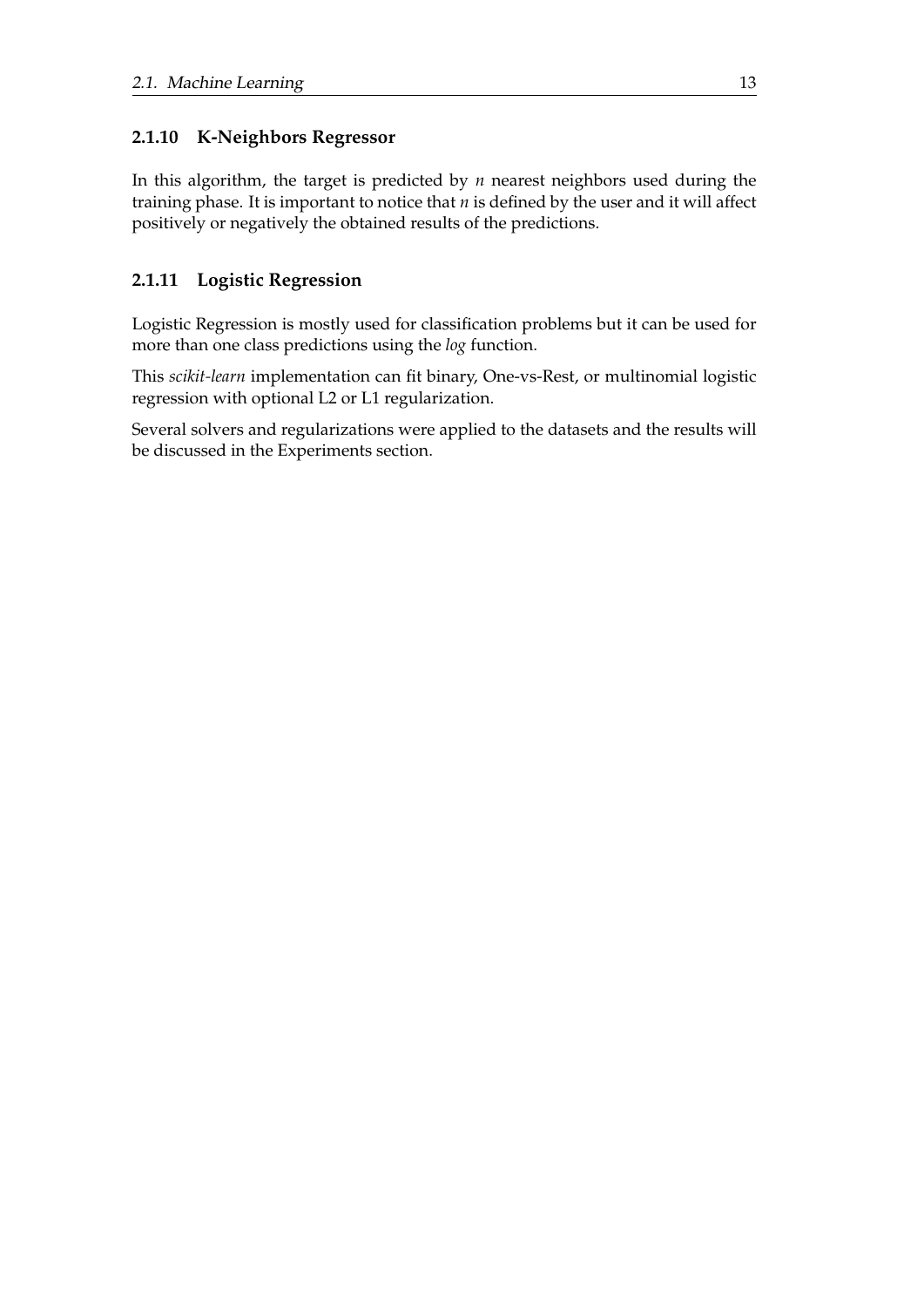### 2.1.10 K-Neighbors Regressor

In this algorithm, the target is predicted by $n$ nearest neighbors used during the training phase. It is important to notice that $n$ is defined by the user and it will affect positively or negatively the obtained results of the predictions.

### 2.1.11 Logistic Regression

Logistic Regression is mostly used for classification problems but it can be used for more than one class predictions using the *log* function.

This *scikit-learn* implementation can fit binary, One-vs-Rest, or multinomial logistic regression with optional L2 or L1 regularization.

Several solvers and regularizations were applied to the datasets and the results will be discussed in the Experiments section.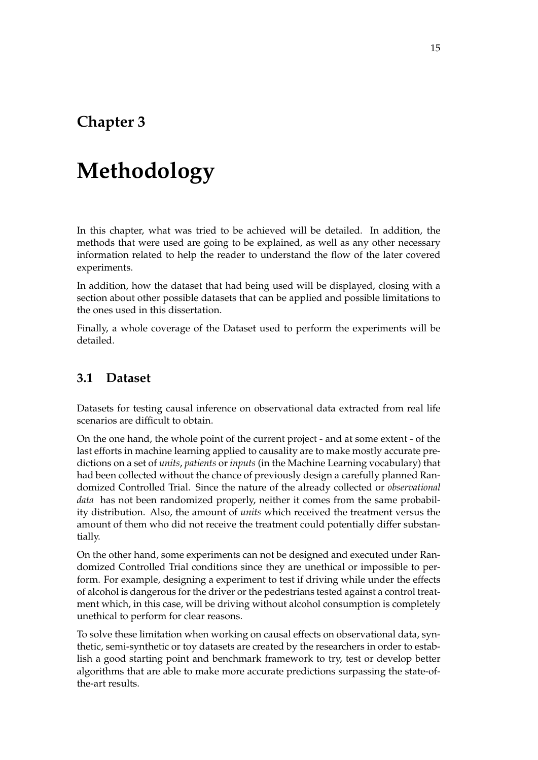# Chapter 3

# Methodology

In this chapter, what was tried to be achieved will be detailed. In addition, the methods that were used are going to be explained, as well as any other necessary information related to help the reader to understand the flow of the later covered experiments.

In addition, how the dataset that had being used will be displayed, closing with a section about other possible datasets that can be applied and possible limitations to the ones used in this dissertation.

Finally, a whole coverage of the Dataset used to perform the experiments will be detailed.

## 3.1 Dataset

Datasets for testing causal inference on observational data extracted from real life scenarios are difficult to obtain.

On the one hand, the whole point of the current project - and at some extent - of the last efforts in machine learning applied to causality are to make mostly accurate predictions on a set of *units*, *patients* or *inputs* (in the Machine Learning vocabulary) that had been collected without the chance of previously design a carefully planned Randomized Controlled Trial. Since the nature of the already collected or *observational data* has not been randomized properly, neither it comes from the same probability distribution. Also, the amount of *units* which received the treatment versus the amount of them who did not receive the treatment could potentially differ substantially.

On the other hand, some experiments can not be designed and executed under Randomized Controlled Trial conditions since they are unethical or impossible to perform. For example, designing a experiment to test if driving while under the effects of alcohol is dangerous for the driver or the pedestrians tested against a control treatment which, in this case, will be driving without alcohol consumption is completely unethical to perform for clear reasons.

To solve these limitation when working on causal effects on observational data, synthetic, semi-synthetic or toy datasets are created by the researchers in order to establish a good starting point and benchmark framework to try, test or develop better algorithms that are able to make more accurate predictions surpassing the state-of-the-art results.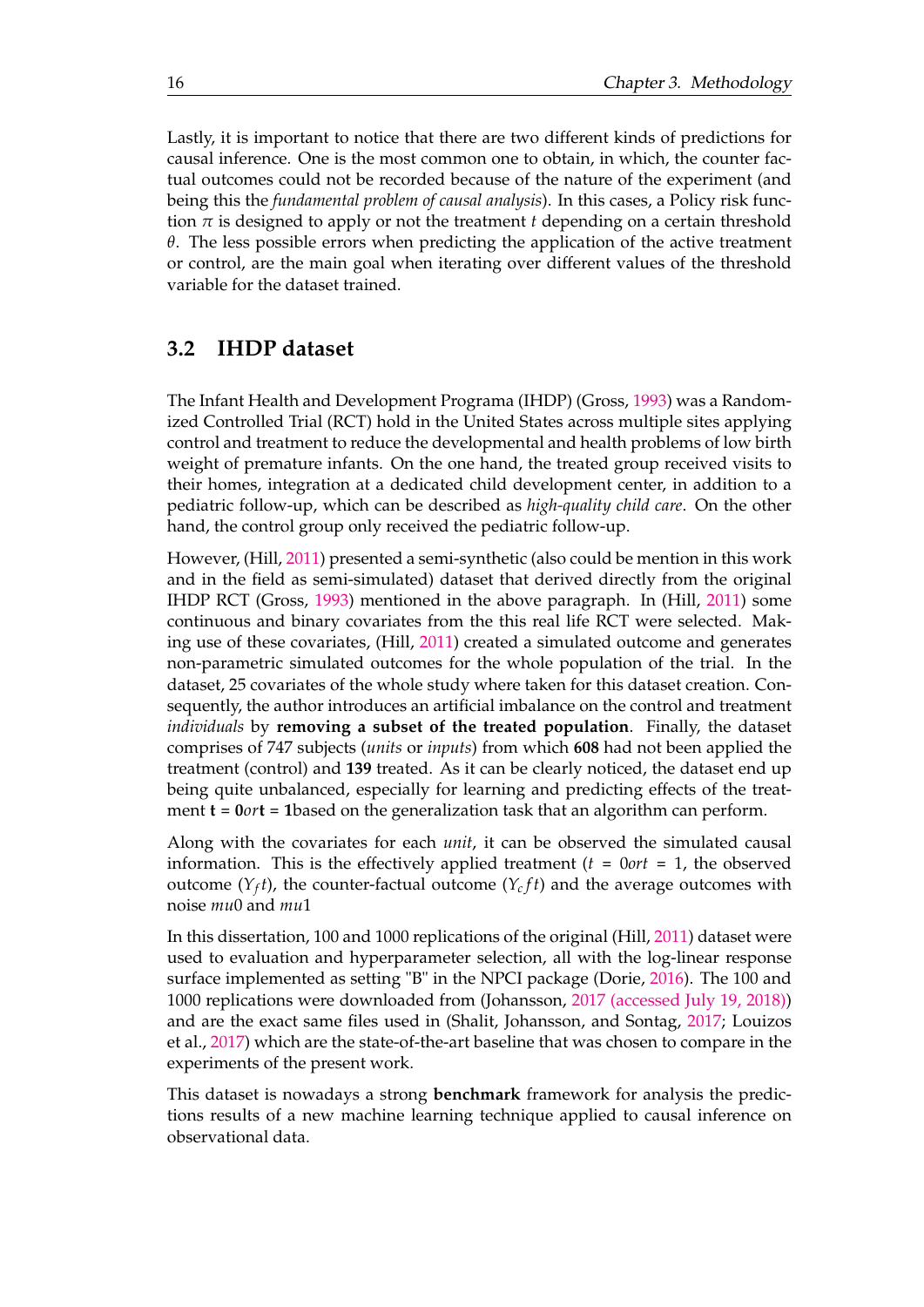Lastly, it is important to notice that there are two different kinds of predictions for causal inference. One is the most common one to obtain, in which, the counter factual outcomes could not be recorded because of the nature of the experiment (and being this the *fundamental problem of causal analysis*). In this cases, a Policy risk function $\pi$ is designed to apply or not the treatment $t$ depending on a certain threshold $\theta$. The less possible errors when predicting the application of the active treatment or control, are the main goal when iterating over different values of the threshold variable for the dataset trained.

## 3.2 IHDP dataset

The Infant Health and Development Programa (IHDP) (Gross, 1993) was a Randomized Controlled Trial (RCT) hold in the United States across multiple sites applying control and treatment to reduce the developmental and health problems of low birth weight of premature infants. On the one hand, the treated group received visits to their homes, integration at a dedicated child development center, in addition to a pediatric follow-up, which can be described as *high-quality child care*. On the other hand, the control group only received the pediatric follow-up.

However, (Hill, 2011) presented a semi-synthetic (also could be mention in this work and in the field as semi-simulated) dataset that derived directly from the original IHDP RCT (Gross, 1993) mentioned in the above paragraph. In (Hill, 2011) some continuous and binary covariates from the this real life RCT were selected. Making use of these covariates, (Hill, 2011) created a simulated outcome and generates non-parametric simulated outcomes for the whole population of the trial. In the dataset, 25 covariates of the whole study where taken for this dataset creation. Consequently, the author introduces an artificial imbalance on the control and treatment *individuals* by **removing a subset of the treated population**. Finally, the dataset comprises of 747 subjects (*units* or *inputs*) from which **608** had not been applied the treatment (control) and **139** treated. As it can be clearly noticed, the dataset end up being quite unbalanced, especially for learning and predicting effects of the treatment $\mathbf{t} = \mathbf{0} or \mathbf{t} = \mathbf{1}$based on the generalization task that an algorithm can perform.

Along with the covariates for each *unit*, it can be observed the simulated causal information. This is the effectively applied treatment ($t = 0 or t = 1$, the observed outcome ($Y_f t$), the counter-factual outcome ($Y_c f t$) and the average outcomes with noise $mu0$ and $mu1$

In this dissertation, 100 and 1000 replications of the original (Hill, 2011) dataset were used to evaluation and hyperparameter selection, all with the log-linear response surface implemented as setting "B" in the NPCI package (Dorie, 2016). The 100 and 1000 replications were downloaded from (Johansson, 2017 (accessed July 19, 2018)) and are the exact same files used in (Shalit, Johansson, and Sontag, 2017; Louizos et al., 2017) which are the state-of-the-art baseline that was chosen to compare in the experiments of the present work.

This dataset is nowadays a strong **benchmark** framework for analysis the predictions results of a new machine learning technique applied to causal inference on observational data.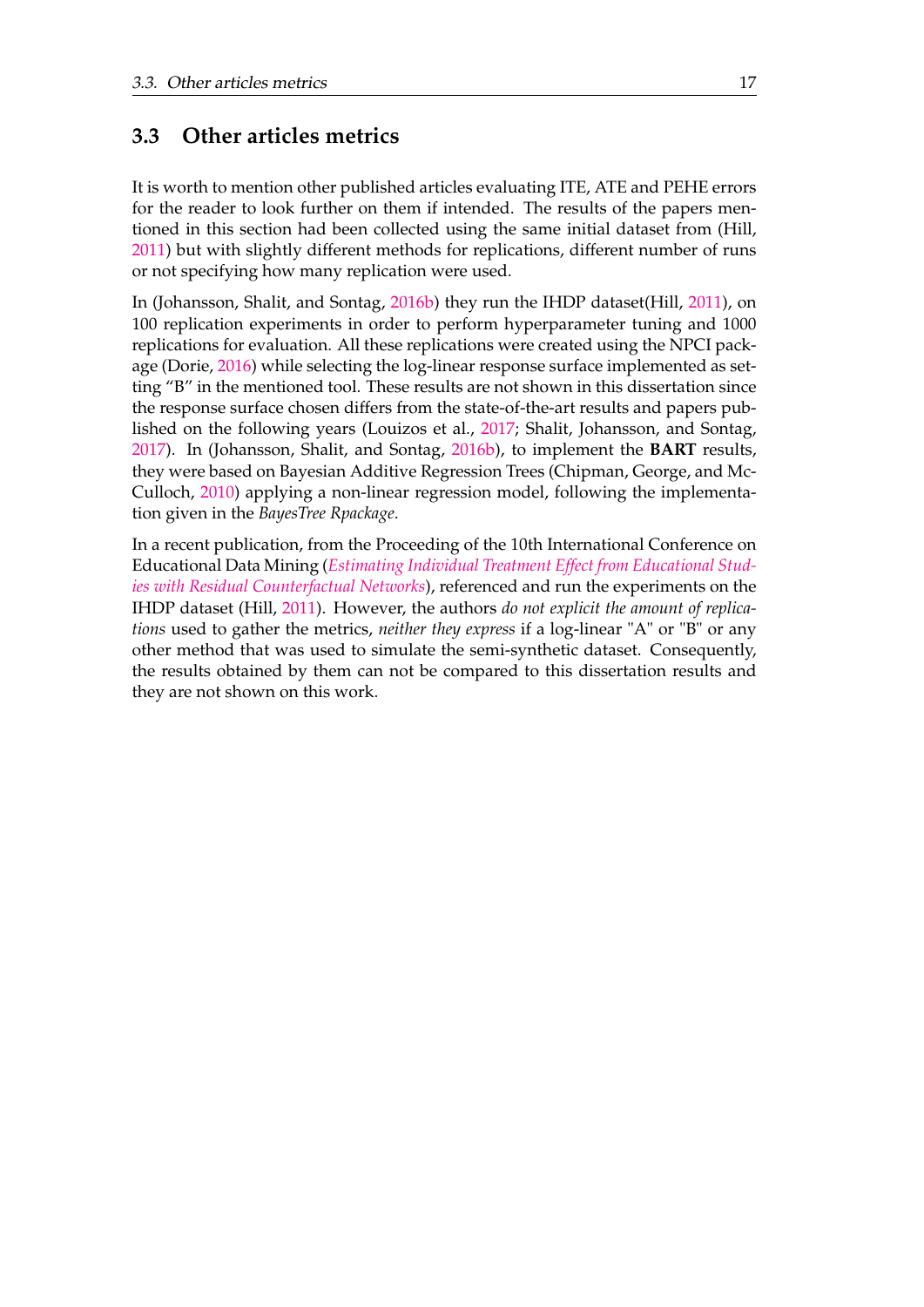## 3.3 Other articles metrics

It is worth to mention other published articles evaluating ITE, ATE and PEHE errors for the reader to look further on them if intended. The results of the papers mentioned in this section had been collected using the same initial dataset from (Hill, 2011) but with slightly different methods for replications, different number of runs or not specifying how many replication were used.

In (Johansson, Shalit, and Sontag, 2016b) they run the IHDP dataset(Hill, 2011), on 100 replication experiments in order to perform hyperparameter tuning and 1000 replications for evaluation. All these replications were created using the NPCI package (Dorie, 2016) while selecting the log-linear response surface implemented as setting "B" in the mentioned tool. These results are not shown in this dissertation since the response surface chosen differs from the state-of-the-art results and papers published on the following years (Louizos et al., 2017; Shalit, Johansson, and Sontag, 2017). In (Johansson, Shalit, and Sontag, 2016b), to implement the **BART** results, they were based on Bayesian Additive Regression Trees (Chipman, George, and McCulloch, 2010) applying a non-linear regression model, following the implementation given in the *BayesTree Rpackage*.

In a recent publication, from the Proceeding of the 10th International Conference on Educational Data Mining (*Estimating Individual Treatment Effect from Educational Studies with Residual Counterfactual Networks*), referenced and run the experiments on the IHDP dataset (Hill, 2011). However, the authors *do not explicit the amount of replications* used to gather the metrics, *neither they express* if a log-linear "A" or "B" or any other method that was used to simulate the semi-synthetic dataset. Consequently, the results obtained by them can not be compared to this dissertation results and they are not shown on this work.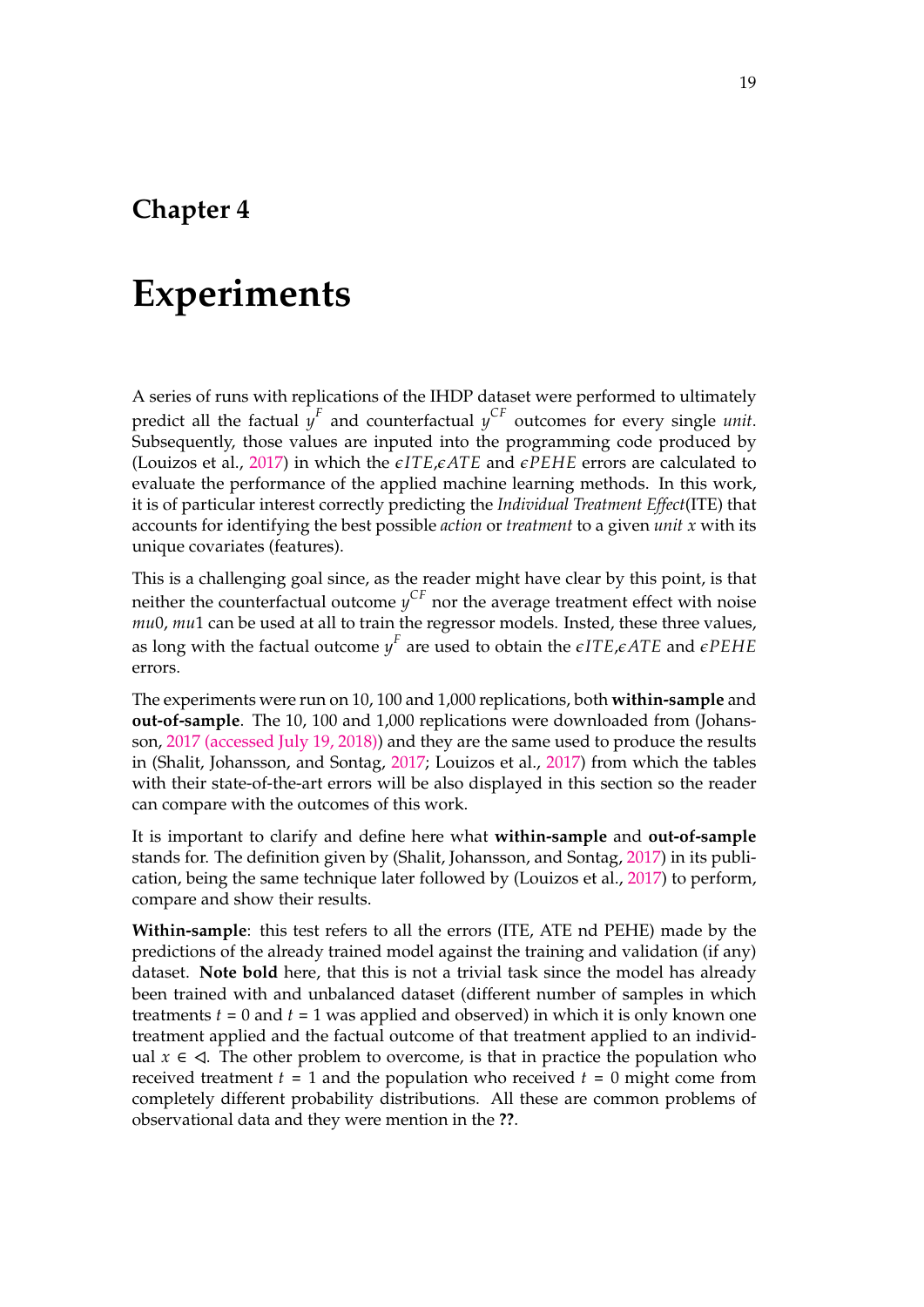# Chapter 4

# Experiments

A series of runs with replications of the IHDP dataset were performed to ultimately predict all the factual $y^F$ and counterfactual $y^{CF}$ outcomes for every single *unit*. Subsequently, those values are inputed into the programming code produced by (Louizos et al., 2017) in which the $\epsilon ITE$,$\epsilon ATE$ and $\epsilon PEHE$ errors are calculated to evaluate the performance of the applied machine learning methods. In this work, it is of particular interest correctly predicting the *Individual Treatment Effect*(ITE) that accounts for identifying the best possible *action* or *treatment* to a given *unit* $x$ with its unique covariates (features).

This is a challenging goal since, as the reader might have clear by this point, is that neither the counterfactual outcome $y^{CF}$ nor the average treatment effect with noise $mu0$, $mu1$ can be used at all to train the regressor models. Insted, these three values, as long with the factual outcome $y^F$ are used to obtain the $\epsilon ITE$,$\epsilon ATE$ and $\epsilon PEHE$ errors.

The experiments were run on 10, 100 and 1,000 replications, both **within-sample** and **out-of-sample**. The 10, 100 and 1,000 replications were downloaded from (Johansson, 2017 (accessed July 19, 2018)) and they are the same used to produce the results in (Shalit, Johansson, and Sontag, 2017; Louizos et al., 2017) from which the tables with their state-of-the-art errors will be also displayed in this section so the reader can compare with the outcomes of this work.

It is important to clarify and define here what **within-sample** and **out-of-sample** stands for. The definition given by (Shalit, Johansson, and Sontag, 2017) in its publication, being the same technique later followed by (Louizos et al., 2017) to perform, compare and show their results.

**Within-sample**: this test refers to all the errors (ITE, ATE nd PEHE) made by the predictions of the already trained model against the training and validation (if any) dataset. **Note bold** here, that this is not a trivial task since the model has already been trained with and unbalanced dataset (different number of samples in which treatments $t = 0$ and $t = 1$ was applied and observed) in which it is only known one treatment applied and the factual outcome of that treatment applied to an individual $x \in \triangleleft$. The other problem to overcome, is that in practice the population who received treatment $t = 1$ and the population who received $t = 0$ might come from completely different probability distributions. All these are common problems of observational data and they were mention in the **??**.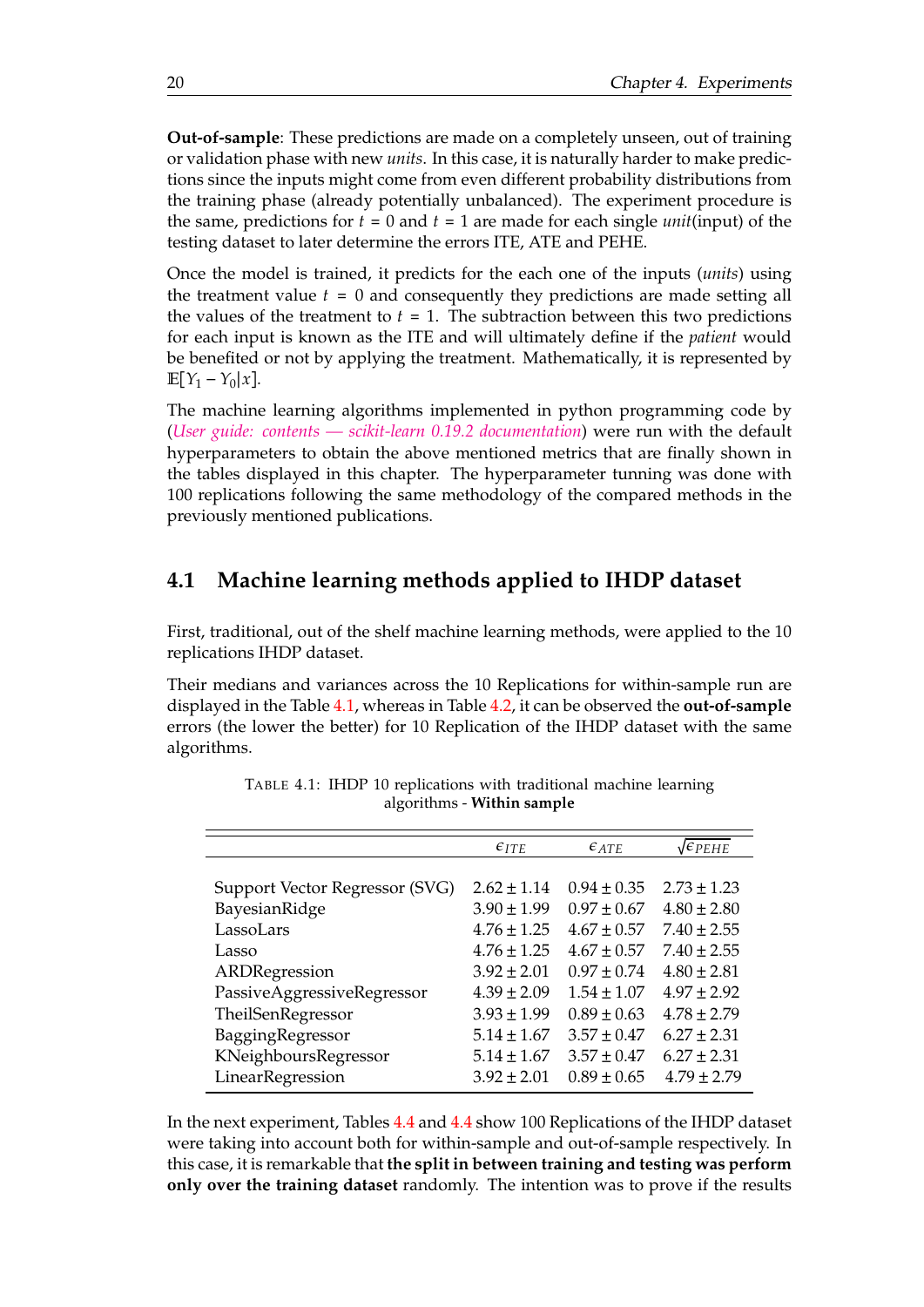**Out-of-sample**: These predictions are made on a completely unseen, out of training or validation phase with new *units*. In this case, it is naturally harder to make predictions since the inputs might come from even different probability distributions from the training phase (already potentially unbalanced). The experiment procedure is the same, predictions for $t = 0$ and $t = 1$ are made for each single *unit*(input) of the testing dataset to later determine the errors ITE, ATE and PEHE.

Once the model is trained, it predicts for the each one of the inputs (*units*) using the treatment value $t = 0$ and consequently they predictions are made setting all the values of the treatment to $t = 1$. The subtraction between this two predictions for each input is known as the ITE and will ultimately define if the *patient* would be benefited or not by applying the treatment. Mathematically, it is represented by $\mathbb{E}[Y_1 - Y_0|x]$.

The machine learning algorithms implemented in python programming code by (*User guide: contents — scikit-learn 0.19.2 documentation*) were run with the default hyperparameters to obtain the above mentioned metrics that are finally shown in the tables displayed in this chapter. The hyperparameter tunning was done with 100 replications following the same methodology of the compared methods in the previously mentioned publications.

## 4.1 Machine learning methods applied to IHDP dataset

First, traditional, out of the shelf machine learning methods, were applied to the 10 replications IHDP dataset.

Their medians and variances across the 10 Replications for within-sample run are displayed in the Table 4.1, whereas in Table 4.2, it can be observed the **out-of-sample** errors (the lower the better) for 10 Replication of the IHDP dataset with the same algorithms.

TABLE 4.1: IHDP 10 replications with traditional machine learning algorithms - **Within sample**

| | $\epsilon_{ITE}$ | $\epsilon_{ATE}$ | $\sqrt{\epsilon_{PEHE}}$ |
|---|---|---|---|
| Support Vector Regressor (SVG) | $2.62 \pm 1.14$ | $0.94 \pm 0.35$ | $2.73 \pm 1.23$ |
| BayesianRidge | $3.90 \pm 1.99$ | $0.97 \pm 0.67$ | $4.80 \pm 2.80$ |
| LassoLars | $4.76 \pm 1.25$ | $4.67 \pm 0.57$ | $7.40 \pm 2.55$ |
| Lasso | $4.76 \pm 1.25$ | $4.67 \pm 0.57$ | $7.40 \pm 2.55$ |
| ARDRegression | $3.92 \pm 2.01$ | $0.97 \pm 0.74$ | $4.80 \pm 2.81$ |
| PassiveAggressiveRegressor | $4.39 \pm 2.09$ | $1.54 \pm 1.07$ | $4.97 \pm 2.92$ |
| TheilSenRegressor | $3.93 \pm 1.99$ | $0.89 \pm 0.63$ | $4.78 \pm 2.79$ |
| BaggingRegressor | $5.14 \pm 1.67$ | $3.57 \pm 0.47$ | $6.27 \pm 2.31$ |
| KNeighboursRegressor | $5.14 \pm 1.67$ | $3.57 \pm 0.47$ | $6.27 \pm 2.31$ |
| LinearRegression | $3.92 \pm 2.01$ | $0.89 \pm 0.65$ | $4.79 \pm 2.79$ |

In the next experiment, Tables 4.4 and 4.4 show 100 Replications of the IHDP dataset were taking into account both for within-sample and out-of-sample respectively. In this case, it is remarkable that **the split in between training and testing was perform only over the training dataset** randomly. The intention was to prove if the results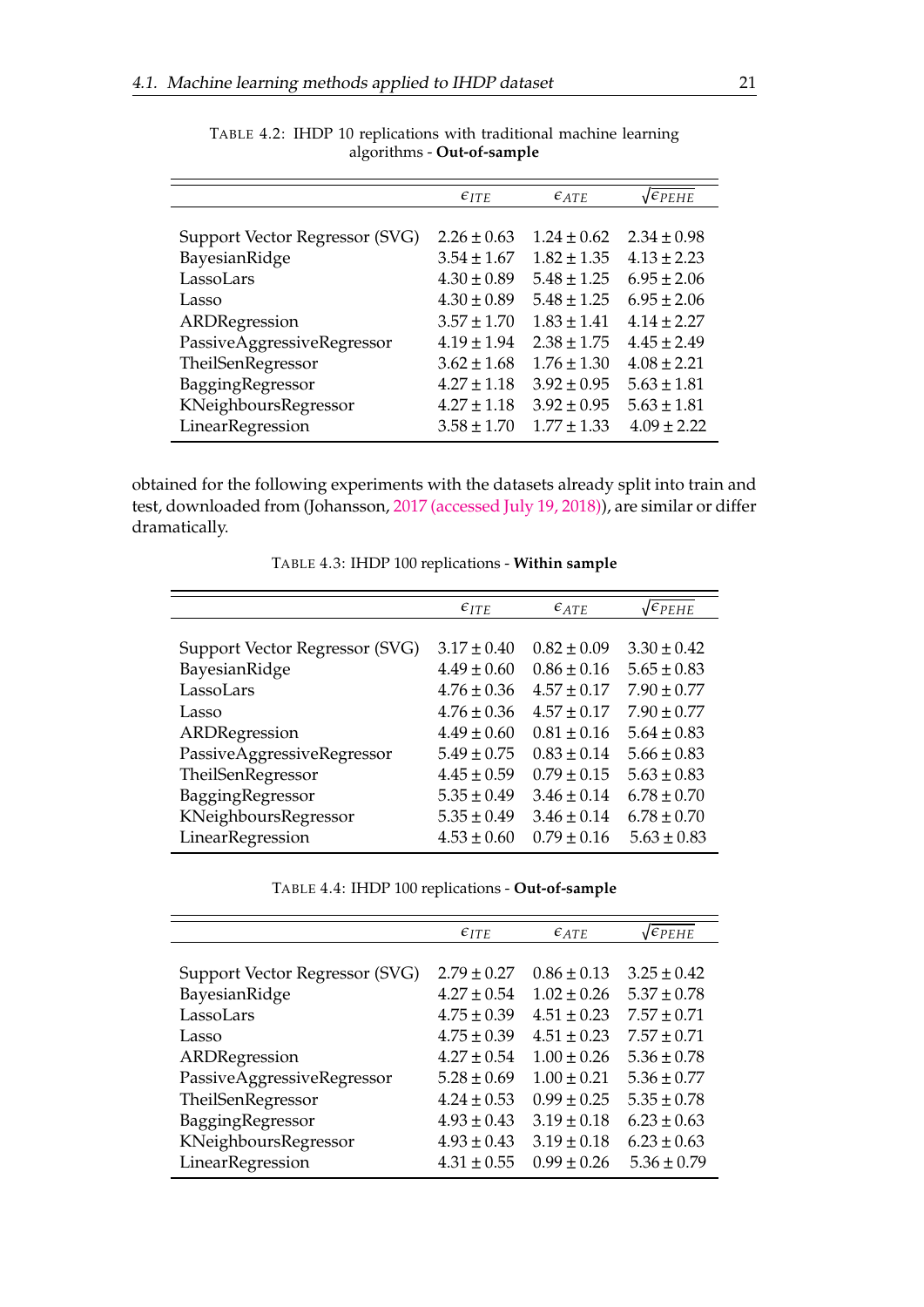TABLE 4.2: IHDP 10 replications with traditional machine learning algorithms - **Out-of-sample**

| | $\epsilon_{ITE}$ | $\epsilon_{ATE}$ | $\sqrt{\epsilon_{PEHE}}$ |
|---|---|---|---|
| Support Vector Regressor (SVG) | $2.26 \pm 0.63$ | $1.24 \pm 0.62$ | $2.34 \pm 0.98$ |
| BayesianRidge | $3.54 \pm 1.67$ | $1.82 \pm 1.35$ | $4.13 \pm 2.23$ |
| LassoLars | $4.30 \pm 0.89$ | $5.48 \pm 1.25$ | $6.95 \pm 2.06$ |
| Lasso | $4.30 \pm 0.89$ | $5.48 \pm 1.25$ | $6.95 \pm 2.06$ |
| ARDRegression | $3.57 \pm 1.70$ | $1.83 \pm 1.41$ | $4.14 \pm 2.27$ |
| PassiveAggressiveRegressor | $4.19 \pm 1.94$ | $2.38 \pm 1.75$ | $4.45 \pm 2.49$ |
| TheilSenRegressor | $3.62 \pm 1.68$ | $1.76 \pm 1.30$ | $4.08 \pm 2.21$ |
| BaggingRegressor | $4.27 \pm 1.18$ | $3.92 \pm 0.95$ | $5.63 \pm 1.81$ |
| KNeighboursRegressor | $4.27 \pm 1.18$ | $3.92 \pm 0.95$ | $5.63 \pm 1.81$ |
| LinearRegression | $3.58 \pm 1.70$ | $1.77 \pm 1.33$ | $4.09 \pm 2.22$ |

obtained for the following experiments with the datasets already split into train and test, downloaded from (Johansson, 2017 (accessed July 19, 2018)), are similar or differ dramatically.

TABLE 4.3: IHDP 100 replications - **Within sample**

| | $\epsilon_{ITE}$ | $\epsilon_{ATE}$ | $\sqrt{\epsilon_{PEHE}}$ |
|---|---|---|---|
| Support Vector Regressor (SVG) | $3.17 \pm 0.40$ | $0.82 \pm 0.09$ | $3.30 \pm 0.42$ |
| BayesianRidge | $4.49 \pm 0.60$ | $0.86 \pm 0.16$ | $5.65 \pm 0.83$ |
| LassoLars | $4.76 \pm 0.36$ | $4.57 \pm 0.17$ | $7.90 \pm 0.77$ |
| Lasso | $4.76 \pm 0.36$ | $4.57 \pm 0.17$ | $7.90 \pm 0.77$ |
| ARDRegression | $4.49 \pm 0.60$ | $0.81 \pm 0.16$ | $5.64 \pm 0.83$ |
| PassiveAggressiveRegressor | $5.49 \pm 0.75$ | $0.83 \pm 0.14$ | $5.66 \pm 0.83$ |
| TheilSenRegressor | $4.45 \pm 0.59$ | $0.79 \pm 0.15$ | $5.63 \pm 0.83$ |
| BaggingRegressor | $5.35 \pm 0.49$ | $3.46 \pm 0.14$ | $6.78 \pm 0.70$ |
| KNeighboursRegressor | $5.35 \pm 0.49$ | $3.46 \pm 0.14$ | $6.78 \pm 0.70$ |
| LinearRegression | $4.53 \pm 0.60$ | $0.79 \pm 0.16$ | $5.63 \pm 0.83$ |

TABLE 4.4: IHDP 100 replications - **Out-of-sample**

| | $\epsilon_{ITE}$ | $\epsilon_{ATE}$ | $\sqrt{\epsilon_{PEHE}}$ |
|---|---|---|---|
| Support Vector Regressor (SVG) | $2.79 \pm 0.27$ | $0.86 \pm 0.13$ | $3.25 \pm 0.42$ |
| BayesianRidge | $4.27 \pm 0.54$ | $1.02 \pm 0.26$ | $5.37 \pm 0.78$ |
| LassoLars | $4.75 \pm 0.39$ | $4.51 \pm 0.23$ | $7.57 \pm 0.71$ |
| Lasso | $4.75 \pm 0.39$ | $4.51 \pm 0.23$ | $7.57 \pm 0.71$ |
| ARDRegression | $4.27 \pm 0.54$ | $1.00 \pm 0.26$ | $5.36 \pm 0.78$ |
| PassiveAggressiveRegressor | $5.28 \pm 0.69$ | $1.00 \pm 0.21$ | $5.36 \pm 0.77$ |
| TheilSenRegressor | $4.24 \pm 0.53$ | $0.99 \pm 0.25$ | $5.35 \pm 0.78$ |
| BaggingRegressor | $4.93 \pm 0.43$ | $3.19 \pm 0.18$ | $6.23 \pm 0.63$ |
| KNeighboursRegressor | $4.93 \pm 0.43$ | $3.19 \pm 0.18$ | $6.23 \pm 0.63$ |
| LinearRegression | $4.31 \pm 0.55$ | $0.99 \pm 0.26$ | $5.36 \pm 0.79$ |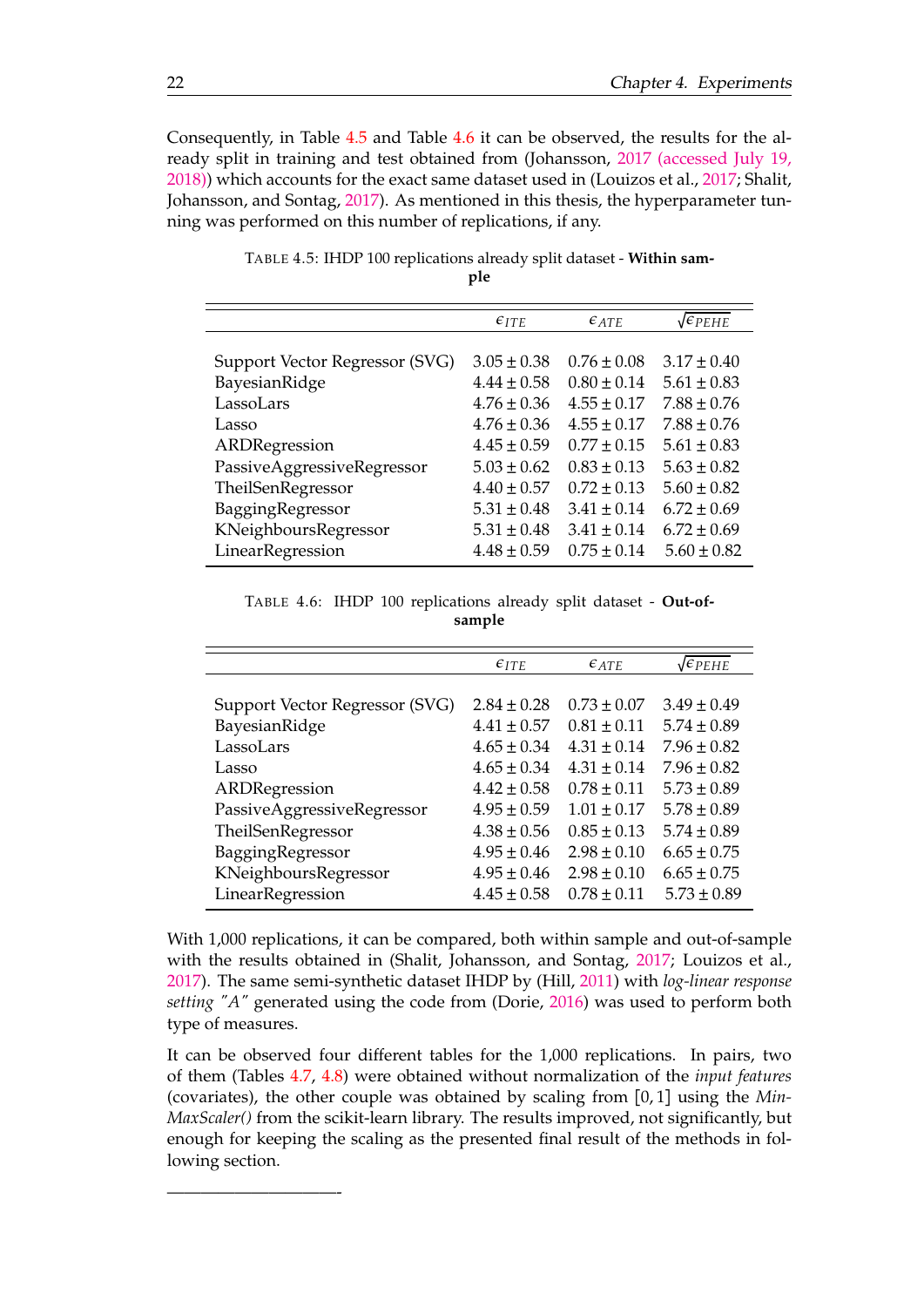Consequently, in Table 4.5 and Table 4.6 it can be observed, the results for the already split in training and test obtained from (Johansson, 2017 (accessed July 19, 2018)) which accounts for the exact same dataset used in (Louizos et al., 2017; Shalit, Johansson, and Sontag, 2017). As mentioned in this thesis, the hyperparameter tuning was performed on this number of replications, if any.

TABLE 4.5: IHDP 100 replications already split dataset - **Within sample**

| | $\epsilon_{ITE}$ | $\epsilon_{ATE}$ | $\sqrt{\epsilon_{PEHE}}$ |
|---|---|---|---|
| Support Vector Regressor (SVG) | $3.05 \pm 0.38$ | $0.76 \pm 0.08$ | $3.17 \pm 0.40$ |
| BayesianRidge | $4.44 \pm 0.58$ | $0.80 \pm 0.14$ | $5.61 \pm 0.83$ |
| LassoLars | $4.76 \pm 0.36$ | $4.55 \pm 0.17$ | $7.88 \pm 0.76$ |
| Lasso | $4.76 \pm 0.36$ | $4.55 \pm 0.17$ | $7.88 \pm 0.76$ |
| ARDRegression | $4.45 \pm 0.59$ | $0.77 \pm 0.15$ | $5.61 \pm 0.83$ |
| PassiveAggressiveRegressor | $5.03 \pm 0.62$ | $0.83 \pm 0.13$ | $5.63 \pm 0.82$ |
| TheilSenRegressor | $4.40 \pm 0.57$ | $0.72 \pm 0.13$ | $5.60 \pm 0.82$ |
| BaggingRegressor | $5.31 \pm 0.48$ | $3.41 \pm 0.14$ | $6.72 \pm 0.69$ |
| KNeighboursRegressor | $5.31 \pm 0.48$ | $3.41 \pm 0.14$ | $6.72 \pm 0.69$ |
| LinearRegression | $4.48 \pm 0.59$ | $0.75 \pm 0.14$ | $5.60 \pm 0.82$ |

TABLE 4.6: IHDP 100 replications already split dataset - **Out-of-sample**

| | $\epsilon_{ITE}$ | $\epsilon_{ATE}$ | $\sqrt{\epsilon_{PEHE}}$ |
|---|---|---|---|
| Support Vector Regressor (SVG) | $2.84 \pm 0.28$ | $0.73 \pm 0.07$ | $3.49 \pm 0.49$ |
| BayesianRidge | $4.41 \pm 0.57$ | $0.81 \pm 0.11$ | $5.74 \pm 0.89$ |
| LassoLars | $4.65 \pm 0.34$ | $4.31 \pm 0.14$ | $7.96 \pm 0.82$ |
| Lasso | $4.65 \pm 0.34$ | $4.31 \pm 0.14$ | $7.96 \pm 0.82$ |
| ARDRegression | $4.42 \pm 0.58$ | $0.78 \pm 0.11$ | $5.73 \pm 0.89$ |
| PassiveAggressiveRegressor | $4.95 \pm 0.59$ | $1.01 \pm 0.17$ | $5.78 \pm 0.89$ |
| TheilSenRegressor | $4.38 \pm 0.56$ | $0.85 \pm 0.13$ | $5.74 \pm 0.89$ |
| BaggingRegressor | $4.95 \pm 0.46$ | $2.98 \pm 0.10$ | $6.65 \pm 0.75$ |
| KNeighboursRegressor | $4.95 \pm 0.46$ | $2.98 \pm 0.10$ | $6.65 \pm 0.75$ |
| LinearRegression | $4.45 \pm 0.58$ | $0.78 \pm 0.11$ | $5.73 \pm 0.89$ |

With 1,000 replications, it can be compared, both within sample and out-of-sample with the results obtained in (Shalit, Johansson, and Sontag, 2017; Louizos et al., 2017). The same semi-synthetic dataset IHDP by (Hill, 2011) with *log-linear response setting "A"* generated using the code from (Dorie, 2016) was used to perform both type of measures.

It can be observed four different tables for the 1,000 replications. In pairs, two of them (Tables 4.7, 4.8) were obtained without normalization of the *input features* (covariates), the other couple was obtained by scaling from $[0, 1]$ using the *MinMaxScaler()* from the scikit-learn library. The results improved, not significantly, but enough for keeping the scaling as the presented final result of the methods in following section.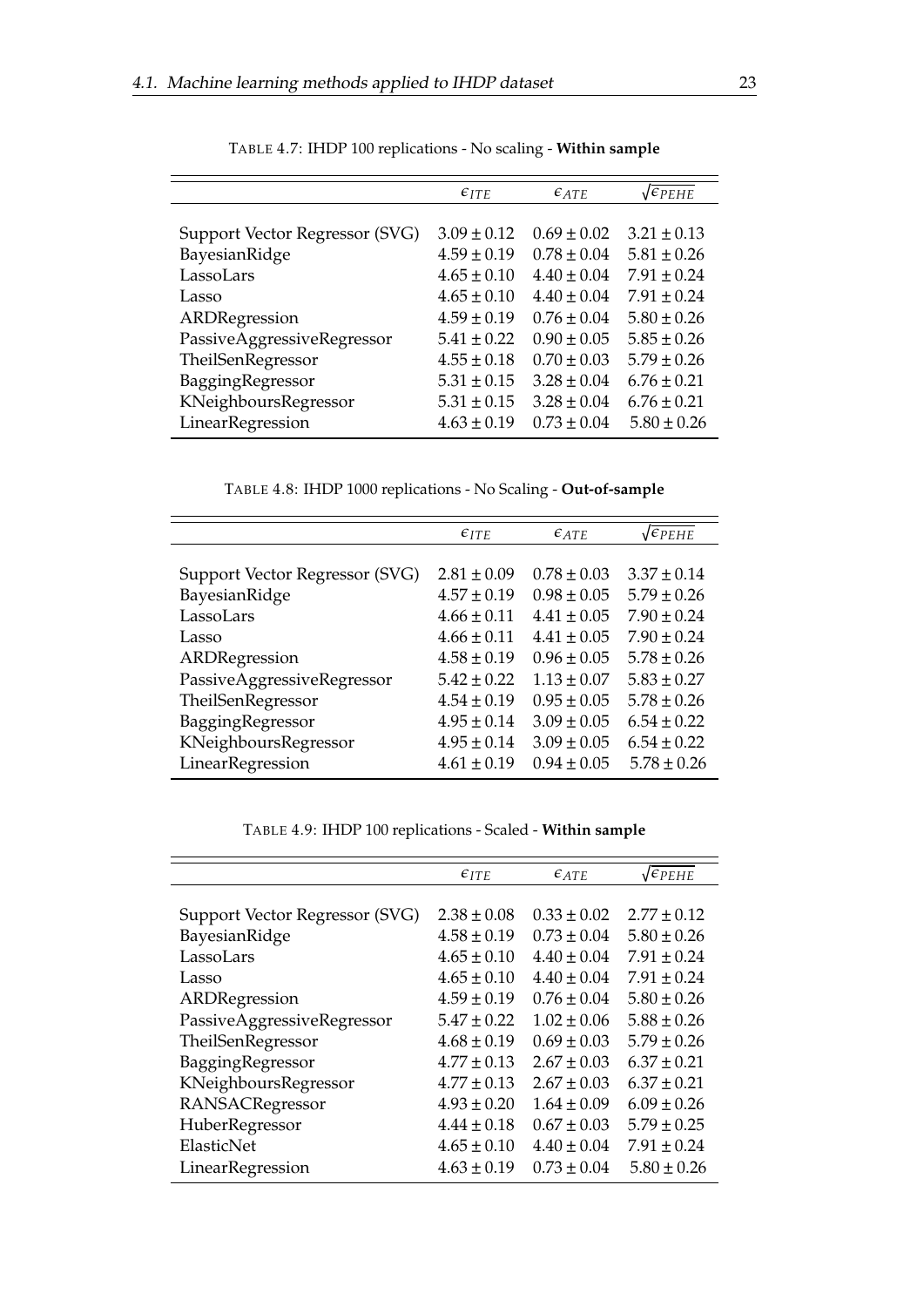TABLE 4.7: IHDP 100 replications - No scaling - **Within sample**

| | $\epsilon_{ITE}$ | $\epsilon_{ATE}$ | $\sqrt{\epsilon_{PEHE}}$ |
|---|---|---|---|
| Support Vector Regressor (SVG) | $3.09 \pm 0.12$ | $0.69 \pm 0.02$ | $3.21 \pm 0.13$ |
| BayesianRidge | $4.59 \pm 0.19$ | $0.78 \pm 0.04$ | $5.81 \pm 0.26$ |
| LassoLars | $4.65 \pm 0.10$ | $4.40 \pm 0.04$ | $7.91 \pm 0.24$ |
| Lasso | $4.65 \pm 0.10$ | $4.40 \pm 0.04$ | $7.91 \pm 0.24$ |
| ARDRegression | $4.59 \pm 0.19$ | $0.76 \pm 0.04$ | $5.80 \pm 0.26$ |
| PassiveAggressiveRegressor | $5.41 \pm 0.22$ | $0.90 \pm 0.05$ | $5.85 \pm 0.26$ |
| TheilSenRegressor | $4.55 \pm 0.18$ | $0.70 \pm 0.03$ | $5.79 \pm 0.26$ |
| BaggingRegressor | $5.31 \pm 0.15$ | $3.28 \pm 0.04$ | $6.76 \pm 0.21$ |
| KNeighboursRegressor | $5.31 \pm 0.15$ | $3.28 \pm 0.04$ | $6.76 \pm 0.21$ |
| LinearRegression | $4.63 \pm 0.19$ | $0.73 \pm 0.04$ | $5.80 \pm 0.26$ |

TABLE 4.8: IHDP 1000 replications - No Scaling - **Out-of-sample**

| | $\epsilon_{ITE}$ | $\epsilon_{ATE}$ | $\sqrt{\epsilon_{PEHE}}$ |
|---|---|---|---|
| Support Vector Regressor (SVG) | $2.81 \pm 0.09$ | $0.78 \pm 0.03$ | $3.37 \pm 0.14$ |
| BayesianRidge | $4.57 \pm 0.19$ | $0.98 \pm 0.05$ | $5.79 \pm 0.26$ |
| LassoLars | $4.66 \pm 0.11$ | $4.41 \pm 0.05$ | $7.90 \pm 0.24$ |
| Lasso | $4.66 \pm 0.11$ | $4.41 \pm 0.05$ | $7.90 \pm 0.24$ |
| ARDRegression | $4.58 \pm 0.19$ | $0.96 \pm 0.05$ | $5.78 \pm 0.26$ |
| PassiveAggressiveRegressor | $5.42 \pm 0.22$ | $1.13 \pm 0.07$ | $5.83 \pm 0.27$ |
| TheilSenRegressor | $4.54 \pm 0.19$ | $0.95 \pm 0.05$ | $5.78 \pm 0.26$ |
| BaggingRegressor | $4.95 \pm 0.14$ | $3.09 \pm 0.05$ | $6.54 \pm 0.22$ |
| KNeighboursRegressor | $4.95 \pm 0.14$ | $3.09 \pm 0.05$ | $6.54 \pm 0.22$ |
| LinearRegression | $4.61 \pm 0.19$ | $0.94 \pm 0.05$ | $5.78 \pm 0.26$ |

TABLE 4.9: IHDP 100 replications - Scaled - **Within sample**

| | $\epsilon_{ITE}$ | $\epsilon_{ATE}$ | $\sqrt{\epsilon_{PEHE}}$ |
|---|---|---|---|
| Support Vector Regressor (SVG) | $2.38 \pm 0.08$ | $0.33 \pm 0.02$ | $2.77 \pm 0.12$ |
| BayesianRidge | $4.58 \pm 0.19$ | $0.73 \pm 0.04$ | $5.80 \pm 0.26$ |
| LassoLars | $4.65 \pm 0.10$ | $4.40 \pm 0.04$ | $7.91 \pm 0.24$ |
| Lasso | $4.65 \pm 0.10$ | $4.40 \pm 0.04$ | $7.91 \pm 0.24$ |
| ARDRegression | $4.59 \pm 0.19$ | $0.76 \pm 0.04$ | $5.80 \pm 0.26$ |
| PassiveAggressiveRegressor | $5.47 \pm 0.22$ | $1.02 \pm 0.06$ | $5.88 \pm 0.26$ |
| TheilSenRegressor | $4.68 \pm 0.19$ | $0.69 \pm 0.03$ | $5.79 \pm 0.26$ |
| BaggingRegressor | $4.77 \pm 0.13$ | $2.67 \pm 0.03$ | $6.37 \pm 0.21$ |
| KNeighboursRegressor | $4.77 \pm 0.13$ | $2.67 \pm 0.03$ | $6.37 \pm 0.21$ |
| RANSACRegressor | $4.93 \pm 0.20$ | $1.64 \pm 0.09$ | $6.09 \pm 0.26$ |
| HuberRegressor | $4.44 \pm 0.18$ | $0.67 \pm 0.03$ | $5.79 \pm 0.25$ |
| ElasticNet | $4.65 \pm 0.10$ | $4.40 \pm 0.04$ | $7.91 \pm 0.24$ |
| LinearRegression | $4.63 \pm 0.19$ | $0.73 \pm 0.04$ | $5.80 \pm 0.26$ |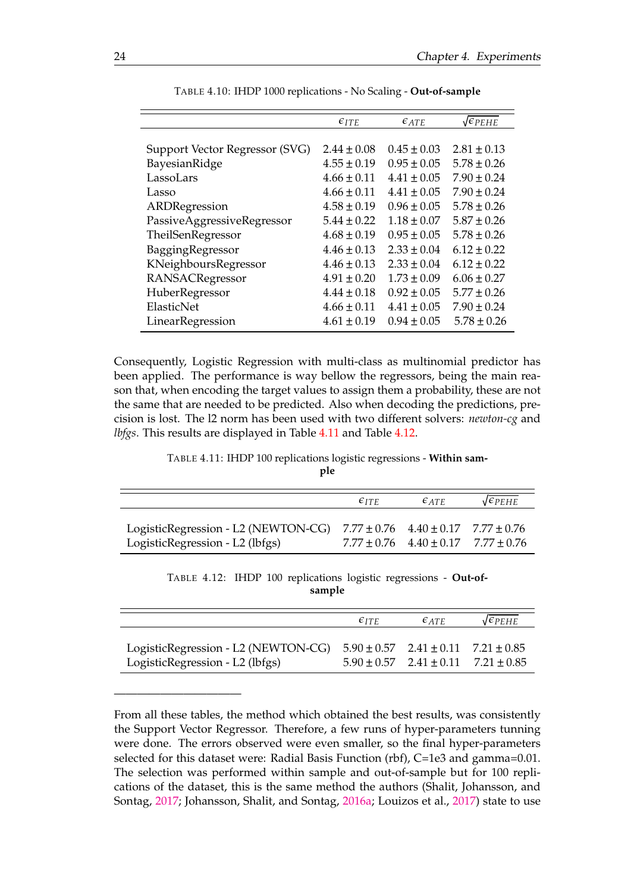TABLE 4.10: IHDP 1000 replications - No Scaling - **Out-of-sample**

| | $\epsilon_{ITE}$ | $\epsilon_{ATE}$ | $\sqrt{\epsilon_{PEHE}}$ |
|---|---|---|---|
| Support Vector Regressor (SVG) | $2.44 \pm 0.08$ | $0.45 \pm 0.03$ | $2.81 \pm 0.13$ |
| BayesianRidge | $4.55 \pm 0.19$ | $0.95 \pm 0.05$ | $5.78 \pm 0.26$ |
| LassoLars | $4.66 \pm 0.11$ | $4.41 \pm 0.05$ | $7.90 \pm 0.24$ |
| Lasso | $4.66 \pm 0.11$ | $4.41 \pm 0.05$ | $7.90 \pm 0.24$ |
| ARDRegression | $4.58 \pm 0.19$ | $0.96 \pm 0.05$ | $5.78 \pm 0.26$ |
| PassiveAggressiveRegressor | $5.44 \pm 0.22$ | $1.18 \pm 0.07$ | $5.87 \pm 0.26$ |
| TheilSenRegressor | $4.68 \pm 0.19$ | $0.95 \pm 0.05$ | $5.78 \pm 0.26$ |
| BaggingRegressor | $4.46 \pm 0.13$ | $2.33 \pm 0.04$ | $6.12 \pm 0.22$ |
| KNeighboursRegressor | $4.46 \pm 0.13$ | $2.33 \pm 0.04$ | $6.12 \pm 0.22$ |
| RANSACRegressor | $4.91 \pm 0.20$ | $1.73 \pm 0.09$ | $6.06 \pm 0.27$ |
| HuberRegressor | $4.44 \pm 0.18$ | $0.92 \pm 0.05$ | $5.77 \pm 0.26$ |
| ElasticNet | $4.66 \pm 0.11$ | $4.41 \pm 0.05$ | $7.90 \pm 0.24$ |
| LinearRegression | $4.61 \pm 0.19$ | $0.94 \pm 0.05$ | $5.78 \pm 0.26$ |

Consequently, Logistic Regression with multi-class as multinomial predictor has been applied. The performance is way bellow the regressors, being the main reason that, when encoding the target values to assign them a probability, these are not the same that are needed to be predicted. Also when decoding the predictions, precision is lost. The l2 norm has been used with two different solvers: *newton-cg* and *lbfgs*. This results are displayed in Table 4.11 and Table 4.12.

TABLE 4.11: IHDP 100 replications logistic regressions - **Within sample**

| | $\epsilon_{ITE}$ | $\epsilon_{ATE}$ | $\sqrt{\epsilon_{PEHE}}$ |
|---|---|---|---|
| LogisticRegression - L2 (NEWTON-CG) | $7.77 \pm 0.76$ | $4.40 \pm 0.17$ | $7.77 \pm 0.76$ |
| LogisticRegression - L2 (lbfgs) | $7.77 \pm 0.76$ | $4.40 \pm 0.17$ | $7.77 \pm 0.76$ |

TABLE 4.12: IHDP 100 replications logistic regressions - **Out-of-sample**

| | $\epsilon_{ITE}$ | $\epsilon_{ATE}$ | $\sqrt{\epsilon_{PEHE}}$ |
|---|---|---|---|
| LogisticRegression - L2 (NEWTON-CG) | $5.90 \pm 0.57$ | $2.41 \pm 0.11$ | $7.21 \pm 0.85$ |
| LogisticRegression - L2 (lbfgs) | $5.90 \pm 0.57$ | $2.41 \pm 0.11$ | $7.21 \pm 0.85$ |

---

From all these tables, the method which obtained the best results, was consistently the Support Vector Regressor. Therefore, a few runs of hyper-parameters tunning were done. The errors observed were even smaller, so the final hyper-parameters selected for this dataset were: Radial Basis Function (rbf), C=1e3 and gamma=0.01. The selection was performed within sample and out-of-sample but for 100 replications of the dataset, this is the same method the authors (Shalit, Johansson, and Sontag, 2017; Johansson, Shalit, and Sontag, 2016a; Louizos et al., 2017) state to use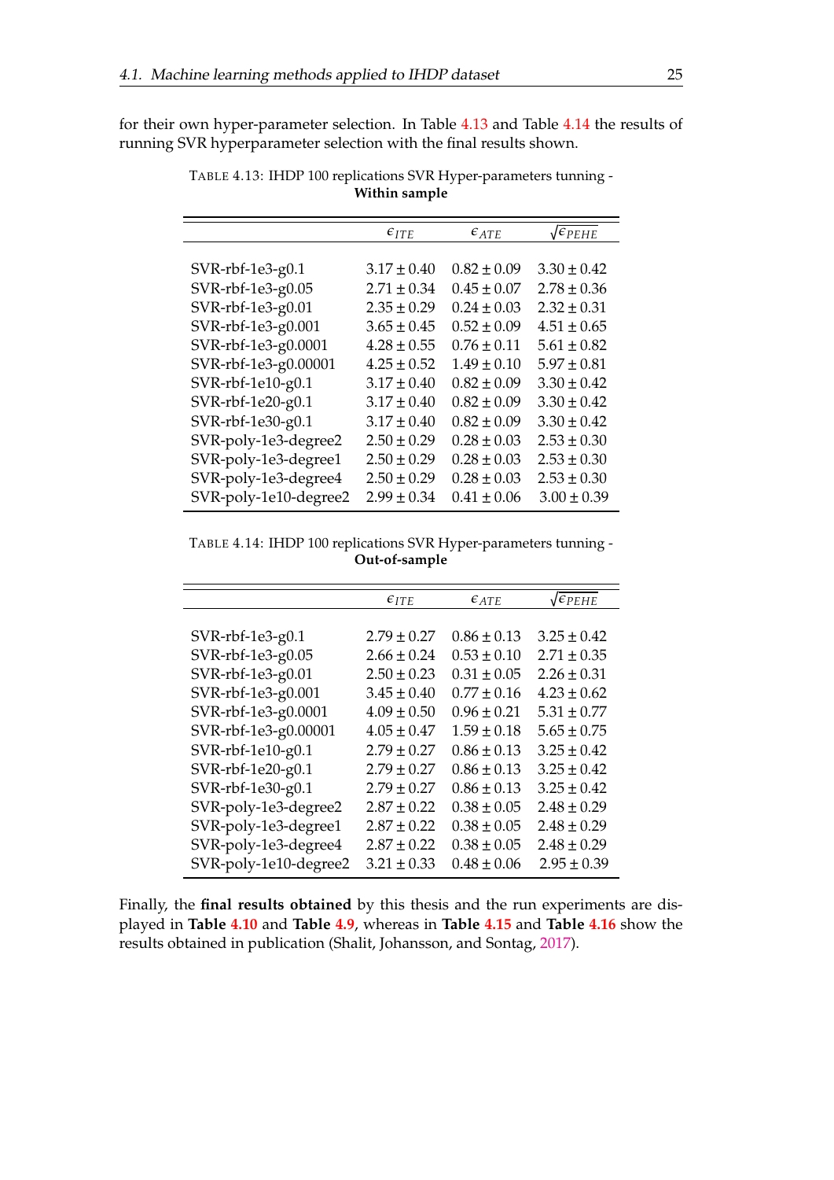for their own hyper-parameter selection. In Table 4.13 and Table 4.14 the results of running SVR hyperparameter selection with the final results shown.

TABLE 4.13: IHDP 100 replications SVR Hyper-parameters tunning - **Within sample**

| | $\epsilon_{ITE}$ | $\epsilon_{ATE}$ | $\sqrt{\epsilon_{PEHE}}$ |
|---|---|---|---|
| SVR-rbf-1e3-g0.1 | $3.17 \pm 0.40$ | $0.82 \pm 0.09$ | $3.30 \pm 0.42$ |
| SVR-rbf-1e3-g0.05 | $2.71 \pm 0.34$ | $0.45 \pm 0.07$ | $2.78 \pm 0.36$ |
| SVR-rbf-1e3-g0.01 | $2.35 \pm 0.29$ | $0.24 \pm 0.03$ | $2.32 \pm 0.31$ |
| SVR-rbf-1e3-g0.001 | $3.65 \pm 0.45$ | $0.52 \pm 0.09$ | $4.51 \pm 0.65$ |
| SVR-rbf-1e3-g0.0001 | $4.28 \pm 0.55$ | $0.76 \pm 0.11$ | $5.61 \pm 0.82$ |
| SVR-rbf-1e3-g0.00001 | $4.25 \pm 0.52$ | $1.49 \pm 0.10$ | $5.97 \pm 0.81$ |
| SVR-rbf-1e10-g0.1 | $3.17 \pm 0.40$ | $0.82 \pm 0.09$ | $3.30 \pm 0.42$ |
| SVR-rbf-1e20-g0.1 | $3.17 \pm 0.40$ | $0.82 \pm 0.09$ | $3.30 \pm 0.42$ |
| SVR-rbf-1e30-g0.1 | $3.17 \pm 0.40$ | $0.82 \pm 0.09$ | $3.30 \pm 0.42$ |
| SVR-poly-1e3-degree2 | $2.50 \pm 0.29$ | $0.28 \pm 0.03$ | $2.53 \pm 0.30$ |
| SVR-poly-1e3-degree1 | $2.50 \pm 0.29$ | $0.28 \pm 0.03$ | $2.53 \pm 0.30$ |
| SVR-poly-1e3-degree4 | $2.50 \pm 0.29$ | $0.28 \pm 0.03$ | $2.53 \pm 0.30$ |
| SVR-poly-1e10-degree2 | $2.99 \pm 0.34$ | $0.41 \pm 0.06$ | $3.00 \pm 0.39$ |

TABLE 4.14: IHDP 100 replications SVR Hyper-parameters tunning - **Out-of-sample**

| | $\epsilon_{ITE}$ | $\epsilon_{ATE}$ | $\sqrt{\epsilon_{PEHE}}$ |
|---|---|---|---|
| SVR-rbf-1e3-g0.1 | $2.79 \pm 0.27$ | $0.86 \pm 0.13$ | $3.25 \pm 0.42$ |
| SVR-rbf-1e3-g0.05 | $2.66 \pm 0.24$ | $0.53 \pm 0.10$ | $2.71 \pm 0.35$ |
| SVR-rbf-1e3-g0.01 | $2.50 \pm 0.23$ | $0.31 \pm 0.05$ | $2.26 \pm 0.31$ |
| SVR-rbf-1e3-g0.001 | $3.45 \pm 0.40$ | $0.77 \pm 0.16$ | $4.23 \pm 0.62$ |
| SVR-rbf-1e3-g0.0001 | $4.09 \pm 0.50$ | $0.96 \pm 0.21$ | $5.31 \pm 0.77$ |
| SVR-rbf-1e3-g0.00001 | $4.05 \pm 0.47$ | $1.59 \pm 0.18$ | $5.65 \pm 0.75$ |
| SVR-rbf-1e10-g0.1 | $2.79 \pm 0.27$ | $0.86 \pm 0.13$ | $3.25 \pm 0.42$ |
| SVR-rbf-1e20-g0.1 | $2.79 \pm 0.27$ | $0.86 \pm 0.13$ | $3.25 \pm 0.42$ |
| SVR-rbf-1e30-g0.1 | $2.79 \pm 0.27$ | $0.86 \pm 0.13$ | $3.25 \pm 0.42$ |
| SVR-poly-1e3-degree2 | $2.87 \pm 0.22$ | $0.38 \pm 0.05$ | $2.48 \pm 0.29$ |
| SVR-poly-1e3-degree1 | $2.87 \pm 0.22$ | $0.38 \pm 0.05$ | $2.48 \pm 0.29$ |
| SVR-poly-1e3-degree4 | $2.87 \pm 0.22$ | $0.38 \pm 0.05$ | $2.48 \pm 0.29$ |
| SVR-poly-1e10-degree2 | $3.21 \pm 0.33$ | $0.48 \pm 0.06$ | $2.95 \pm 0.39$ |

Finally, the **final results obtained** by this thesis and the run experiments are displayed in **Table 4.10** and **Table 4.9**, whereas in **Table 4.15** and **Table 4.16** show the results obtained in publication (Shalit, Johansson, and Sontag, 2017).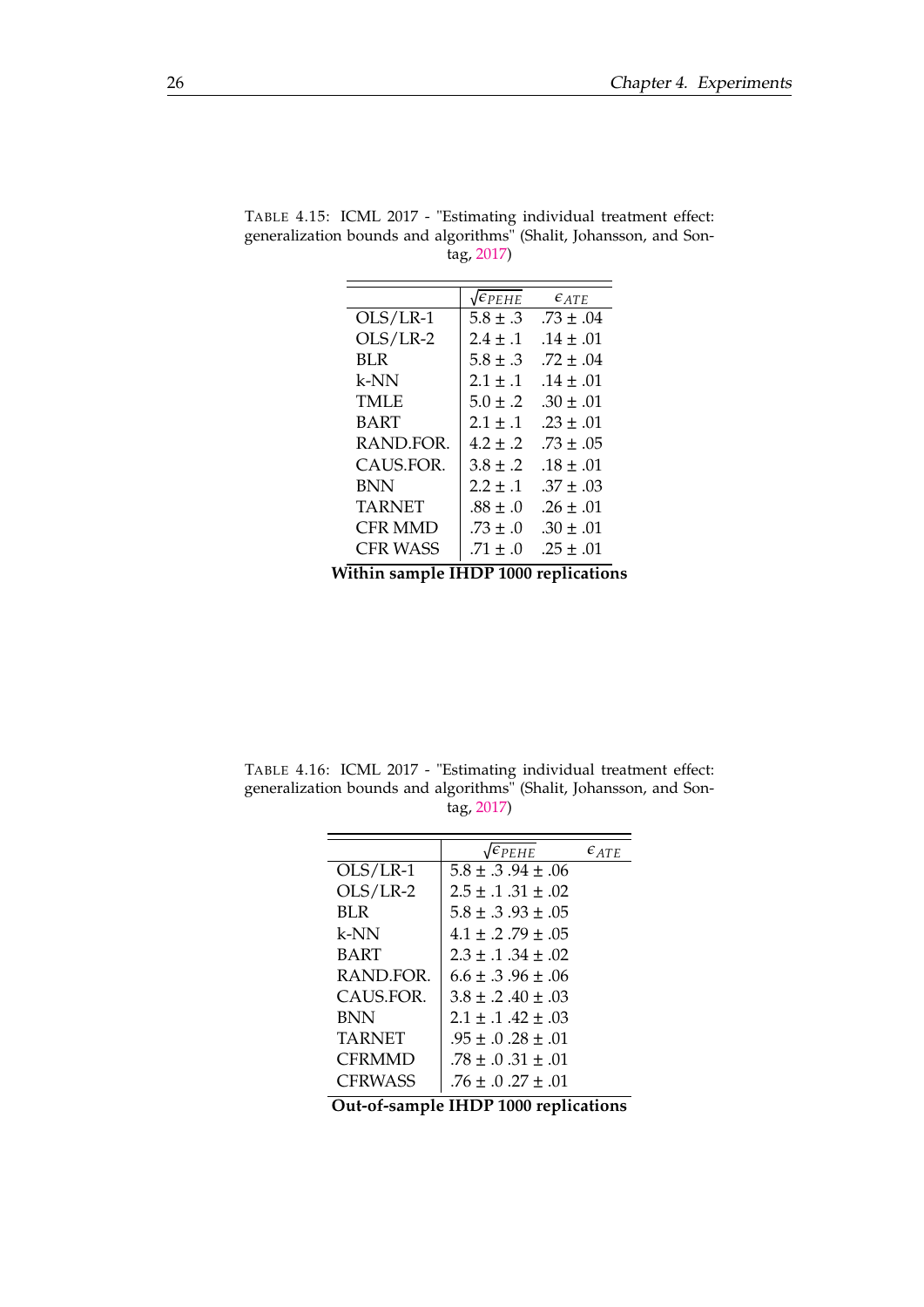TABLE 4.15: ICML 2017 - "Estimating individual treatment effect: generalization bounds and algorithms" (Shalit, Johansson, and Sontag, 2017)

| | $\sqrt{\epsilon_{PEHE}}$ | $\epsilon_{ATE}$ |
|---|---|---|
| OLS/LR-1 | 5.8 ± .3 | .73 ± .04 |
| OLS/LR-2 | 2.4 ± .1 | .14 ± .01 |
| BLR | 5.8 ± .3 | .72 ± .04 |
| k-NN | 2.1 ± .1 | .14 ± .01 |
| TMLE | 5.0 ± .2 | .30 ± .01 |
| BART | 2.1 ± .1 | .23 ± .01 |
| RAND.FOR. | 4.2 ± .2 | .73 ± .05 |
| CAUS.FOR. | 3.8 ± .2 | .18 ± .01 |
| BNN | 2.2 ± .1 | .37 ± .03 |
| TARNET | .88 ± .0 | .26 ± .01 |
| CFR MMD | .73 ± .0 | .30 ± .01 |
| CFR WASS | .71 ± .0 | .25 ± .01 |

**Within sample IHDP 1000 replications**

TABLE 4.16: ICML 2017 - "Estimating individual treatment effect: generalization bounds and algorithms" (Shalit, Johansson, and Sontag, 2017)

| | $\sqrt{\epsilon_{PEHE}}$ | $\epsilon_{ATE}$ |
|---|---|---|
| OLS/LR-1 | 5.8 ± .3 | .94 ± .06 |
| OLS/LR-2 | 2.5 ± .1 | .31 ± .02 |
| BLR | 5.8 ± .3 | .93 ± .05 |
| k-NN | 4.1 ± .2 | .79 ± .05 |
| BART | 2.3 ± .1 | .34 ± .02 |
| RAND.FOR. | 6.6 ± .3 | .96 ± .06 |
| CAUS.FOR. | 3.8 ± .2 | .40 ± .03 |
| BNN | 2.1 ± .1 | .42 ± .03 |
| TARNET | .95 ± .0 | .28 ± .01 |
| CFRMMD | .78 ± .0 | .31 ± .01 |
| CFRWASS | .76 ± .0 | .27 ± .01 |

**Out-of-sample IHDP 1000 replications**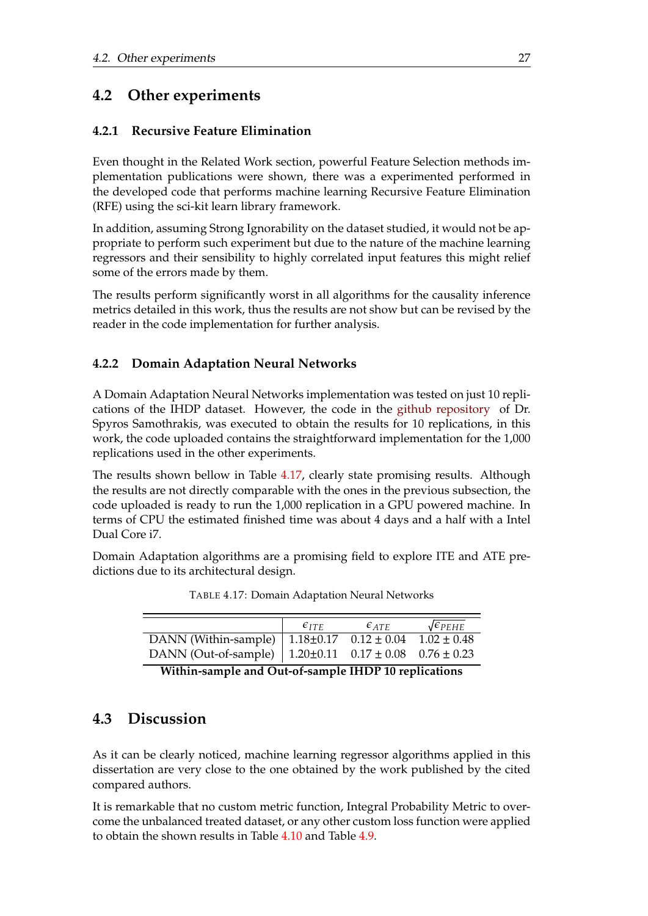## 4.2 Other experiments

### 4.2.1 Recursive Feature Elimination

Even thought in the Related Work section, powerful Feature Selection methods implementation publications were shown, there was a experimented performed in the developed code that performs machine learning Recursive Feature Elimination (RFE) using the sci-kit learn library framework.

In addition, assuming Strong Ignorability on the dataset studied, it would not be appropriate to perform such experiment but due to the nature of the machine learning regressors and their sensibility to highly correlated input features this might relief some of the errors made by them.

The results perform significantly worst in all algorithms for the causality inference metrics detailed in this work, thus the results are not show but can be revised by the reader in the code implementation for further analysis.

### 4.2.2 Domain Adaptation Neural Networks

A Domain Adaptation Neural Networks implementation was tested on just 10 replications of the IHDP dataset. However, the code in the github repository of Dr. Spyros Samothrakis, was executed to obtain the results for 10 replications, in this work, the code uploaded contains the straightforward implementation for the 1,000 replications used in the other experiments.

The results shown bellow in Table 4.17, clearly state promising results. Although the results are not directly comparable with the ones in the previous subsection, the code uploaded is ready to run the 1,000 replication in a GPU powered machine. In terms of CPU the estimated finished time was about 4 days and a half with a Intel Dual Core i7.

Domain Adaptation algorithms are a promising field to explore ITE and ATE predictions due to its architectural design.

TABLE 4.17: Domain Adaptation Neural Networks

| | $\epsilon_{ITE}$ | $\epsilon_{ATE}$ | $\sqrt{\epsilon_{PEHE}}$ |
|---|---|---|---|
| DANN (Within-sample) | 1.18±0.17 | 0.12 ± 0.04 | 1.02 ± 0.48 |
| DANN (Out-of-sample) | 1.20±0.11 | 0.17 ± 0.08 | 0.76 ± 0.23 |

**Within-sample and Out-of-sample IHDP 10 replications**

## 4.3 Discussion

As it can be clearly noticed, machine learning regressor algorithms applied in this dissertation are very close to the one obtained by the work published by the cited compared authors.

It is remarkable that no custom metric function, Integral Probability Metric to overcome the unbalanced treated dataset, or any other custom loss function were applied to obtain the shown results in Table 4.10 and Table 4.9.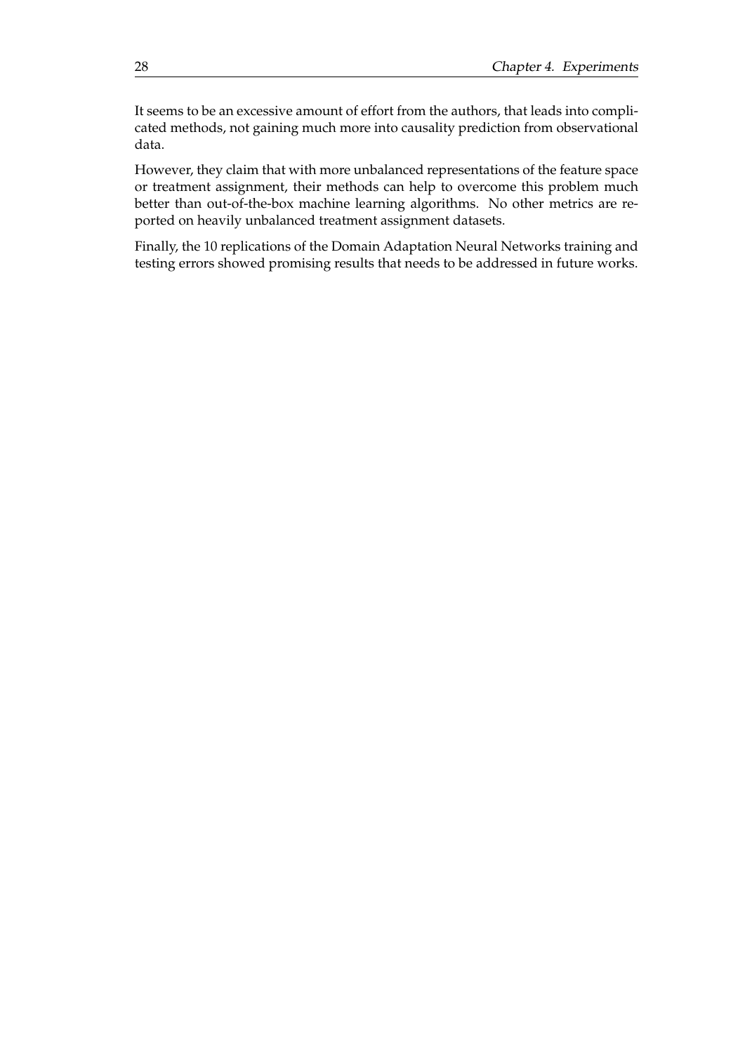It seems to be an excessive amount of effort from the authors, that leads into complicated methods, not gaining much more into causality prediction from observational data.

However, they claim that with more unbalanced representations of the feature space or treatment assignment, their methods can help to overcome this problem much better than out-of-the-box machine learning algorithms. No other metrics are reported on heavily unbalanced treatment assignment datasets.

Finally, the 10 replications of the Domain Adaptation Neural Networks training and testing errors showed promising results that needs to be addressed in future works.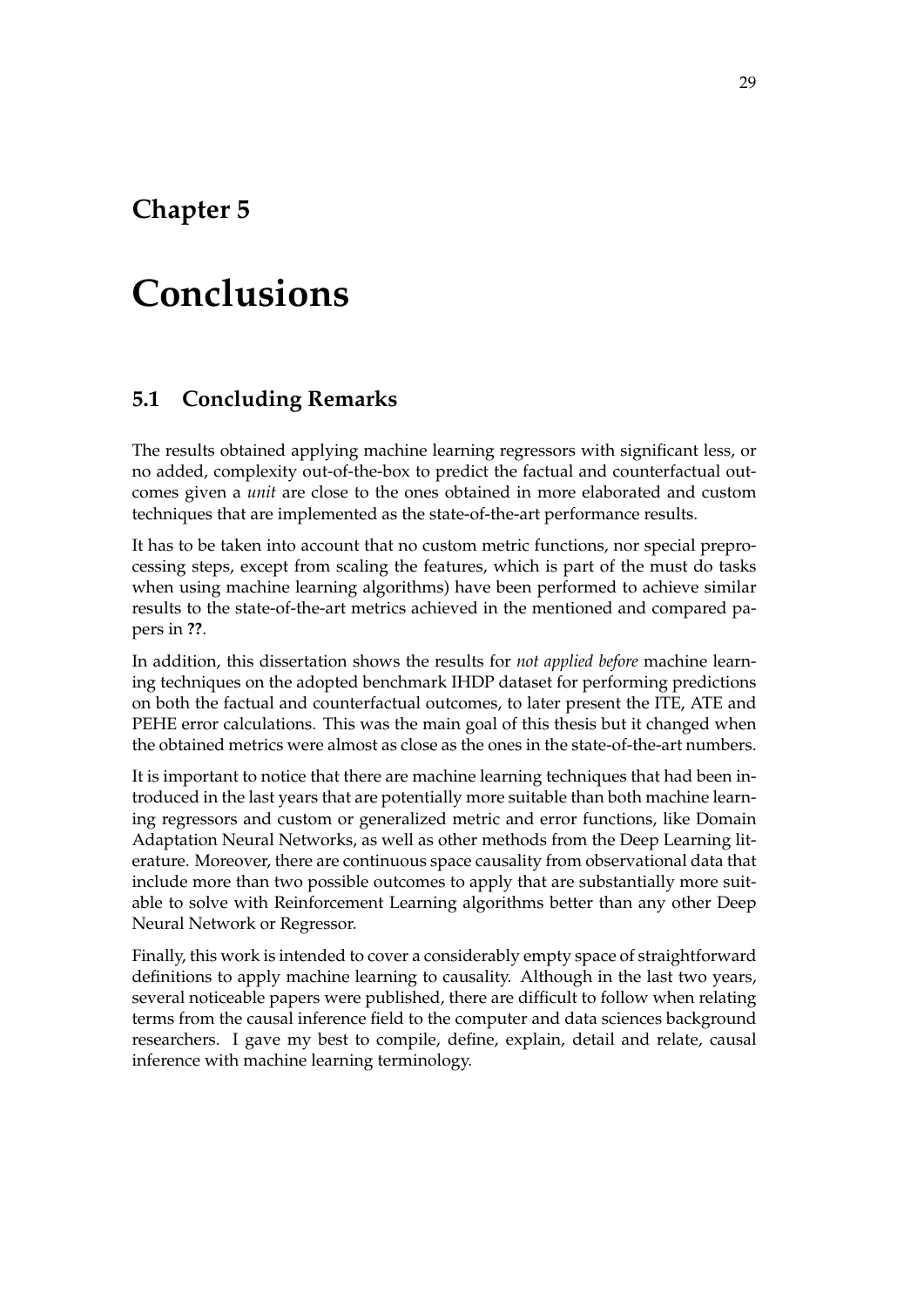# Chapter 5

# Conclusions

## 5.1 Concluding Remarks

The results obtained applying machine learning regressors with significant less, or no added, complexity out-of-the-box to predict the factual and counterfactual outcomes given a *unit* are close to the ones obtained in more elaborated and custom techniques that are implemented as the state-of-the-art performance results.

It has to be taken into account that no custom metric functions, nor special preprocessing steps, except from scaling the features, which is part of the must do tasks when using machine learning algorithms) have been performed to achieve similar results to the state-of-the-art metrics achieved in the mentioned and compared papers in **??**.

In addition, this dissertation shows the results for *not applied before* machine learning techniques on the adopted benchmark IHDP dataset for performing predictions on both the factual and counterfactual outcomes, to later present the ITE, ATE and PEHE error calculations. This was the main goal of this thesis but it changed when the obtained metrics were almost as close as the ones in the state-of-the-art numbers.

It is important to notice that there are machine learning techniques that had been introduced in the last years that are potentially more suitable than both machine learning regressors and custom or generalized metric and error functions, like Domain Adaptation Neural Networks, as well as other methods from the Deep Learning literature. Moreover, there are continuous space causality from observational data that include more than two possible outcomes to apply that are substantially more suitable to solve with Reinforcement Learning algorithms better than any other Deep Neural Network or Regressor.

Finally, this work is intended to cover a considerably empty space of straightforward definitions to apply machine learning to causality. Although in the last two years, several noticeable papers were published, there are difficult to follow when relating terms from the causal inference field to the computer and data sciences background researchers. I gave my best to compile, define, explain, detail and relate, causal inference with machine learning terminology.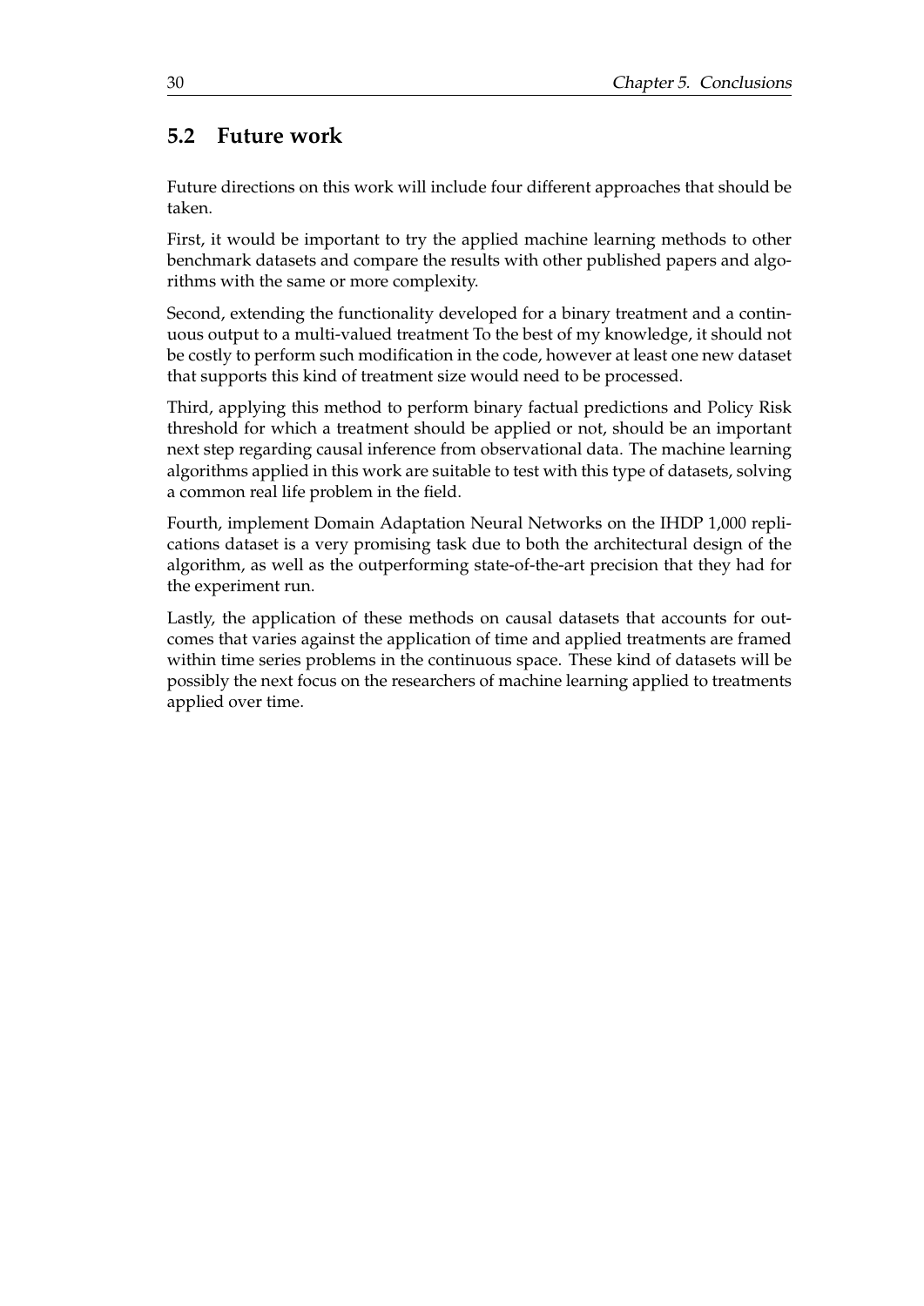## 5.2 Future work

Future directions on this work will include four different approaches that should be taken.

First, it would be important to try the applied machine learning methods to other benchmark datasets and compare the results with other published papers and algorithms with the same or more complexity.

Second, extending the functionality developed for a binary treatment and a continuous output to a multi-valued treatment To the best of my knowledge, it should not be costly to perform such modification in the code, however at least one new dataset that supports this kind of treatment size would need to be processed.

Third, applying this method to perform binary factual predictions and Policy Risk threshold for which a treatment should be applied or not, should be an important next step regarding causal inference from observational data. The machine learning algorithms applied in this work are suitable to test with this type of datasets, solving a common real life problem in the field.

Fourth, implement Domain Adaptation Neural Networks on the IHDP 1,000 replications dataset is a very promising task due to both the architectural design of the algorithm, as well as the outperforming state-of-the-art precision that they had for the experiment run.

Lastly, the application of these methods on causal datasets that accounts for outcomes that varies against the application of time and applied treatments are framed within time series problems in the continuous space. These kind of datasets will be possibly the next focus on the researchers of machine learning applied to treatments applied over time.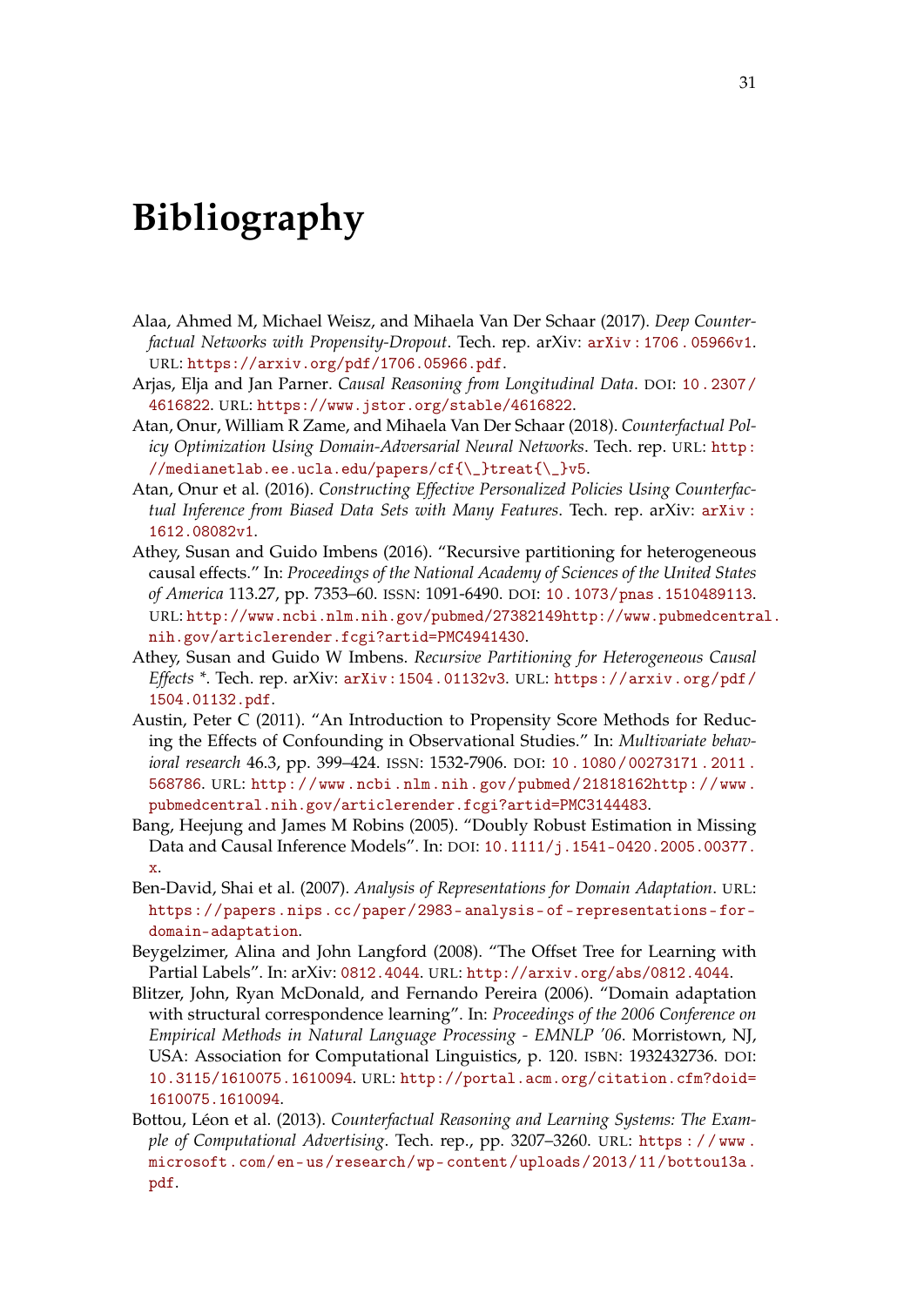# Bibliography

Alaa, Ahmed M, Michael Weisz, and Mihaela Van Der Schaar (2017). *Deep Counterfactual Networks with Propensity-Dropout*. Tech. rep. arXiv: arXiv:1706.05966v1. URL: https://arxiv.org/pdf/1706.05966.pdf.

Arjas, Elja and Jan Parner. *Causal Reasoning from Longitudinal Data*. DOI: 10.2307/4616822. URL: https://www.jstor.org/stable/4616822.

Atan, Onur, William R Zame, and Mihaela Van Der Schaar (2018). *Counterfactual Policy Optimization Using Domain-Adversarial Neural Networks*. Tech. rep. URL: http://medianetlab.ee.ucla.edu/papers/cf{\_}treat{\_}v5.

Atan, Onur et al. (2016). *Constructing Effective Personalized Policies Using Counterfactual Inference from Biased Data Sets with Many Features*. Tech. rep. arXiv: arXiv:1612.08082v1.

Athey, Susan and Guido Imbens (2016). "Recursive partitioning for heterogeneous causal effects." In: *Proceedings of the National Academy of Sciences of the United States of America* 113.27, pp. 7353–60. ISSN: 1091-6490. DOI: 10.1073/pnas.1510489113. URL: http://www.ncbi.nlm.nih.gov/pubmed/27382149http://www.pubmedcentral.nih.gov/articlerender.fcgi?artid=PMC4941430.

Athey, Susan and Guido W Imbens. *Recursive Partitioning for Heterogeneous Causal Effects* *. Tech. rep. arXiv: arXiv:1504.01132v3. URL: https://arxiv.org/pdf/1504.01132.pdf.

Austin, Peter C (2011). "An Introduction to Propensity Score Methods for Reducing the Effects of Confounding in Observational Studies." In: *Multivariate behavioral research* 46.3, pp. 399–424. ISSN: 1532-7906. DOI: 10.1080/00273171.2011.568786. URL: http://www.ncbi.nlm.nih.gov/pubmed/21818162http://www.pubmedcentral.nih.gov/articlerender.fcgi?artid=PMC3144483.

Bang, Heejung and James M Robins (2005). "Doubly Robust Estimation in Missing Data and Causal Inference Models". In: DOI: 10.1111/j.1541-0420.2005.00377.x.

Ben-David, Shai et al. (2007). *Analysis of Representations for Domain Adaptation*. URL: https://papers.nips.cc/paper/2983-analysis-of-representations-for-domain-adaptation.

Beygelzimer, Alina and John Langford (2008). "The Offset Tree for Learning with Partial Labels". In: arXiv: 0812.4044. URL: http://arxiv.org/abs/0812.4044.

Blitzer, John, Ryan McDonald, and Fernando Pereira (2006). "Domain adaptation with structural correspondence learning". In: *Proceedings of the 2006 Conference on Empirical Methods in Natural Language Processing - EMNLP '06*. Morristown, NJ, USA: Association for Computational Linguistics, p. 120. ISBN: 1932432736. DOI: 10.3115/1610075.1610094. URL: http://portal.acm.org/citation.cfm?doid=1610075.1610094.

Bottou, Léon et al. (2013). *Counterfactual Reasoning and Learning Systems: The Example of Computational Advertising*. Tech. rep., pp. 3207–3260. URL: https://www.microsoft.com/en-us/research/wp-content/uploads/2013/11/bottou13a.pdf.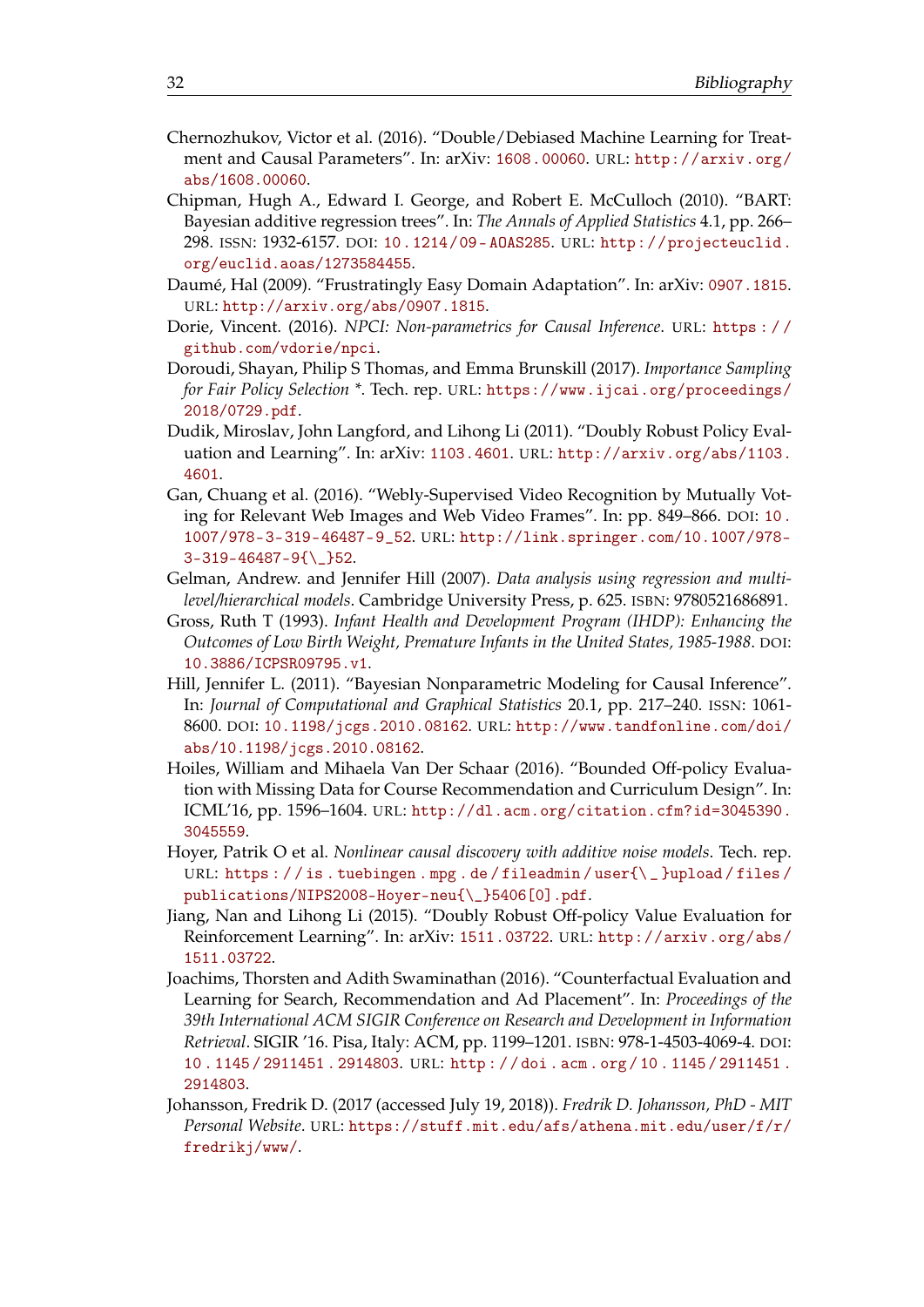Chernozhukov, Victor et al. (2016). "Double/Debiased Machine Learning for Treatment and Causal Parameters". In: arXiv: 1608.00060. URL: http://arxiv.org/abs/1608.00060.

Chipman, Hugh A., Edward I. George, and Robert E. McCulloch (2010). "BART: Bayesian additive regression trees". In: *The Annals of Applied Statistics* 4.1, pp. 266–298. ISSN: 1932-6157. DOI: 10.1214/09-AOAS285. URL: http://projecteuclid.org/euclid.aoas/1273584455.

Daumé, Hal (2009). "Frustratingly Easy Domain Adaptation". In: arXiv: 0907.1815. URL: http://arxiv.org/abs/0907.1815.

Dorie, Vincent. (2016). *NPCI: Non-parametrics for Causal Inference*. URL: https://github.com/vdorie/npci.

Doroudi, Shayan, Philip S Thomas, and Emma Brunskill (2017). *Importance Sampling for Fair Policy Selection \**. Tech. rep. URL: https://www.ijcai.org/proceedings/2018/0729.pdf.

Dudik, Miroslav, John Langford, and Lihong Li (2011). "Doubly Robust Policy Evaluation and Learning". In: arXiv: 1103.4601. URL: http://arxiv.org/abs/1103.4601.

Gan, Chuang et al. (2016). "Webly-Supervised Video Recognition by Mutually Voting for Relevant Web Images and Web Video Frames". In: pp. 849–866. DOI: 10.1007/978-3-319-46487-9_52. URL: http://link.springer.com/10.1007/978-3-319-46487-9{\_}52.

Gelman, Andrew. and Jennifer Hill (2007). *Data analysis using regression and multilevel/hierarchical models*. Cambridge University Press, p. 625. ISBN: 9780521686891.

Gross, Ruth T (1993). *Infant Health and Development Program (IHDP): Enhancing the Outcomes of Low Birth Weight, Premature Infants in the United States, 1985-1988*. DOI: 10.3886/ICPSR09795.v1.

Hill, Jennifer L. (2011). "Bayesian Nonparametric Modeling for Causal Inference". In: *Journal of Computational and Graphical Statistics* 20.1, pp. 217–240. ISSN: 1061-8600. DOI: 10.1198/jcgs.2010.08162. URL: http://www.tandfonline.com/doi/abs/10.1198/jcgs.2010.08162.

Hoiles, William and Mihaela Van Der Schaar (2016). "Bounded Off-policy Evaluation with Missing Data for Course Recommendation and Curriculum Design". In: ICML'16, pp. 1596–1604. URL: http://dl.acm.org/citation.cfm?id=3045390.3045559.

Hoyer, Patrik O et al. *Nonlinear causal discovery with additive noise models*. Tech. rep. URL: https://is.tuebingen.mpg.de/fileadmin/user{\_}upload/files/publications/NIPS2008-Hoyer-neu{\_}5406[0].pdf.

Jiang, Nan and Lihong Li (2015). "Doubly Robust Off-policy Value Evaluation for Reinforcement Learning". In: arXiv: 1511.03722. URL: http://arxiv.org/abs/1511.03722.

Joachims, Thorsten and Adith Swaminathan (2016). "Counterfactual Evaluation and Learning for Search, Recommendation and Ad Placement". In: *Proceedings of the 39th International ACM SIGIR Conference on Research and Development in Information Retrieval*. SIGIR '16. Pisa, Italy: ACM, pp. 1199–1201. ISBN: 978-1-4503-4069-4. DOI: 10.1145/2911451.2914803. URL: http://doi.acm.org/10.1145/2911451.2914803.

Johansson, Fredrik D. (2017 (accessed July 19, 2018)). *Fredrik D. Johansson, PhD - MIT Personal Website*. URL: https://stuff.mit.edu/afs/athena.mit.edu/user/f/r/fredrikj/www/.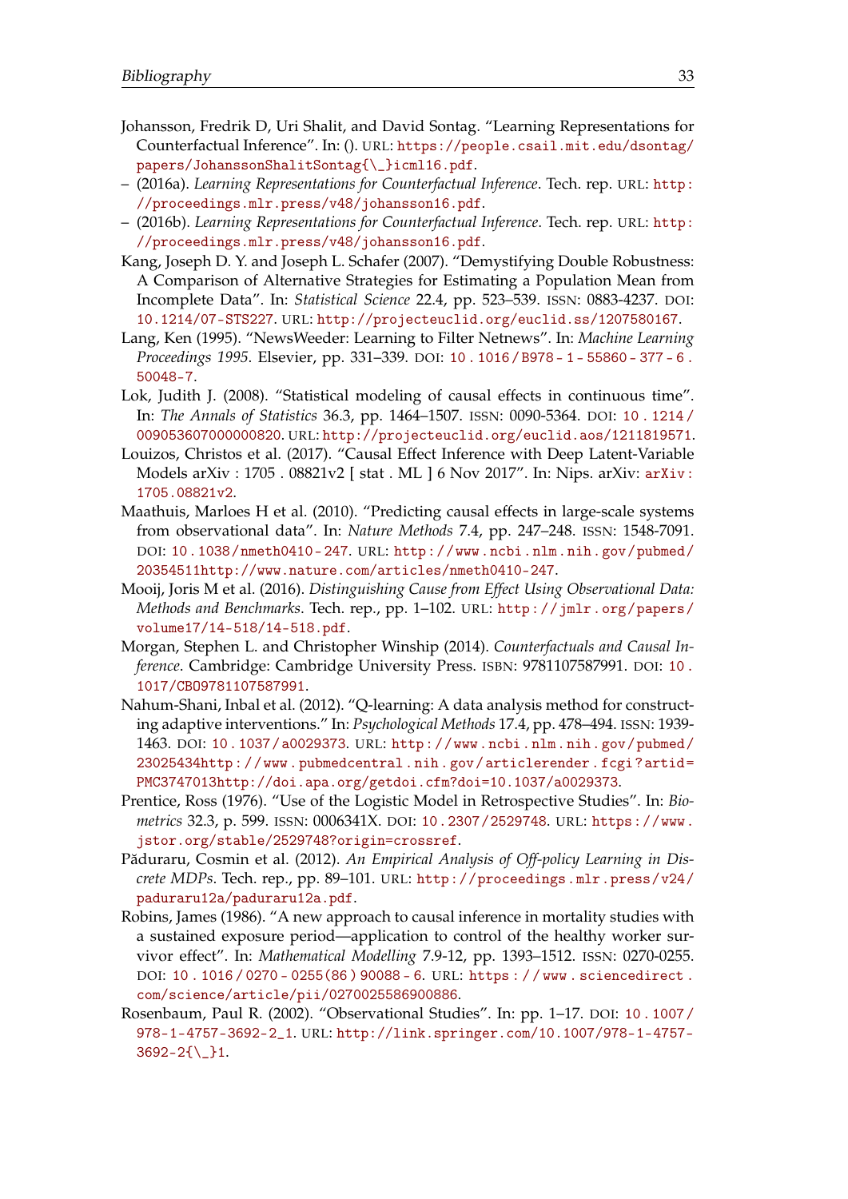Johansson, Fredrik D, Uri Shalit, and David Sontag. "Learning Representations for Counterfactual Inference". In: (). URL: https://people.csail.mit.edu/dsontag/papers/JohanssonShalitSontag{\_}icml16.pdf.

– (2016a). *Learning Representations for Counterfactual Inference*. Tech. rep. URL: http://proceedings.mlr.press/v48/johansson16.pdf.

– (2016b). *Learning Representations for Counterfactual Inference*. Tech. rep. URL: http://proceedings.mlr.press/v48/johansson16.pdf.

Kang, Joseph D. Y. and Joseph L. Schafer (2007). "Demystifying Double Robustness: A Comparison of Alternative Strategies for Estimating a Population Mean from Incomplete Data". In: *Statistical Science* 22.4, pp. 523–539. ISSN: 0883-4237. DOI: 10.1214/07-STS227. URL: http://projecteuclid.org/euclid.ss/1207580167.

Lang, Ken (1995). "NewsWeeder: Learning to Filter Netnews". In: *Machine Learning Proceedings 1995*. Elsevier, pp. 331–339. DOI: 10.1016/B978-1-55860-377-6.50048-7.

Lok, Judith J. (2008). "Statistical modeling of causal effects in continuous time". In: *The Annals of Statistics* 36.3, pp. 1464–1507. ISSN: 0090-5364. DOI: 10.1214/009053607000000820. URL: http://projecteuclid.org/euclid.aos/1211819571.

Louizos, Christos et al. (2017). "Causal Effect Inference with Deep Latent-Variable Models arXiv : 1705 . 08821v2 [ stat . ML ] 6 Nov 2017". In: Nips. arXiv: arXiv:1705.08821v2.

Maathuis, Marloes H et al. (2010). "Predicting causal effects in large-scale systems from observational data". In: *Nature Methods* 7.4, pp. 247–248. ISSN: 1548-7091. DOI: 10.1038/nmeth0410-247. URL: http://www.ncbi.nlm.nih.gov/pubmed/20354511http://www.nature.com/articles/nmeth0410-247.

Mooij, Joris M et al. (2016). *Distinguishing Cause from Effect Using Observational Data: Methods and Benchmarks*. Tech. rep., pp. 1–102. URL: http://jmlr.org/papers/volume17/14-518/14-518.pdf.

Morgan, Stephen L. and Christopher Winship (2014). *Counterfactuals and Causal Inference*. Cambridge: Cambridge University Press. ISBN: 9781107587991. DOI: 10.1017/CBO9781107587991.

Nahum-Shani, Inbal et al. (2012). "Q-learning: A data analysis method for constructing adaptive interventions." In: *Psychological Methods* 17.4, pp. 478–494. ISSN: 1939-1463. DOI: 10.1037/a0029373. URL: http://www.ncbi.nlm.nih.gov/pubmed/23025434http://www.pubmedcentral.nih.gov/articlerender.fcgi?artid=PMC3747013http://doi.apa.org/getdoi.cfm?doi=10.1037/a0029373.

Prentice, Ross (1976). "Use of the Logistic Model in Retrospective Studies". In: *Biometrics* 32.3, p. 599. ISSN: 0006341X. DOI: 10.2307/2529748. URL: https://www.jstor.org/stable/2529748?origin=crossref.

Păduraru, Cosmin et al. (2012). *An Empirical Analysis of Off-policy Learning in Discrete MDPs*. Tech. rep., pp. 89–101. URL: http://proceedings.mlr.press/v24/paduraru12a/paduraru12a.pdf.

Robins, James (1986). "A new approach to causal inference in mortality studies with a sustained exposure period—application to control of the healthy worker survivor effect". In: *Mathematical Modelling* 7.9-12, pp. 1393–1512. ISSN: 0270-0255. DOI: 10.1016/0270-0255(86)90088-6. URL: https://www.sciencedirect.com/science/article/pii/0270025586900886.

Rosenbaum, Paul R. (2002). "Observational Studies". In: pp. 1–17. DOI: 10.1007/978-1-4757-3692-2_1. URL: http://link.springer.com/10.1007/978-1-4757-3692-2{\_}1.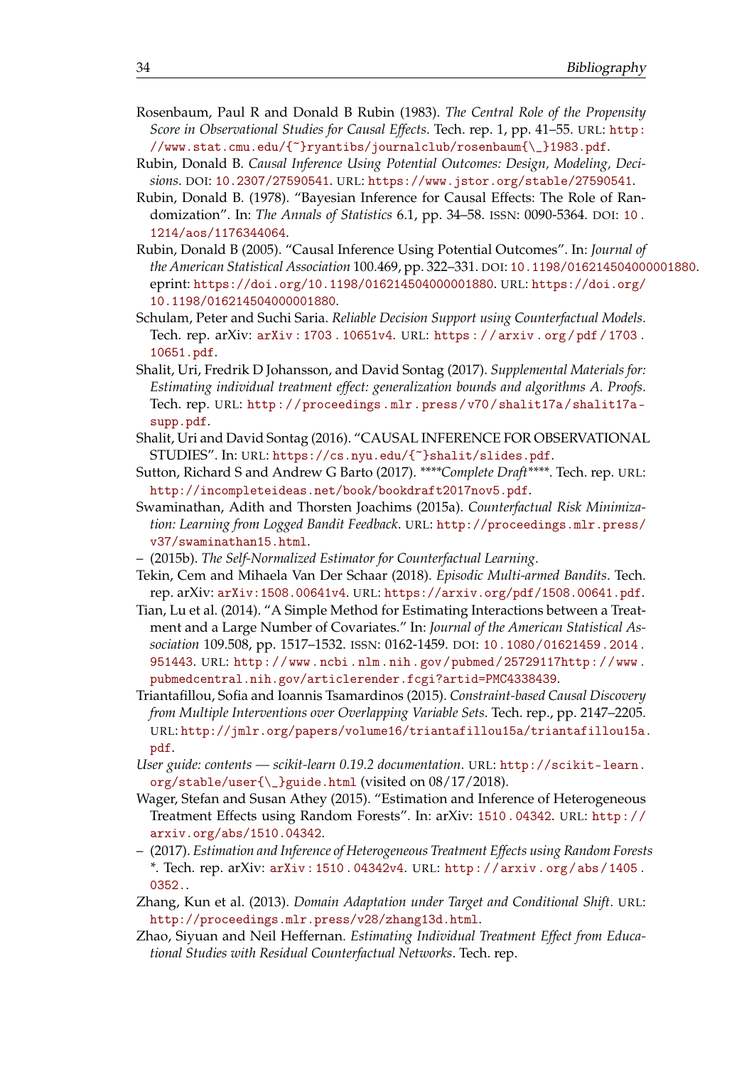Rosenbaum, Paul R and Donald B Rubin (1983). *The Central Role of the Propensity Score in Observational Studies for Causal Effects*. Tech. rep. 1, pp. 41–55. URL: http://www.stat.cmu.edu/{~}ryantibs/journalclub/rosenbaum{\_}1983.pdf.

Rubin, Donald B. *Causal Inference Using Potential Outcomes: Design, Modeling, Decisions*. DOI: 10.2307/27590541. URL: https://www.jstor.org/stable/27590541.

Rubin, Donald B. (1978). "Bayesian Inference for Causal Effects: The Role of Randomization". In: *The Annals of Statistics* 6.1, pp. 34–58. ISSN: 0090-5364. DOI: 10.1214/aos/1176344064.

Rubin, Donald B (2005). "Causal Inference Using Potential Outcomes". In: *Journal of the American Statistical Association* 100.469, pp. 322–331. DOI: 10.1198/016214504000001880. eprint: https://doi.org/10.1198/016214504000001880. URL: https://doi.org/10.1198/016214504000001880.

Schulam, Peter and Suchi Saria. *Reliable Decision Support using Counterfactual Models*. Tech. rep. arXiv: arXiv:1703.10651v4. URL: https://arxiv.org/pdf/1703.10651.pdf.

Shalit, Uri, Fredrik D Johansson, and David Sontag (2017). *Supplemental Materials for: Estimating individual treatment effect: generalization bounds and algorithms A. Proofs*. Tech. rep. URL: http://proceedings.mlr.press/v70/shalit17a/shalit17a-supp.pdf.

Shalit, Uri and David Sontag (2016). "CAUSAL INFERENCE FOR OBSERVATIONAL STUDIES". In: URL: https://cs.nyu.edu/{~}shalit/slides.pdf.

Sutton, Richard S and Andrew G Barto (2017). *\*\*\*\*Complete Draft\*\*\*\**. Tech. rep. URL: http://incompleteideas.net/book/bookdraft2017nov5.pdf.

Swaminathan, Adith and Thorsten Joachims (2015a). *Counterfactual Risk Minimization: Learning from Logged Bandit Feedback*. URL: http://proceedings.mlr.press/v37/swaminathan15.html.

– (2015b). *The Self-Normalized Estimator for Counterfactual Learning*.

Tekin, Cem and Mihaela Van Der Schaar (2018). *Episodic Multi-armed Bandits*. Tech. rep. arXiv: arXiv:1508.00641v4. URL: https://arxiv.org/pdf/1508.00641.pdf.

Tian, Lu et al. (2014). "A Simple Method for Estimating Interactions between a Treatment and a Large Number of Covariates." In: *Journal of the American Statistical Association* 109.508, pp. 1517–1532. ISSN: 0162-1459. DOI: 10.1080/01621459.2014.951443. URL: http://www.ncbi.nlm.nih.gov/pubmed/25729117http://www.pubmedcentral.nih.gov/articlerender.fcgi?artid=PMC4338439.

Triantafillou, Sofia and Ioannis Tsamardinos (2015). *Constraint-based Causal Discovery from Multiple Interventions over Overlapping Variable Sets*. Tech. rep., pp. 2147–2205. URL: http://jmlr.org/papers/volume16/triantafillou15a/triantafillou15a.pdf.

*User guide: contents — scikit-learn 0.19.2 documentation*. URL: http://scikit-learn.org/stable/user{\_}guide.html (visited on 08/17/2018).

Wager, Stefan and Susan Athey (2015). "Estimation and Inference of Heterogeneous Treatment Effects using Random Forests". In: arXiv: 1510.04342. URL: http://arxiv.org/abs/1510.04342.

– (2017). *Estimation and Inference of Heterogeneous Treatment Effects using Random Forests \**. Tech. rep. arXiv: arXiv:1510.04342v4. URL: http://arxiv.org/abs/1405.0352..

Zhang, Kun et al. (2013). *Domain Adaptation under Target and Conditional Shift*. URL: http://proceedings.mlr.press/v28/zhang13d.html.

Zhao, Siyuan and Neil Heffernan. *Estimating Individual Treatment Effect from Educational Studies with Residual Counterfactual Networks*. Tech. rep.